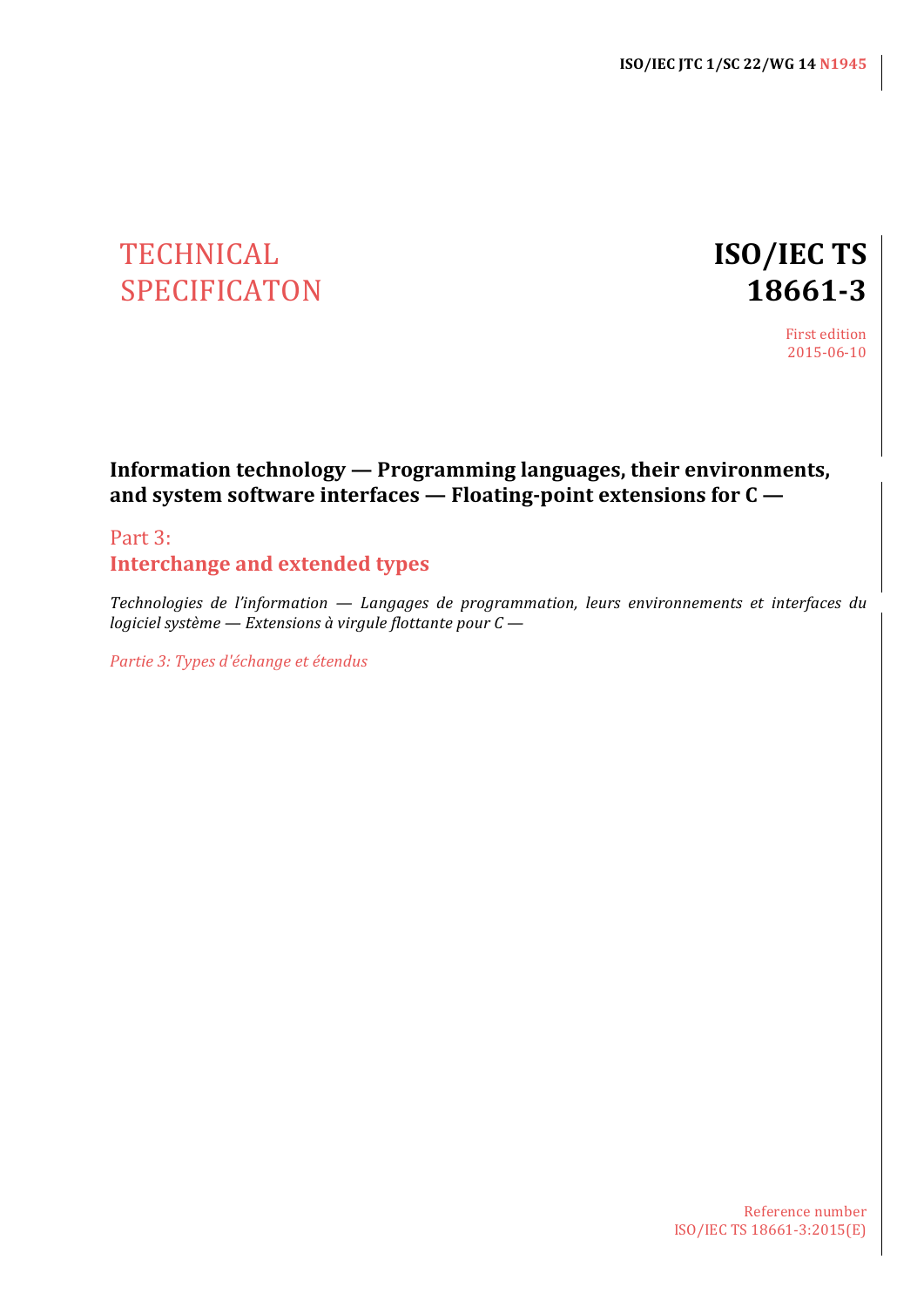**ISO/IEC JTC 1/SC 22/WG 14 N1945**

TECHNICAL SPECIFICATON

# ISO/IEC TS 18661-3

First edition
2015-06-10

**Information technology — Programming languages, their environments, and system software interfaces — Floating-point extensions for C —**

Part 3:
**Interchange and extended types**

*Technologies de l'information — Langages de programmation, leurs environnements et interfaces du logiciel système — Extensions à virgule flottante pour C —*

*Partie 3: Types d'échange et étendus*

Reference number
ISO/IEC TS 18661-3:2015(E)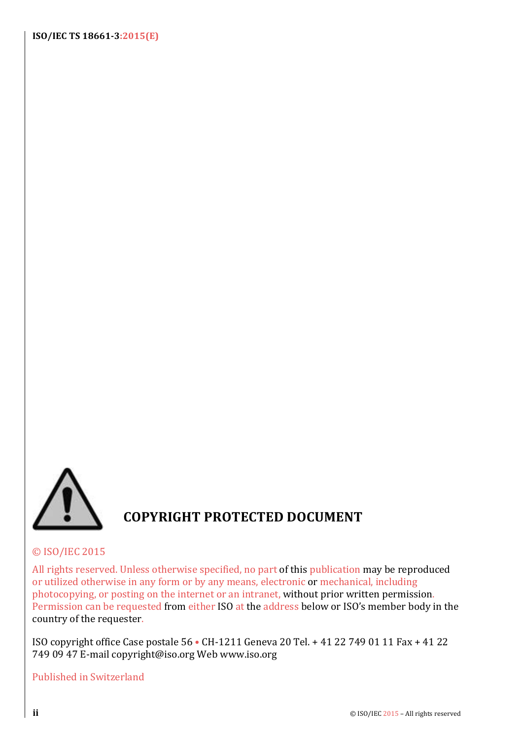**COPYRIGHT PROTECTED DOCUMENT**

© ISO/IEC 2015

All rights reserved. Unless otherwise specified, no part of this publication may be reproduced or utilized otherwise in any form or by any means, electronic or mechanical, including photocopying, or posting on the internet or an intranet, without prior written permission. Permission can be requested from either ISO at the address below or ISO's member body in the country of the requester.

ISO copyright office Case postale 56 • CH-1211 Geneva 20 Tel. + 41 22 749 01 11 Fax + 41 22 749 09 47 E-mail copyright@iso.org Web www.iso.org

Published in Switzerland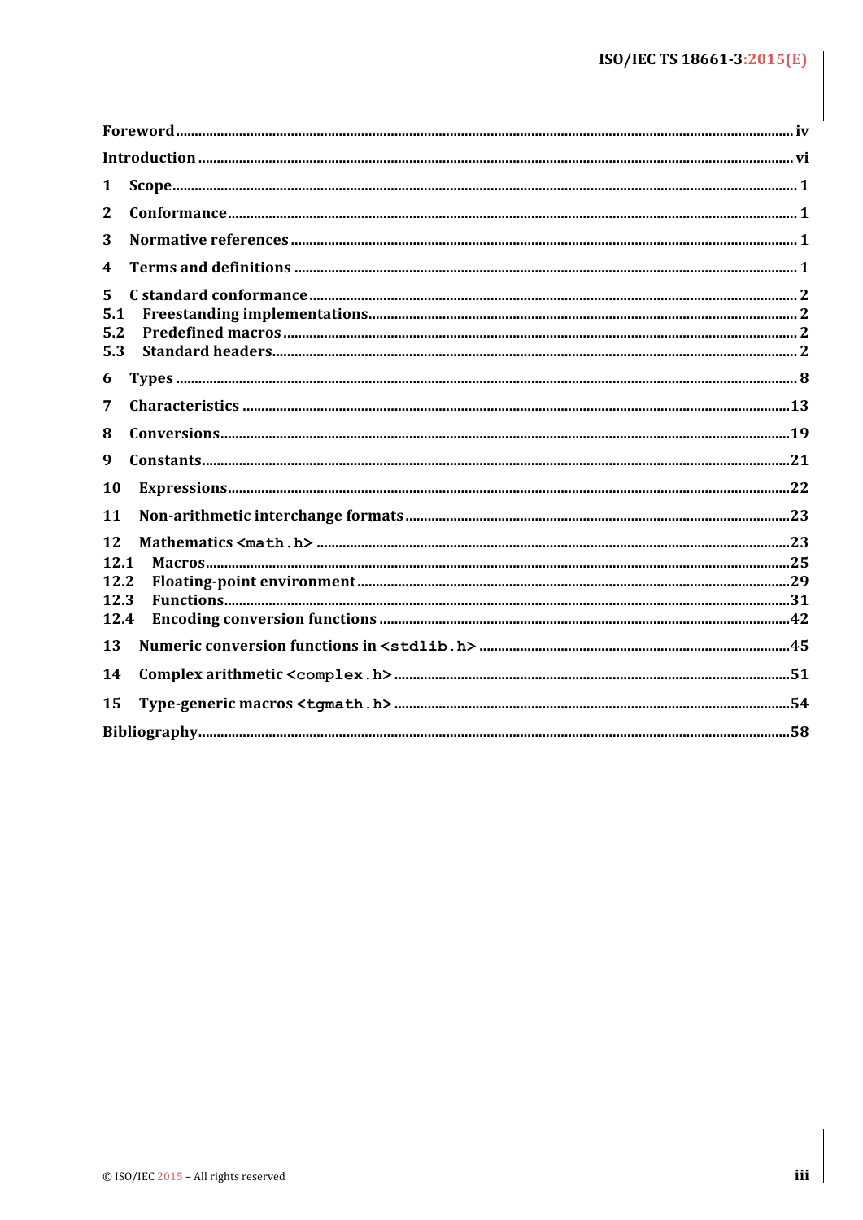Foreword ..... iv

Introduction ..... vi

1 Scope ..... 1

2 Conformance ..... 1

3 Normative references ..... 1

4 Terms and definitions ..... 1

5 C standard conformance ..... 2
5.1 Freestanding implementations ..... 2
5.2 Predefined macros ..... 2
5.3 Standard headers ..... 2

6 Types ..... 8

7 Characteristics ..... 13

8 Conversions ..... 19

9 Constants ..... 21

10 Expressions ..... 22

11 Non-arithmetic interchange formats ..... 23

12 Mathematics `<math.h>` ..... 23
12.1 Macros ..... 25
12.2 Floating-point environment ..... 29
12.3 Functions ..... 31
12.4 Encoding conversion functions ..... 42

13 Numeric conversion functions in `<stdlib.h>` ..... 45

14 Complex arithmetic `<complex.h>` ..... 51

15 Type-generic macros `<tgmath.h>` ..... 54

Bibliography ..... 58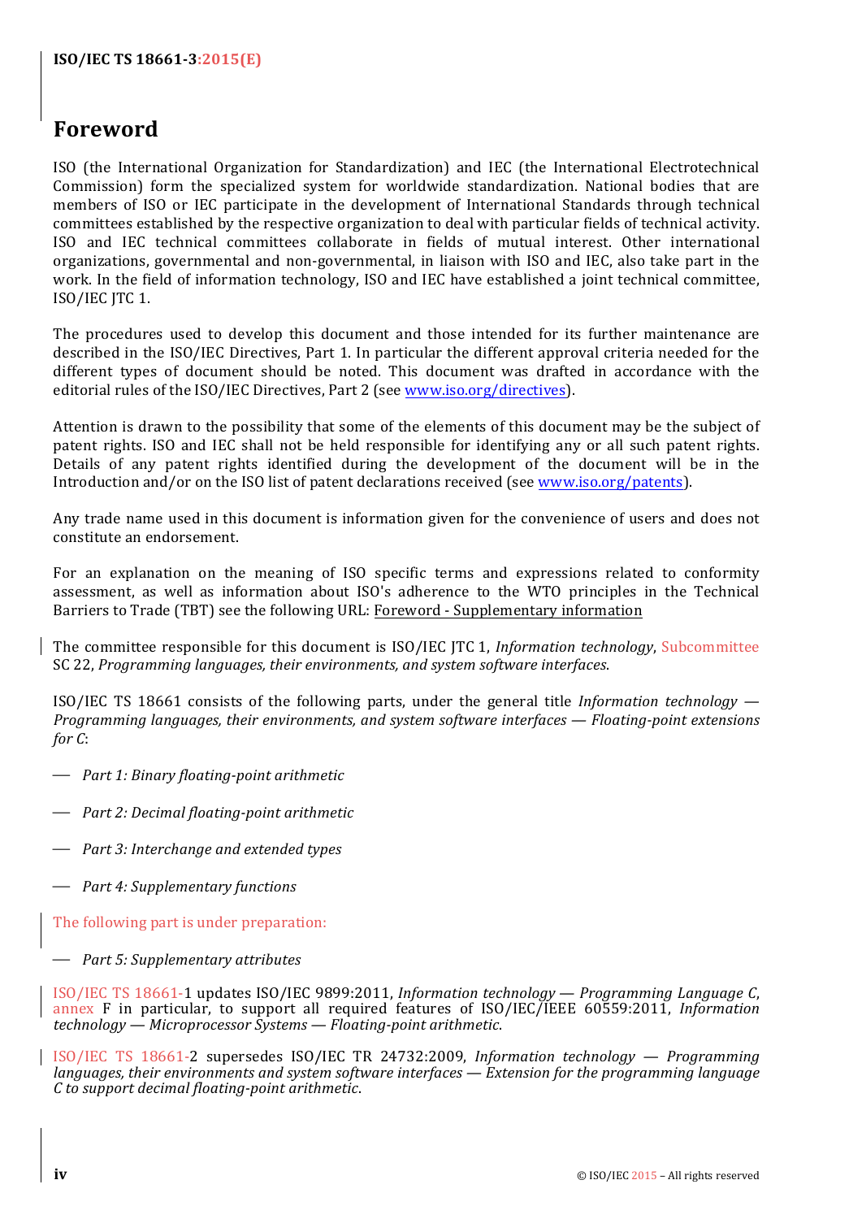# Foreword

ISO (the International Organization for Standardization) and IEC (the International Electrotechnical Commission) form the specialized system for worldwide standardization. National bodies that are members of ISO or IEC participate in the development of International Standards through technical committees established by the respective organization to deal with particular fields of technical activity. ISO and IEC technical committees collaborate in fields of mutual interest. Other international organizations, governmental and non-governmental, in liaison with ISO and IEC, also take part in the work. In the field of information technology, ISO and IEC have established a joint technical committee, ISO/IEC JTC 1.

The procedures used to develop this document and those intended for its further maintenance are described in the ISO/IEC Directives, Part 1. In particular the different approval criteria needed for the different types of document should be noted. This document was drafted in accordance with the editorial rules of the ISO/IEC Directives, Part 2 (see www.iso.org/directives).

Attention is drawn to the possibility that some of the elements of this document may be the subject of patent rights. ISO and IEC shall not be held responsible for identifying any or all such patent rights. Details of any patent rights identified during the development of the document will be in the Introduction and/or on the ISO list of patent declarations received (see www.iso.org/patents).

Any trade name used in this document is information given for the convenience of users and does not constitute an endorsement.

For an explanation on the meaning of ISO specific terms and expressions related to conformity assessment, as well as information about ISO's adherence to the WTO principles in the Technical Barriers to Trade (TBT) see the following URL: Foreword - Supplementary information

The committee responsible for this document is ISO/IEC JTC 1, *Information technology*, Subcommittee SC 22, *Programming languages, their environments, and system software interfaces*.

ISO/IEC TS 18661 consists of the following parts, under the general title *Information technology — Programming languages, their environments, and system software interfaces — Floating-point extensions for C*:

— *Part 1: Binary floating-point arithmetic*

— *Part 2: Decimal floating-point arithmetic*

— *Part 3: Interchange and extended types*

— *Part 4: Supplementary functions*

The following part is under preparation:

— *Part 5: Supplementary attributes*

ISO/IEC TS 18661-1 updates ISO/IEC 9899:2011, *Information technology — Programming Language C*, annex F in particular, to support all required features of ISO/IEC/IEEE 60559:2011, *Information technology — Microprocessor Systems — Floating-point arithmetic*.

ISO/IEC TS 18661-2 supersedes ISO/IEC TR 24732:2009, *Information technology — Programming languages, their environments and system software interfaces — Extension for the programming language C to support decimal floating-point arithmetic*.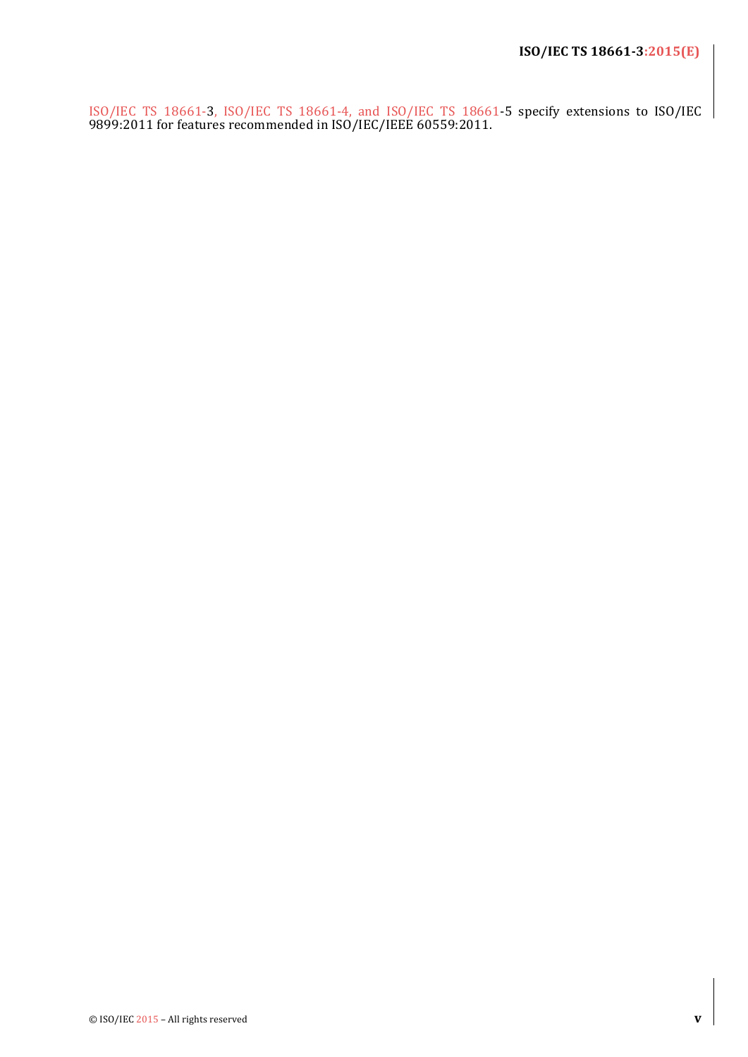ISO/IEC TS 18661-3, ISO/IEC TS 18661-4, and ISO/IEC TS 18661-5 specify extensions to ISO/IEC 9899:2011 for features recommended in ISO/IEC/IEEE 60559:2011.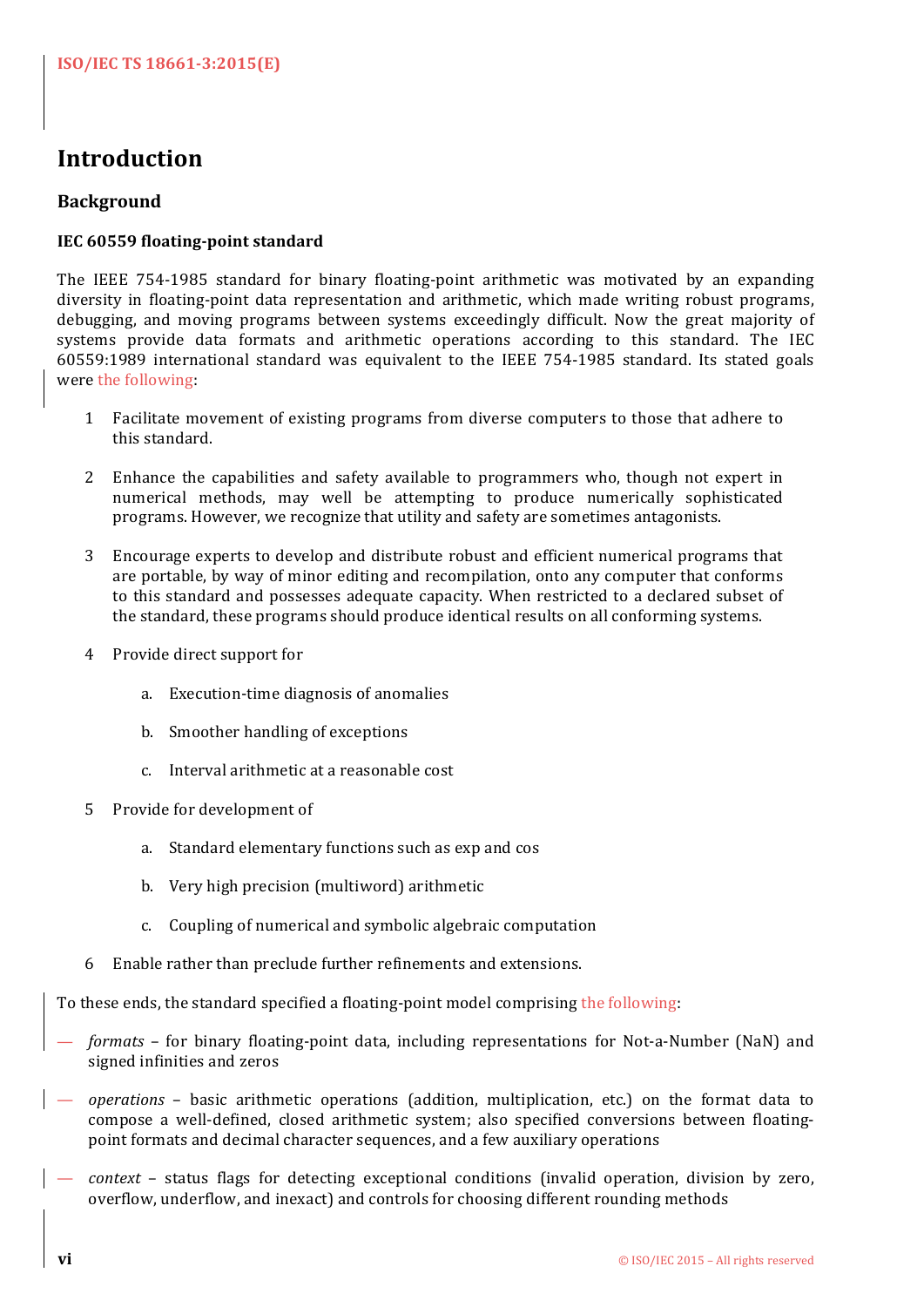# Introduction

## Background

### IEC 60559 floating-point standard

The IEEE 754-1985 standard for binary floating-point arithmetic was motivated by an expanding diversity in floating-point data representation and arithmetic, which made writing robust programs, debugging, and moving programs between systems exceedingly difficult. Now the great majority of systems provide data formats and arithmetic operations according to this standard. The IEC 60559:1989 international standard was equivalent to the IEEE 754-1985 standard. Its stated goals were the following:

1. Facilitate movement of existing programs from diverse computers to those that adhere to this standard.

2. Enhance the capabilities and safety available to programmers who, though not expert in numerical methods, may well be attempting to produce numerically sophisticated programs. However, we recognize that utility and safety are sometimes antagonists.

3. Encourage experts to develop and distribute robust and efficient numerical programs that are portable, by way of minor editing and recompilation, onto any computer that conforms to this standard and possesses adequate capacity. When restricted to a declared subset of the standard, these programs should produce identical results on all conforming systems.

4. Provide direct support for

   a. Execution-time diagnosis of anomalies

   b. Smoother handling of exceptions

   c. Interval arithmetic at a reasonable cost

5. Provide for development of

   a. Standard elementary functions such as exp and cos

   b. Very high precision (multiword) arithmetic

   c. Coupling of numerical and symbolic algebraic computation

6. Enable rather than preclude further refinements and extensions.

To these ends, the standard specified a floating-point model comprising the following:

— *formats* – for binary floating-point data, including representations for Not-a-Number (NaN) and signed infinities and zeros

— *operations* – basic arithmetic operations (addition, multiplication, etc.) on the format data to compose a well-defined, closed arithmetic system; also specified conversions between floating-point formats and decimal character sequences, and a few auxiliary operations

— *context* – status flags for detecting exceptional conditions (invalid operation, division by zero, overflow, underflow, and inexact) and controls for choosing different rounding methods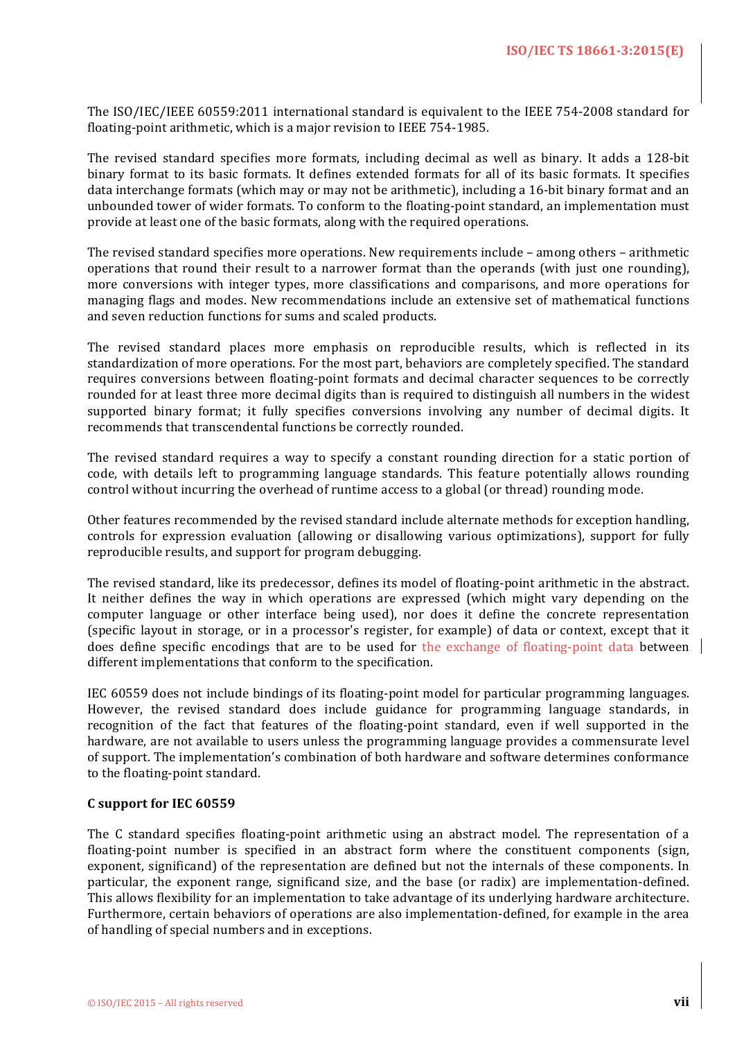The ISO/IEC/IEEE 60559:2011 international standard is equivalent to the IEEE 754-2008 standard for floating-point arithmetic, which is a major revision to IEEE 754-1985.

The revised standard specifies more formats, including decimal as well as binary. It adds a 128-bit binary format to its basic formats. It defines extended formats for all of its basic formats. It specifies data interchange formats (which may or may not be arithmetic), including a 16-bit binary format and an unbounded tower of wider formats. To conform to the floating-point standard, an implementation must provide at least one of the basic formats, along with the required operations.

The revised standard specifies more operations. New requirements include – among others – arithmetic operations that round their result to a narrower format than the operands (with just one rounding), more conversions with integer types, more classifications and comparisons, and more operations for managing flags and modes. New recommendations include an extensive set of mathematical functions and seven reduction functions for sums and scaled products.

The revised standard places more emphasis on reproducible results, which is reflected in its standardization of more operations. For the most part, behaviors are completely specified. The standard requires conversions between floating-point formats and decimal character sequences to be correctly rounded for at least three more decimal digits than is required to distinguish all numbers in the widest supported binary format; it fully specifies conversions involving any number of decimal digits. It recommends that transcendental functions be correctly rounded.

The revised standard requires a way to specify a constant rounding direction for a static portion of code, with details left to programming language standards. This feature potentially allows rounding control without incurring the overhead of runtime access to a global (or thread) rounding mode.

Other features recommended by the revised standard include alternate methods for exception handling, controls for expression evaluation (allowing or disallowing various optimizations), support for fully reproducible results, and support for program debugging.

The revised standard, like its predecessor, defines its model of floating-point arithmetic in the abstract. It neither defines the way in which operations are expressed (which might vary depending on the computer language or other interface being used), nor does it define the concrete representation (specific layout in storage, or in a processor's register, for example) of data or context, except that it does define specific encodings that are to be used for the exchange of floating-point data between different implementations that conform to the specification.

IEC 60559 does not include bindings of its floating-point model for particular programming languages. However, the revised standard does include guidance for programming language standards, in recognition of the fact that features of the floating-point standard, even if well supported in the hardware, are not available to users unless the programming language provides a commensurate level of support. The implementation's combination of both hardware and software determines conformance to the floating-point standard.

**C support for IEC 60559**

The C standard specifies floating-point arithmetic using an abstract model. The representation of a floating-point number is specified in an abstract form where the constituent components (sign, exponent, significand) of the representation are defined but not the internals of these components. In particular, the exponent range, significand size, and the base (or radix) are implementation-defined. This allows flexibility for an implementation to take advantage of its underlying hardware architecture. Furthermore, certain behaviors of operations are also implementation-defined, for example in the area of handling of special numbers and in exceptions.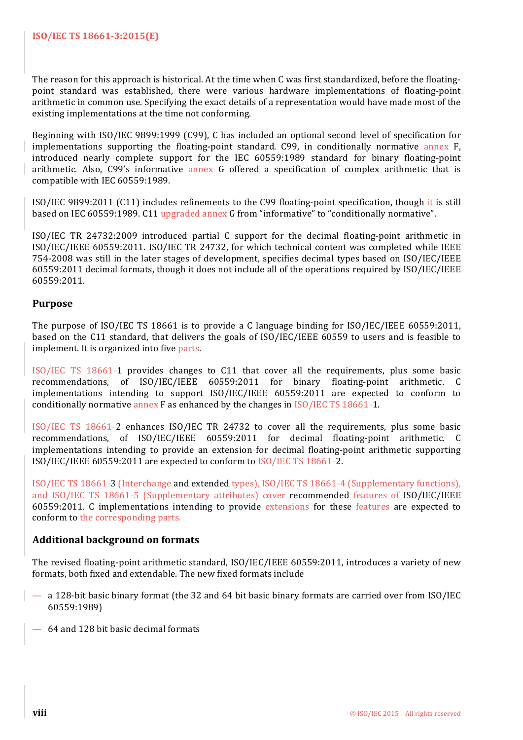The reason for this approach is historical. At the time when C was first standardized, before the floating-point standard was established, there were various hardware implementations of floating-point arithmetic in common use. Specifying the exact details of a representation would have made most of the existing implementations at the time not conforming.

Beginning with ISO/IEC 9899:1999 (C99), C has included an optional second level of specification for implementations supporting the floating-point standard. C99, in conditionally normative annex F, introduced nearly complete support for the IEC 60559:1989 standard for binary floating-point arithmetic. Also, C99's informative annex G offered a specification of complex arithmetic that is compatible with IEC 60559:1989.

ISO/IEC 9899:2011 (C11) includes refinements to the C99 floating-point specification, though it is still based on IEC 60559:1989. C11 upgraded annex G from "informative" to "conditionally normative".

ISO/IEC TR 24732:2009 introduced partial C support for the decimal floating-point arithmetic in ISO/IEC/IEEE 60559:2011. ISO/IEC TR 24732, for which technical content was completed while IEEE 754-2008 was still in the later stages of development, specifies decimal types based on ISO/IEC/IEEE 60559:2011 decimal formats, though it does not include all of the operations required by ISO/IEC/IEEE 60559:2011.

## Purpose

The purpose of ISO/IEC TS 18661 is to provide a C language binding for ISO/IEC/IEEE 60559:2011, based on the C11 standard, that delivers the goals of ISO/IEC/IEEE 60559 to users and is feasible to implement. It is organized into five parts.

ISO/IEC TS 18661-1 provides changes to C11 that cover all the requirements, plus some basic recommendations, of ISO/IEC/IEEE 60559:2011 for binary floating-point arithmetic. C implementations intending to support ISO/IEC/IEEE 60559:2011 are expected to conform to conditionally normative annex F as enhanced by the changes in ISO/IEC TS 18661-1.

ISO/IEC TS 18661-2 enhances ISO/IEC TR 24732 to cover all the requirements, plus some basic recommendations, of ISO/IEC/IEEE 60559:2011 for decimal floating-point arithmetic. C implementations intending to provide an extension for decimal floating-point arithmetic supporting ISO/IEC/IEEE 60559:2011 are expected to conform to ISO/IEC TS 18661-2.

ISO/IEC TS 18661-3 (Interchange and extended types), ISO/IEC TS 18661-4 (Supplementary functions), and ISO/IEC TS 18661-5 (Supplementary attributes) cover recommended features of ISO/IEC/IEEE 60559:2011. C implementations intending to provide extensions for these features are expected to conform to the corresponding parts.

## Additional background on formats

The revised floating-point arithmetic standard, ISO/IEC/IEEE 60559:2011, introduces a variety of new formats, both fixed and extendable. The new fixed formats include

— a 128-bit basic binary format (the 32 and 64 bit basic binary formats are carried over from ISO/IEC 60559:1989)

— 64 and 128 bit basic decimal formats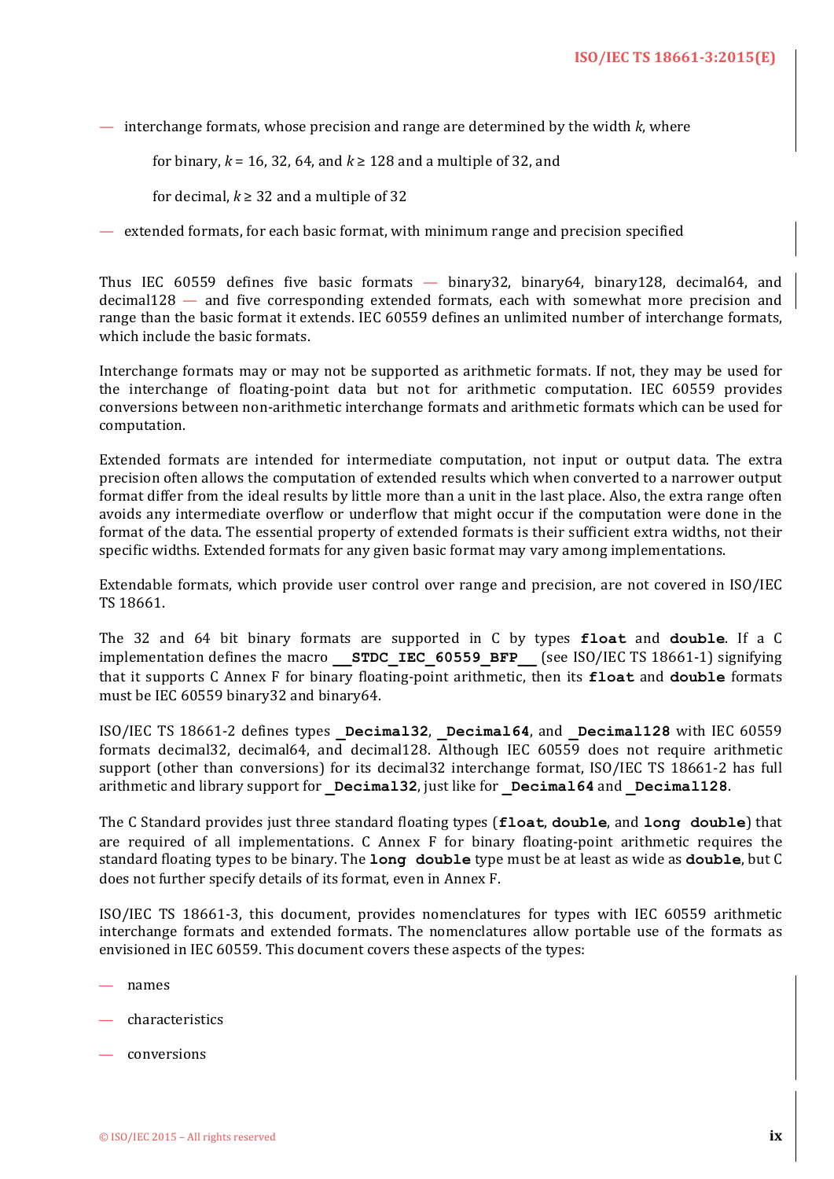— interchange formats, whose precision and range are determined by the width $k$, where

for binary, $k = 16, 32, 64$, and $k \geq 128$ and a multiple of 32, and

for decimal, $k \geq 32$ and a multiple of 32

— extended formats, for each basic format, with minimum range and precision specified

Thus IEC 60559 defines five basic formats — binary32, binary64, binary128, decimal64, and decimal128 — and five corresponding extended formats, each with somewhat more precision and range than the basic format it extends. IEC 60559 defines an unlimited number of interchange formats, which include the basic formats.

Interchange formats may or may not be supported as arithmetic formats. If not, they may be used for the interchange of floating-point data but not for arithmetic computation. IEC 60559 provides conversions between non-arithmetic interchange formats and arithmetic formats which can be used for computation.

Extended formats are intended for intermediate computation, not input or output data. The extra precision often allows the computation of extended results which when converted to a narrower output format differ from the ideal results by little more than a unit in the last place. Also, the extra range often avoids any intermediate overflow or underflow that might occur if the computation were done in the format of the data. The essential property of extended formats is their sufficient extra widths, not their specific widths. Extended formats for any given basic format may vary among implementations.

Extendable formats, which provide user control over range and precision, are not covered in ISO/IEC TS 18661.

The 32 and 64 bit binary formats are supported in C by types **`float`** and **`double`**. If a C implementation defines the macro **`__STDC_IEC_60559_BFP__`** (see ISO/IEC TS 18661-1) signifying that it supports C Annex F for binary floating-point arithmetic, then its **`float`** and **`double`** formats must be IEC 60559 binary32 and binary64.

ISO/IEC TS 18661-2 defines types **`_Decimal32`**, **`_Decimal64`**, and **`_Decimal128`** with IEC 60559 formats decimal32, decimal64, and decimal128. Although IEC 60559 does not require arithmetic support (other than conversions) for its decimal32 interchange format, ISO/IEC TS 18661-2 has full arithmetic and library support for **`_Decimal32`**, just like for **`_Decimal64`** and **`_Decimal128`**.

The C Standard provides just three standard floating types (**`float`**, **`double`**, and **`long double`**) that are required of all implementations. C Annex F for binary floating-point arithmetic requires the standard floating types to be binary. The **`long double`** type must be at least as wide as **`double`**, but C does not further specify details of its format, even in Annex F.

ISO/IEC TS 18661-3, this document, provides nomenclatures for types with IEC 60559 arithmetic interchange formats and extended formats. The nomenclatures allow portable use of the formats as envisioned in IEC 60559. This document covers these aspects of the types:

— names

— characteristics

— conversions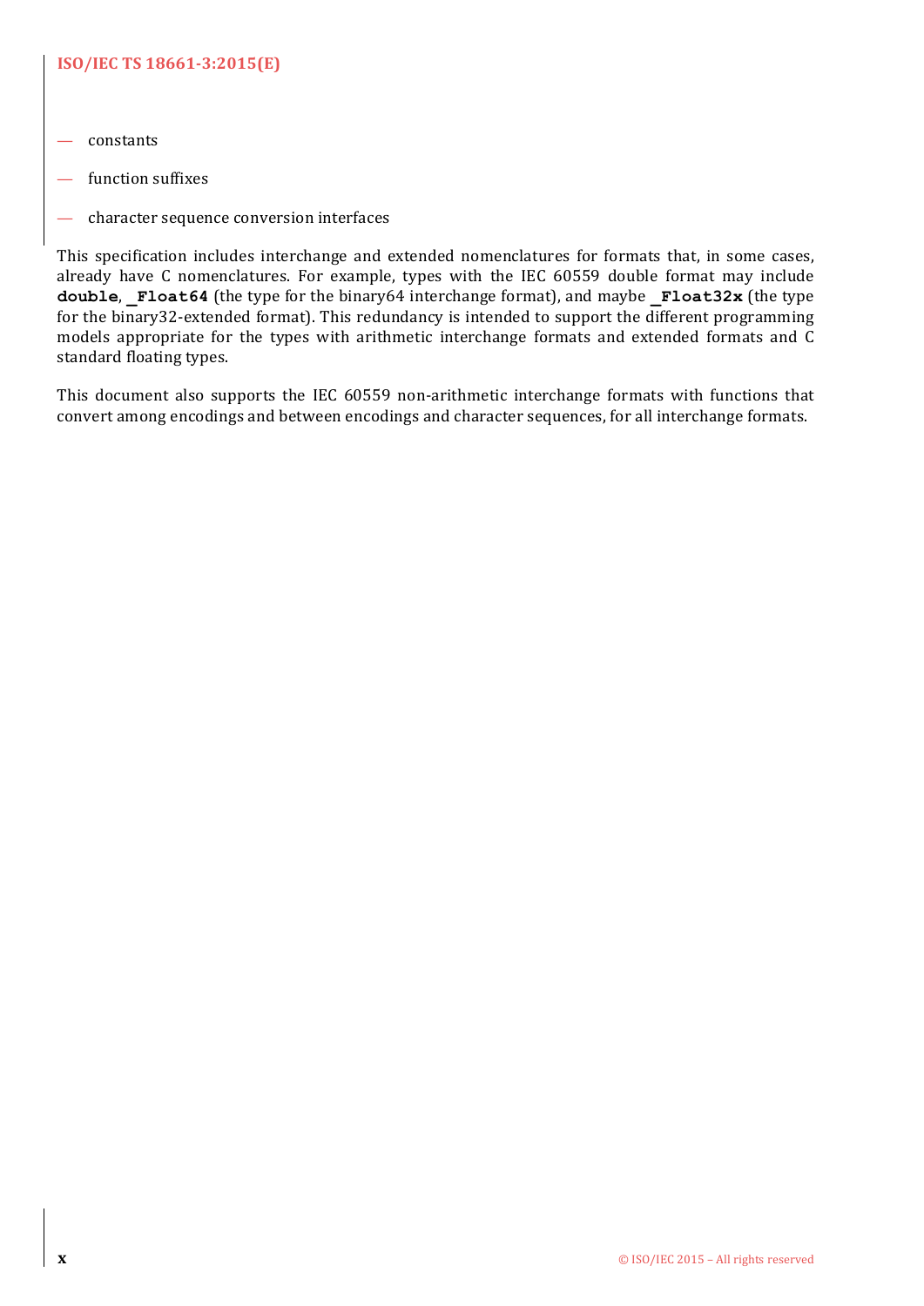- constants
- function suffixes
- character sequence conversion interfaces

This specification includes interchange and extended nomenclatures for formats that, in some cases, already have C nomenclatures. For example, types with the IEC 60559 double format may include **`double`**, **`_Float64`** (the type for the binary64 interchange format), and maybe **`_Float32x`** (the type for the binary32-extended format). This redundancy is intended to support the different programming models appropriate for the types with arithmetic interchange formats and extended formats and C standard floating types.

This document also supports the IEC 60559 non-arithmetic interchange formats with functions that convert among encodings and between encodings and character sequences, for all interchange formats.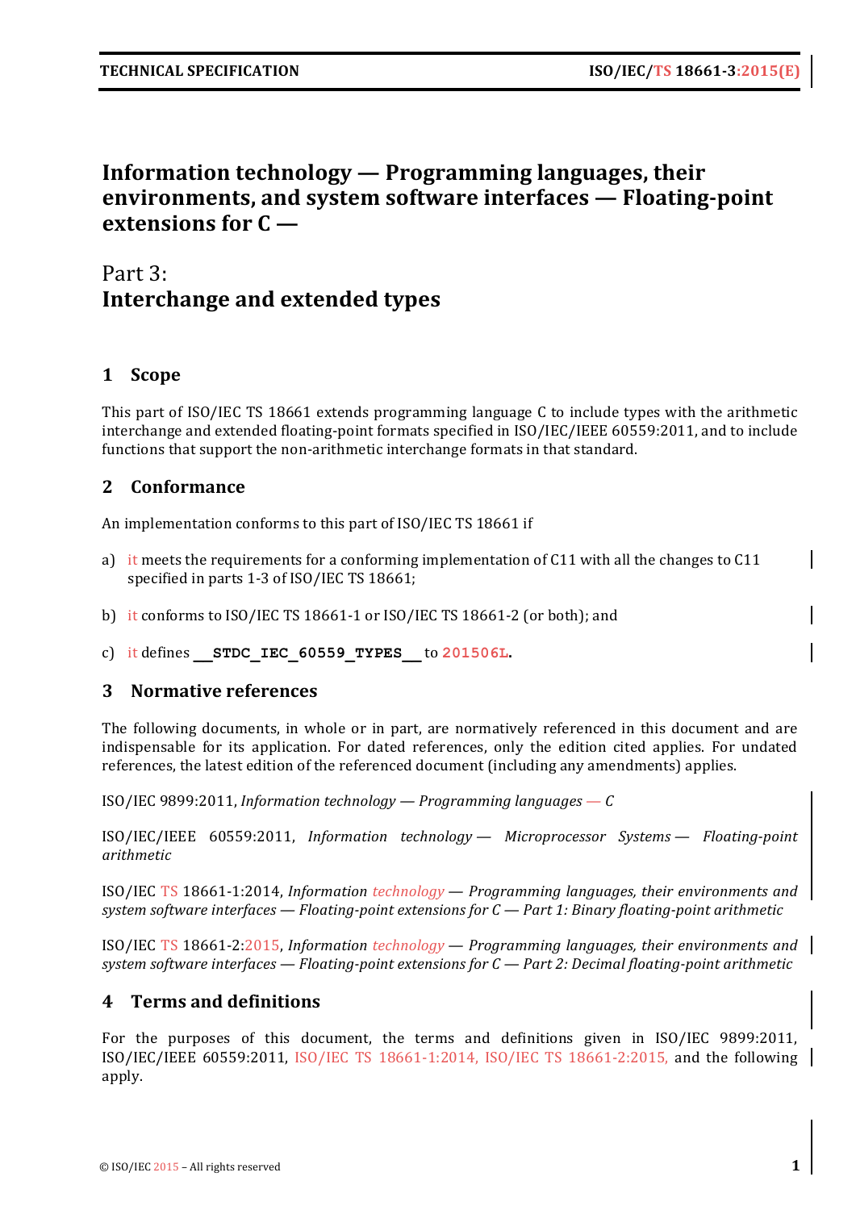# Information technology — Programming languages, their environments, and system software interfaces — Floating-point extensions for C —

## Part 3: Interchange and extended types

## 1 Scope

This part of ISO/IEC TS 18661 extends programming language C to include types with the arithmetic interchange and extended floating-point formats specified in ISO/IEC/IEEE 60559:2011, and to include functions that support the non-arithmetic interchange formats in that standard.

## 2 Conformance

An implementation conforms to this part of ISO/IEC TS 18661 if

a) it meets the requirements for a conforming implementation of C11 with all the changes to C11 specified in parts 1-3 of ISO/IEC TS 18661;

b) it conforms to ISO/IEC TS 18661-1 or ISO/IEC TS 18661-2 (or both); and

c) it defines **`__STDC_IEC_60559_TYPES__`** to **`201506L`**.

## 3 Normative references

The following documents, in whole or in part, are normatively referenced in this document and are indispensable for its application. For dated references, only the edition cited applies. For undated references, the latest edition of the referenced document (including any amendments) applies.

ISO/IEC 9899:2011, *Information technology — Programming languages — C*

ISO/IEC/IEEE 60559:2011, *Information technology — Microprocessor Systems — Floating-point arithmetic*

ISO/IEC TS 18661-1:2014, *Information technology — Programming languages, their environments and system software interfaces — Floating-point extensions for C — Part 1: Binary floating-point arithmetic*

ISO/IEC TS 18661-2:2015, *Information technology — Programming languages, their environments and system software interfaces — Floating-point extensions for C — Part 2: Decimal floating-point arithmetic*

## 4 Terms and definitions

For the purposes of this document, the terms and definitions given in ISO/IEC 9899:2011, ISO/IEC/IEEE 60559:2011, ISO/IEC TS 18661-1:2014, ISO/IEC TS 18661-2:2015, and the following apply.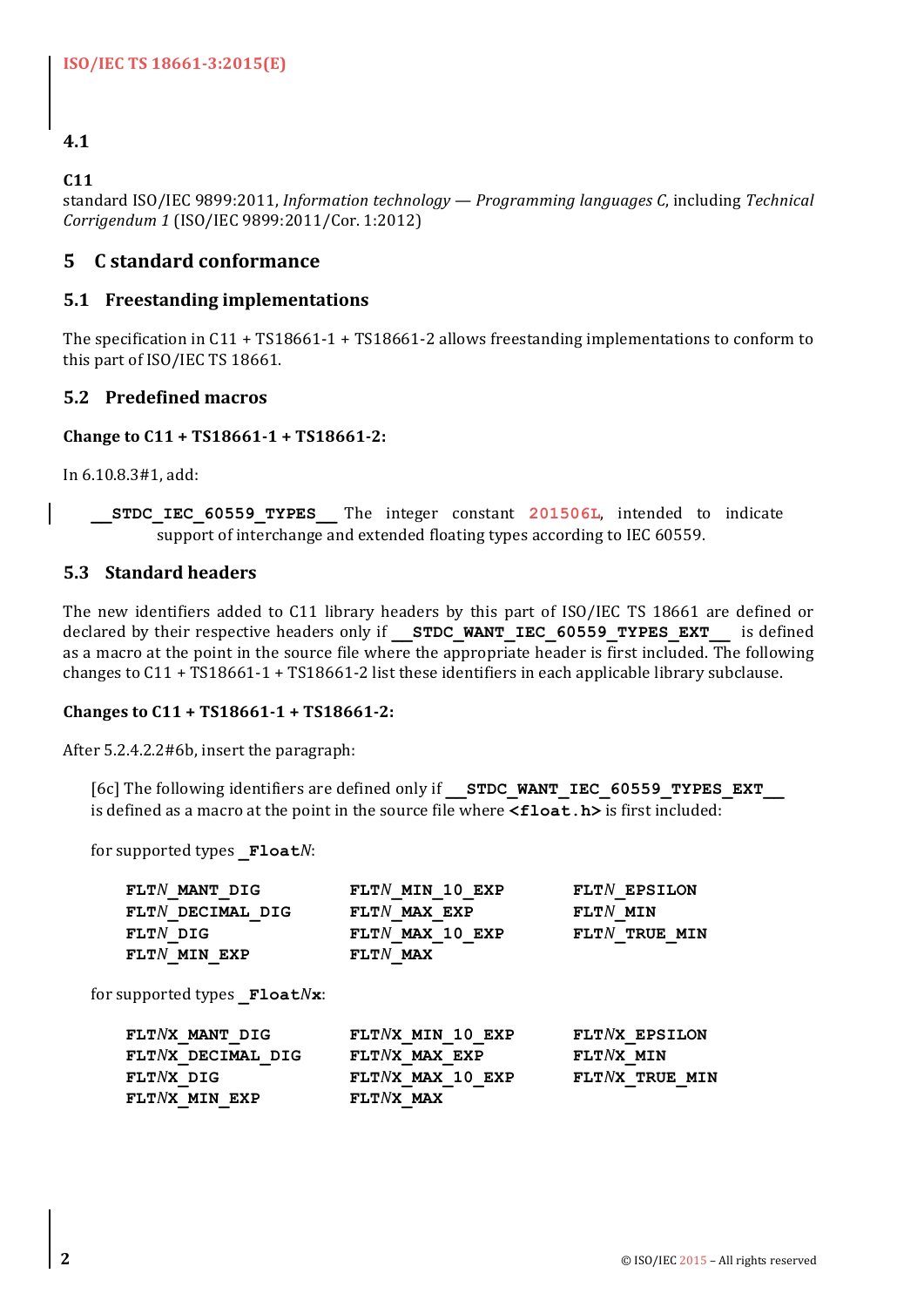### 4.1

**C11**
standard ISO/IEC 9899:2011, *Information technology — Programming languages C*, including *Technical Corrigendum 1* (ISO/IEC 9899:2011/Cor. 1:2012)

## 5 C standard conformance

### 5.1 Freestanding implementations

The specification in C11 + TS18661-1 + TS18661-2 allows freestanding implementations to conform to this part of ISO/IEC TS 18661.

### 5.2 Predefined macros

**Change to C11 + TS18661-1 + TS18661-2:**

In 6.10.8.3#1, add:

> **`__STDC_IEC_60559_TYPES__`** The integer constant `201506L`, intended to indicate support of interchange and extended floating types according to IEC 60559.

### 5.3 Standard headers

The new identifiers added to C11 library headers by this part of ISO/IEC TS 18661 are defined or declared by their respective headers only if **`__STDC_WANT_IEC_60559_TYPES_EXT__`** is defined as a macro at the point in the source file where the appropriate header is first included. The following changes to C11 + TS18661-1 + TS18661-2 list these identifiers in each applicable library subclause.

**Changes to C11 + TS18661-1 + TS18661-2:**

After 5.2.4.2.2#6b, insert the paragraph:

> [6c] The following identifiers are defined only if **`__STDC_WANT_IEC_60559_TYPES_EXT__`** is defined as a macro at the point in the source file where **`<float.h>`** is first included:
>
> for supported types **`_Float`***N*:
>
> | | | |
> |---|---|---|
> | **FLT*N*_MANT_DIG** | **FLT*N*_MIN_10_EXP** | **FLT*N*_EPSILON** |
> | **FLT*N*_DECIMAL_DIG** | **FLT*N*_MAX_EXP** | **FLT*N*_MIN** |
> | **FLT*N*_DIG** | **FLT*N*_MAX_10_EXP** | **FLT*N*_TRUE_MIN** |
> | **FLT*N*_MIN_EXP** | **FLT*N*_MAX** | |
>
> for supported types **`_Float`*****N*****`x`**:
>
> | | | |
> |---|---|---|
> | **FLT*N*X_MANT_DIG** | **FLT*N*X_MIN_10_EXP** | **FLT*N*X_EPSILON** |
> | **FLT*N*X_DECIMAL_DIG** | **FLT*N*X_MAX_EXP** | **FLT*N*X_MIN** |
> | **FLT*N*X_DIG** | **FLT*N*X_MAX_10_EXP** | **FLT*N*X_TRUE_MIN** |
> | **FLT*N*X_MIN_EXP** | **FLT*N*X_MAX** | |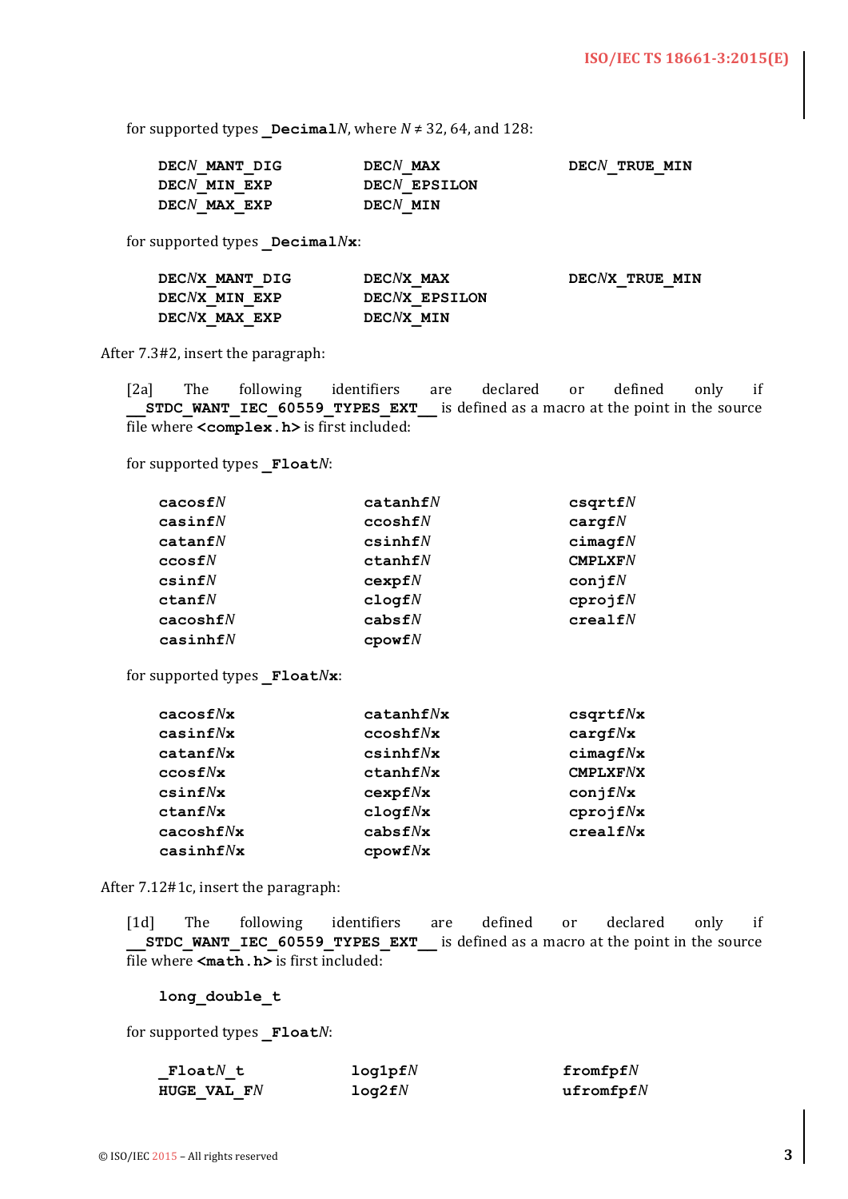for supported types **_Decimal***N*, where *N* ≠ 32, 64, and 128:

| | | |
|---|---|---|
| **DEC***N***_MANT_DIG** | **DEC***N***_MAX** | **DEC***N***_TRUE_MIN** |
| **DEC***N***_MIN_EXP** | **DEC***N***_EPSILON** | |
| **DEC***N***_MAX_EXP** | **DEC***N***_MIN** | |

for supported types **_Decimal***N***x**:

| | | |
|---|---|---|
| **DEC***N***X_MANT_DIG** | **DEC***N***X_MAX** | **DEC***N***X_TRUE_MIN** |
| **DEC***N***X_MIN_EXP** | **DEC***N***X_EPSILON** | |
| **DEC***N***X_MAX_EXP** | **DEC***N***X_MIN** | |

After 7.3#2, insert the paragraph:

[2a] The following identifiers are declared or defined only if **__STDC_WANT_IEC_60559_TYPES_EXT__** is defined as a macro at the point in the source file where **<complex.h>** is first included:

for supported types **_Float***N*:

| | | |
|---|---|---|
| **cacosf***N* | **catanhf***N* | **csqrtf***N* |
| **casinf***N* | **ccoshf***N* | **cargf***N* |
| **catanf***N* | **csinhf***N* | **cimagf***N* |
| **ccosf***N* | **ctanhf***N* | **CMPLXF***N* |
| **csinf***N* | **cexpf***N* | **conjf***N* |
| **ctanf***N* | **clogf***N* | **cprojf***N* |
| **cacoshf***N* | **cabsf***N* | **crealf***N* |
| **casinhf***N* | **cpowf***N* | |

for supported types **_Float***N***x**:

| | | |
|---|---|---|
| **cacosf***N***x** | **catanhf***N***x** | **csqrtf***N***x** |
| **casinf***N***x** | **ccoshf***N***x** | **cargf***N***x** |
| **catanf***N***x** | **csinhf***N***x** | **cimagf***N***x** |
| **ccosf***N***x** | **ctanhf***N***x** | **CMPLXF***N***X** |
| **csinf***N***x** | **cexpf***N***x** | **conjf***N***x** |
| **ctanf***N***x** | **clogf***N***x** | **cprojf***N***x** |
| **cacoshf***N***x** | **cabsf***N***x** | **crealf***N***x** |
| **casinhf***N***x** | **cpowf***N***x** | |

After 7.12#1c, insert the paragraph:

[1d] The following identifiers are defined or declared only if **__STDC_WANT_IEC_60559_TYPES_EXT__** is defined as a macro at the point in the source file where **<math.h>** is first included:

**long_double_t**

for supported types **_Float***N*:

| | | |
|---|---|---|
| **_Float***N***_t** | **log1pf***N* | **fromfpf***N* |
| **HUGE_VAL_F***N* | **log2f***N* | **ufromfpf***N* |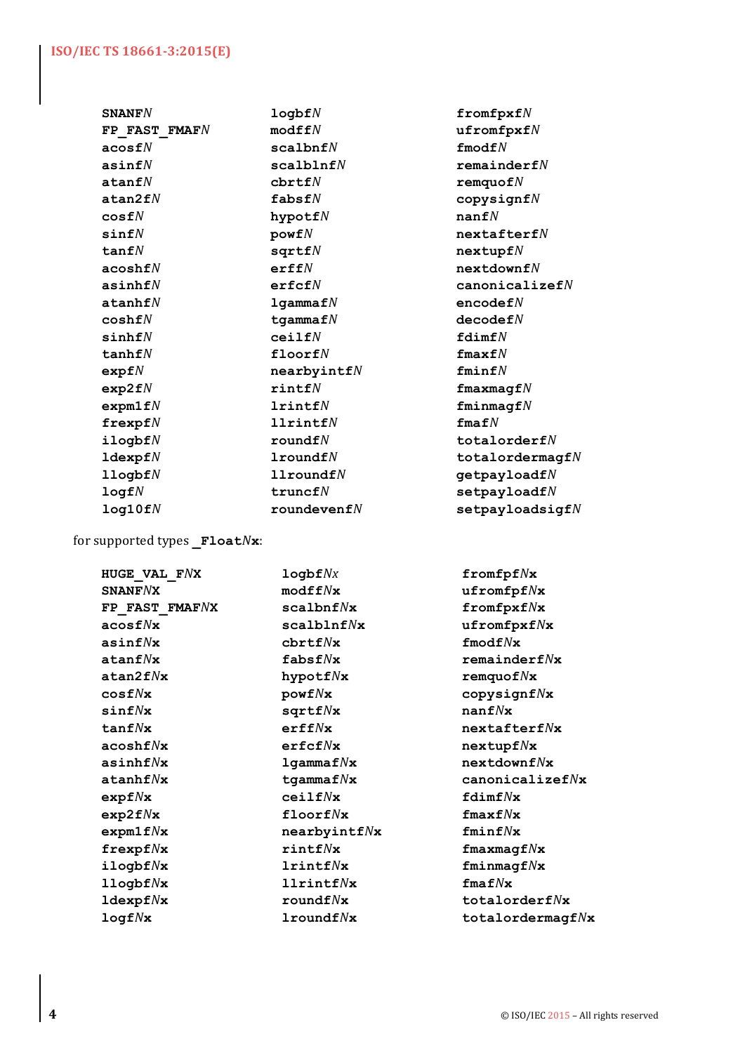**SNANF*N***
**FP_FAST_FMAF*N***
**acosf*N***
**asinf*N***
**atanf*N***
**atan2f*N***
**cosf*N***
**sinf*N***
**tanf*N***
**acoshf*N***
**asinhf*N***
**atanhf*N***
**coshf*N***
**sinhf*N***
**tanhf*N***
**expf*N***
**exp2f*N***
**expm1f*N***
**frexpf*N***
**ilogbf*N***
**ldexpf*N***
**llogbf*N***
**logf*N***
**log10f*N***
**logbf*N***
**modff*N***
**scalbnf*N***
**scalblnf*N***
**cbrtf*N***
**fabsf*N***
**hypotf*N***
**powf*N***
**sqrtf*N***
**erff*N***
**erfcf*N***
**lgammaf*N***
**tgammaf*N***
**ceilf*N***
**floorf*N***
**nearbyintf*N***
**rintf*N***
**lrintf*N***
**llrintf*N***
**roundf*N***
**lroundf*N***
**llroundf*N***
**truncf*N***
**roundevenf*N***
**fromfpxf*N***
**ufromfpxf*N***
**fmodf*N***
**remainderf*N***
**remquof*N***
**copysignf*N***
**nanf*N***
**nextafterf*N***
**nextupf*N***
**nextdownf*N***
**canonicalizef*N***
**encodef*N***
**decodef*N***
**fdimf*N***
**fmaxf*N***
**fminf*N***
**fmaxmagf*N***
**fminmagf*N***
**fmaf*N***
**totalorderf*N***
**totalordermagf*N***
**getpayloadf*N***
**setpayloadf*N***
**setpayloadsigf*N***

for supported types **_Float*N*x**:

**HUGE_VAL_F*N*X**
**SNANF*N*X**
**FP_FAST_FMAF*N*X**
**acosf*N*x**
**asinf*N*x**
**atanf*N*x**
**atan2f*N*x**
**cosf*N*x**
**sinf*N*x**
**tanf*N*x**
**acoshf*N*x**
**asinhf*N*x**
**atanhf*N*x**
**expf*N*x**
**exp2f*N*x**
**expm1f*N*x**
**frexpf*N*x**
**ilogbf*N*x**
**llogbf*N*x**
**ldexpf*N*x**
**logf*N*x**
**logbf*N*x**
**modff*N*x**
**scalbnf*N*x**
**scalblnf*N*x**
**cbrtf*N*x**
**fabsf*N*x**
**hypotf*N*x**
**powf*N*x**
**sqrtf*N*x**
**erff*N*x**
**erfcf*N*x**
**lgammaf*N*x**
**tgammaf*N*x**
**ceilf*N*x**
**floorf*N*x**
**nearbyintf*N*x**
**rintf*N*x**
**lrintf*N*x**
**llrintf*N*x**
**roundf*N*x**
**lroundf*N*x**
**fromfpf*N*x**
**ufromfpf*N*x**
**fromfpxf*N*x**
**ufromfpxf*N*x**
**fmodf*N*x**
**remainderf*N*x**
**remquof*N*x**
**copysignf*N*x**
**nanf*N*x**
**nextafterf*N*x**
**nextupf*N*x**
**nextdownf*N*x**
**canonicalizef*N*x**
**fdimf*N*x**
**fmaxf*N*x**
**fminf*N*x**
**fmaxmagf*N*x**
**fminmagf*N*x**
**fmaf*N*x**
**totalorderf*N*x**
**totalordermagf*N*x**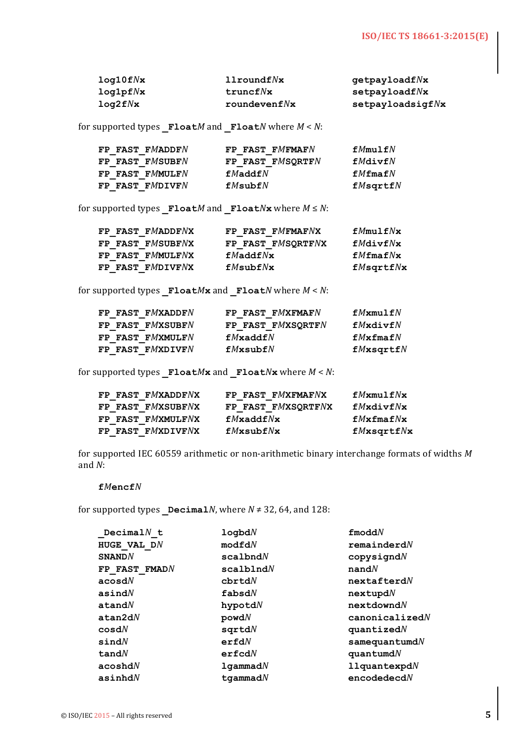```
log10fNx              llroundfNx            getpayloadfNx
log1pfNx              truncfNx              setpayloadfNx
log2fNx               roundevenfNx          setpayloadsigfNx
```

for supported types `_FloatM` and `_FloatN` where *M* < *N*:

```
FP_FAST_FMADDFN       FP_FAST_FMFMAFN       fMmulfN
FP_FAST_FMSUBFN       FP_FAST_FMSQRTFN      fMdivfN
FP_FAST_FMMULFN       fMaddfN               fMfmafN
FP_FAST_FMDIVFN       fMsubfN               fMsqrtfN
```

for supported types `_FloatM` and `_FloatNx` where *M* ≤ *N*:

```
FP_FAST_FMADDFNX      FP_FAST_FMFMAFNX      fMmulfNx
FP_FAST_FMSUBFNX      FP_FAST_FMSQRTFNX     fMdivfNx
FP_FAST_FMMULFNX      fMaddfNx              fMfmafNx
FP_FAST_FMDIVFNX      fMsubfNx              fMsqrtfNx
```

for supported types `_FloatMx` and `_FloatN` where *M* < *N*:

```
FP_FAST_FMXADDFN      FP_FAST_FMXFMAFN      fMxmulfN
FP_FAST_FMXSUBFN      FP_FAST_FMXSQRTFN     fMxdivfN
FP_FAST_FMXMULFN      fMxaddfN              fMxfmafN
FP_FAST_FMXDIVFN      fMxsubfN              fMxsqrtfN
```

for supported types `_FloatMx` and `_FloatNx` where *M* < *N*:

```
FP_FAST_FMXADDFNX     FP_FAST_FMXFMAFNX     fMxmulfNx
FP_FAST_FMXSUBFNX     FP_FAST_FMXSQRTFNX    fMxdivfNx
FP_FAST_FMXMULFNX     fMxaddfNx             fMxfmafNx
FP_FAST_FMXDIVFNX     fMxsubfNx             fMxsqrtfNx
```

for supported IEC 60559 arithmetic or non-arithmetic binary interchange formats of widths *M* and *N*:

```
fMencfN
```

for supported types `_DecimalN`, where *N* ≠ 32, 64, and 128:

```
_DecimalN_t           logbdN                fmoddN
HUGE_VAL_DN           modfdN                remainderdN
SNANDN                scalbndN              copysigndN
FP_FAST_FMADN         scalblndN             nandN
acosdN                cbrtdN                nextafterdN
asindN                fabsdN                nextupdN
atandN                hypotdN               nextdowndN
atan2dN               powdN                 canonicalizedN
cosdN                 sqrtdN                quantizedN
sindN                 erfdN                 samequantumdN
tandN                 erfcdN                quantumdN
acoshdN               lgammadN              llquantexpdN
asinhdN               tgammadN              encodedecdN
```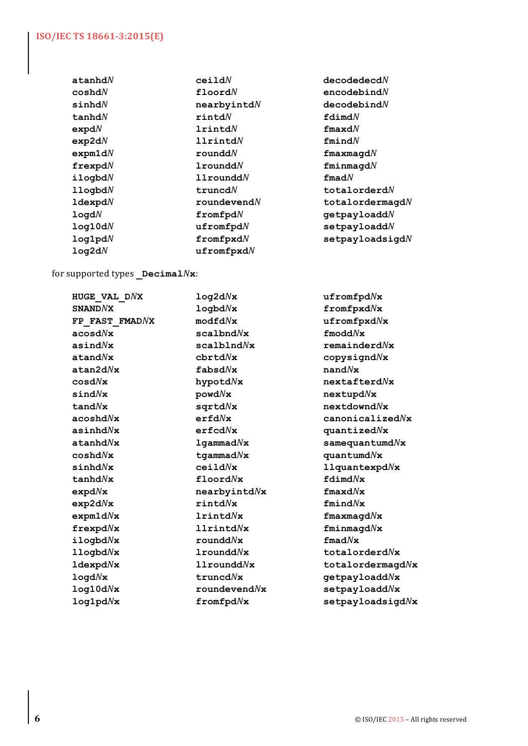```
atanhdN          ceildN             decodedecdN
coshdN           floordN            encodebindN
sinhdN           nearbyintdN        decodebindN
tanhdN           rintdN             fdimdN
expdN            lrintdN            fmaxdN
exp2dN           llrintdN           fmindN
expm1dN          rounddN            fmaxmagdN
frexpdN          lrounddN           fminmagdN
ilogbdN          llrounddN          fmadN
llogbdN          truncdN            totalorderdN
ldexpdN          roundevendN        totalordermagdN
logdN            fromfpdN           getpayloaddN
log10dN          ufromfpdN          setpayloaddN
log1pdN          fromfpxdN          setpayloadsigdN
log2dN           ufromfpxdN
```

for supported types **_DecimalNx**:

```
HUGE_VAL_DNX     log2dNx            ufromfpdNx
SNANDNX          logbdNx            fromfpxdNx
FP_FAST_FMADNX   modfdNx            ufromfpxdNx
acosdNx          scalbndNx          fmoddNx
asindNx          scalblndNx         remainderdNx
atandNx          cbrtdNx            copysigndNx
atan2dNx         fabsdNx            nandNx
cosdNx           hypotdNx           nextafterdNx
sindNx           powdNx             nextupdNx
tandNx           sqrtdNx            nextdowndNx
acoshdNx         erfdNx             canonicalizedNx
asinhdNx         erfcdNx            quantizedNx
atanhdNx         lgammadNx          samequantumdNx
coshdNx          tgammadNx          quantumdNx
sinhdNx          ceildNx            llquantexpdNx
tanhdNx          floordNx           fdimdNx
expdNx           nearbyintdNx       fmaxdNx
exp2dNx          rintdNx            fmindNx
expm1dNx         lrintdNx           fmaxmagdNx
frexpdNx         llrintdNx          fminmagdNx
ilogbdNx         rounddNx           fmadNx
llogbdNx         lrounddNx          totalorderdNx
ldexpdNx         llrounddNx         totalordermagdNx
logdNx           truncdNx           getpayloaddNx
log10dNx         roundevendNx       setpayloaddNx
log1pdNx         fromfpdNx          setpayloadsigdNx
```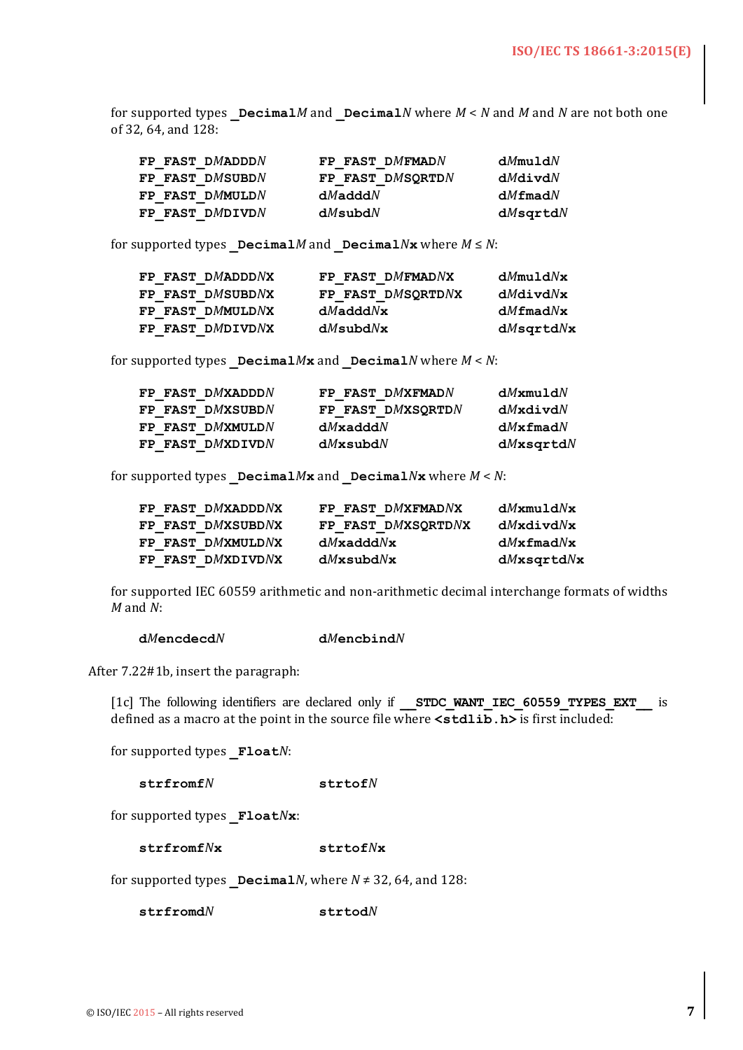for supported types **_Decimal***M* and **_Decimal***N* where *M* < *N* and *M* and *N* are not both one of 32, 64, and 128:

| | | |
|---|---|---|
| **FP_FAST_D***M***ADD***N* | **FP_FAST_D***M***FMAD***N* | **d***M***muld***N* |
| **FP_FAST_D***M***SUBD***N* | **FP_FAST_D***M***SQRTD***N* | **d***M***divd***N* |
| **FP_FAST_D***M***MULD***N* | **d***M***addd***N* | **d***M***fmad***N* |
| **FP_FAST_D***M***DIVD***N* | **d***M***subd***N* | **d***M***sqrtd***N* |

for supported types **_Decimal***M* and **_Decimal***N***x** where *M* ≤ *N*:

| | | |
|---|---|---|
| **FP_FAST_D***M***ADDD***N***X** | **FP_FAST_D***M***FMAD***N***X** | **d***M***muld***N***x** |
| **FP_FAST_D***M***SUBD***N***X** | **FP_FAST_D***M***SQRTD***N***X** | **d***M***divd***N***x** |
| **FP_FAST_D***M***MULD***N***X** | **d***M***addd***N***x** | **d***M***fmad***N***x** |
| **FP_FAST_D***M***DIVD***N***X** | **d***M***subd***N***x** | **d***M***sqrtd***N***x** |

for supported types **_Decimal***M***x** and **_Decimal***N* where *M* < *N*:

| | | |
|---|---|---|
| **FP_FAST_D***M***XADDD***N* | **FP_FAST_D***M***XFMAD***N* | **d***M***xmuld***N* |
| **FP_FAST_D***M***XSUBD***N* | **FP_FAST_D***M***XSQRTD***N* | **d***M***xdivd***N* |
| **FP_FAST_D***M***XMULD***N* | **d***M***xaddd***N* | **d***M***xfmad***N* |
| **FP_FAST_D***M***XDIVD***N* | **d***M***xsubd***N* | **d***M***xsqrtd***N* |

for supported types **_Decimal***M***x** and **_Decimal***N***x** where *M* < *N*:

| | | |
|---|---|---|
| **FP_FAST_D***M***XADDD***N***X** | **FP_FAST_D***M***XFMAD***N***X** | **d***M***xmuld***N***x** |
| **FP_FAST_D***M***XSUBD***N***X** | **FP_FAST_D***M***XSQRTD***N***X** | **d***M***xdivd***N***x** |
| **FP_FAST_D***M***XMULD***N***X** | **d***M***xaddd***N***x** | **d***M***xfmad***N***x** |
| **FP_FAST_D***M***XDIVD***N***X** | **d***M***xsubd***N***x** | **d***M***xsqrtd***N***x** |

for supported IEC 60559 arithmetic and non-arithmetic decimal interchange formats of widths *M* and *N*:

| | |
|---|---|
| **d***M***encdecd***N* | **d***M***encbind***N* |

After 7.22#1b, insert the paragraph:

[1c] The following identifiers are declared only if **__STDC_WANT_IEC_60559_TYPES_EXT__** is defined as a macro at the point in the source file where **<stdlib.h>** is first included:

for supported types **_Float***N*:

| | |
|---|---|
| **strfromf***N* | **strtof***N* |

for supported types **_Float***N***x**:

| | |
|---|---|
| **strfromf***N***x** | **strtof***N***x** |

for supported types **_Decimal***N*, where *N* ≠ 32, 64, and 128:

| | |
|---|---|
| **strfromd***N* | **strtod***N* |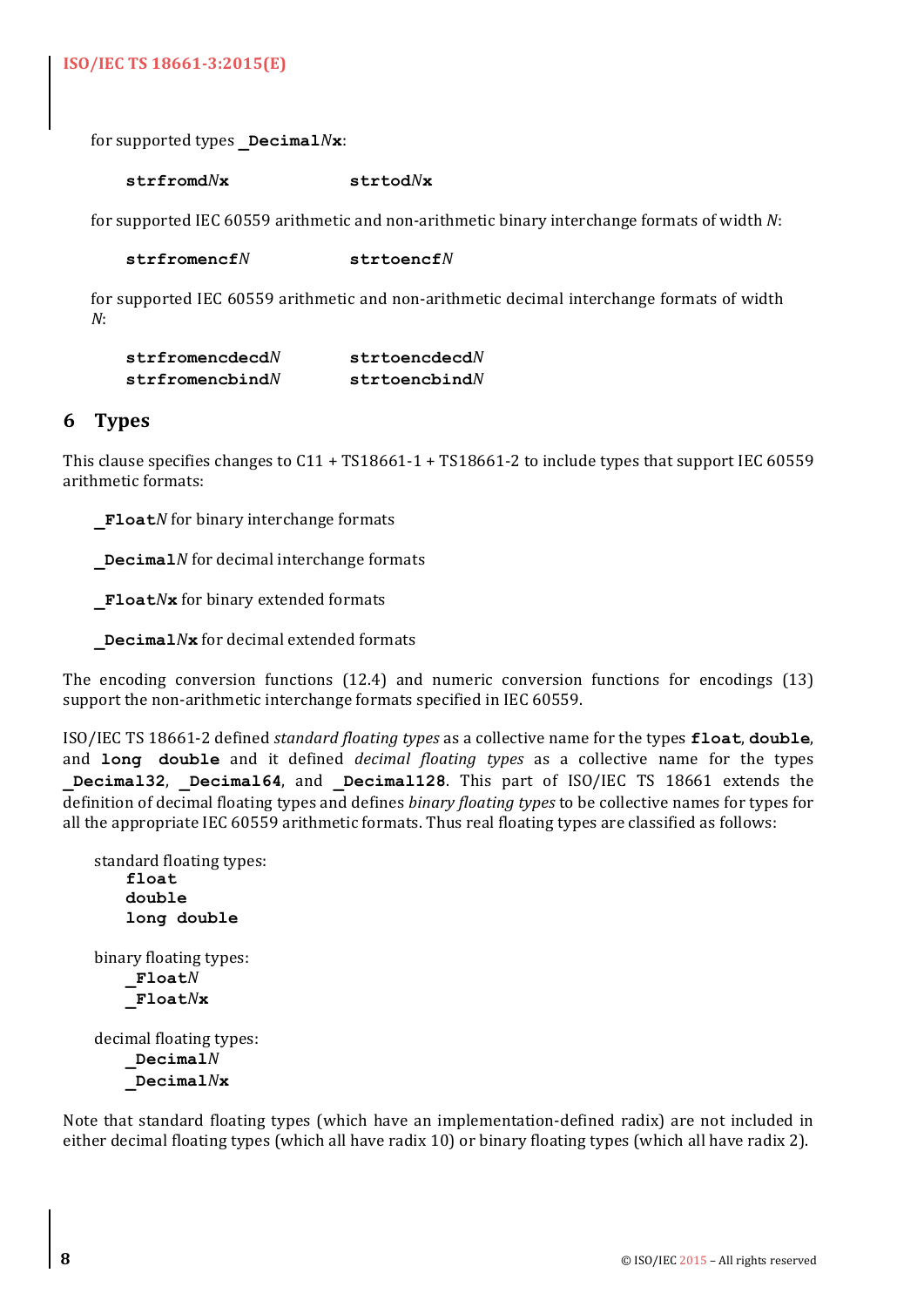for supported types **_Decimal*N*x**:

**strfromd*N*x** **strtod*N*x**

for supported IEC 60559 arithmetic and non-arithmetic binary interchange formats of width *N*:

**strfromencf*N*** **strtoencf*N***

for supported IEC 60559 arithmetic and non-arithmetic decimal interchange formats of width *N*:

**strfromencdecd*N*** **strtoencdecd*N***
**strfromencbind*N*** **strtoencbind*N***

# 6 Types

This clause specifies changes to C11 + TS18661-1 + TS18661-2 to include types that support IEC 60559 arithmetic formats:

**_Float*N*** for binary interchange formats

**_Decimal*N*** for decimal interchange formats

**_Float*N*x** for binary extended formats

**_Decimal*N*x** for decimal extended formats

The encoding conversion functions (12.4) and numeric conversion functions for encodings (13) support the non-arithmetic interchange formats specified in IEC 60559.

ISO/IEC TS 18661-2 defined *standard floating types* as a collective name for the types **float**, **double**, and **long double** and it defined *decimal floating types* as a collective name for the types **_Decimal32**, **_Decimal64**, and **_Decimal128**. This part of ISO/IEC TS 18661 extends the definition of decimal floating types and defines *binary floating types* to be collective names for types for all the appropriate IEC 60559 arithmetic formats. Thus real floating types are classified as follows:

standard floating types:
  **float**
  **double**
  **long double**

binary floating types:
  **_Float*N***
  **_Float*N*x**

decimal floating types:
  **_Decimal*N***
  **_Decimal*N*x**

Note that standard floating types (which have an implementation-defined radix) are not included in either decimal floating types (which all have radix 10) or binary floating types (which all have radix 2).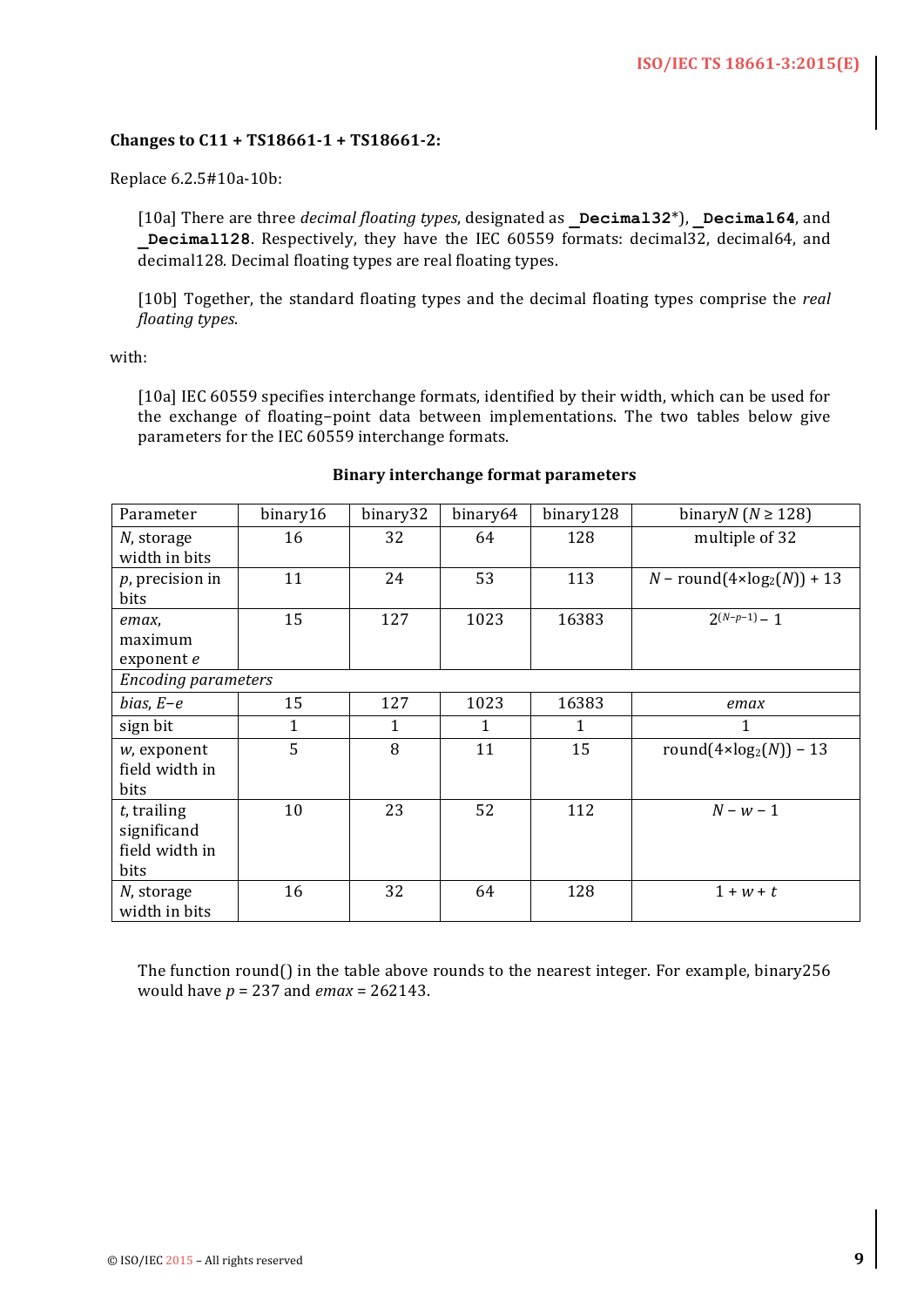**Changes to C11 + TS18661-1 + TS18661-2:**

Replace 6.2.5#10a-10b:

> [10a] There are three *decimal floating types*, designated as **`_Decimal32`**\*), **`_Decimal64`**, and **`_Decimal128`**. Respectively, they have the IEC 60559 formats: decimal32, decimal64, and decimal128. Decimal floating types are real floating types.
>
> [10b] Together, the standard floating types and the decimal floating types comprise the *real floating types*.

with:

> [10a] IEC 60559 specifies interchange formats, identified by their width, which can be used for the exchange of floating–point data between implementations. The two tables below give parameters for the IEC 60559 interchange formats.

**Binary interchange format parameters**

| Parameter | binary16 | binary32 | binary64 | binary128 | binary$N$ ($N \geq 128$) |
|---|---|---|---|---|---|
| $N$, storage width in bits | 16 | 32 | 64 | 128 | multiple of 32 |
| $p$, precision in bits | 11 | 24 | 53 | 113 | $N$ − round(4×$\log_2(N)$) + 13 |
| *emax*, maximum exponent *e* | 15 | 127 | 1023 | 16383 | $2^{(N-p-1)} - 1$ |
| *Encoding parameters* | | | | | |
| *bias*, *E*−*e* | 15 | 127 | 1023 | 16383 | *emax* |
| sign bit | 1 | 1 | 1 | 1 | 1 |
| $w$, exponent field width in bits | 5 | 8 | 11 | 15 | round(4×$\log_2(N)$) − 13 |
| $t$, trailing significand field width in bits | 10 | 23 | 52 | 112 | $N - w - 1$ |
| $N$, storage width in bits | 16 | 32 | 64 | 128 | $1 + w + t$ |

> The function round() in the table above rounds to the nearest integer. For example, binary256 would have $p$ = 237 and *emax* = 262143.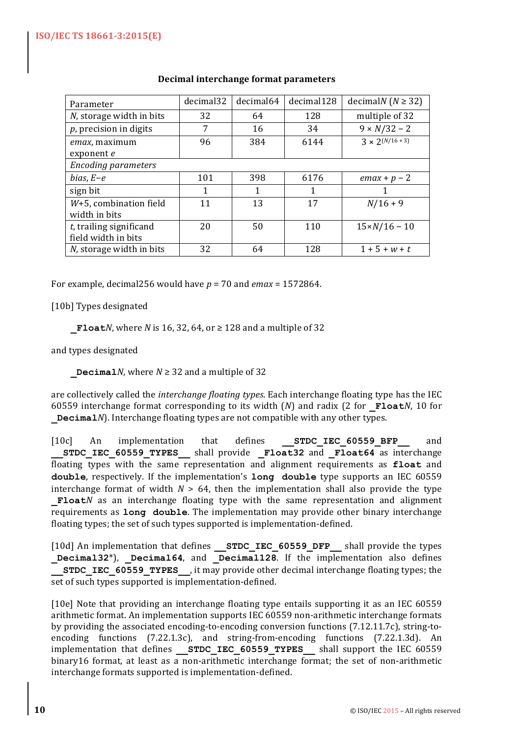**Decimal interchange format parameters**

| Parameter | decimal32 | decimal64 | decimal128 | decimal$N$ ($N \geq 32$) |
|---|---|---|---|---|
| $N$, storage width in bits | 32 | 64 | 128 | multiple of 32 |
| $p$, precision in digits | 7 | 16 | 34 | $9 \times N/32 - 2$ |
| *emax*, maximum exponent *e* | 96 | 384 | 6144 | $3 \times 2^{(N/16 + 3)}$ |
| *Encoding parameters* | | | | |
| *bias*, *E*−*e* | 101 | 398 | 6176 | $emax + p - 2$ |
| sign bit | 1 | 1 | 1 | 1 |
| $W$+5, combination field width in bits | 11 | 13 | 17 | $N/16 + 9$ |
| $t$, trailing significand field width in bits | 20 | 50 | 110 | $15 \times N/16 - 10$ |
| $N$, storage width in bits | 32 | 64 | 128 | $1 + 5 + w + t$ |

For example, decimal256 would have $p = 70$ and *emax* = 1572864.

[10b] Types designated

> **_Float***N*, where *N* is 16, 32, 64, or ≥ 128 and a multiple of 32

and types designated

> **_Decimal***N*, where *N* ≥ 32 and a multiple of 32

are collectively called the *interchange floating types*. Each interchange floating type has the IEC 60559 interchange format corresponding to its width (*N*) and radix (2 for **_Float***N*, 10 for **_Decimal***N*). Interchange floating types are not compatible with any other types.

[10c] An implementation that defines **__STDC_IEC_60559_BFP__** and **__STDC_IEC_60559_TYPES__** shall provide **_Float32** and **_Float64** as interchange floating types with the same representation and alignment requirements as **float** and **double**, respectively. If the implementation's **long double** type supports an IEC 60559 interchange format of width *N* > 64, then the implementation shall also provide the type **_Float***N* as an interchange floating type with the same representation and alignment requirements as **long double**. The implementation may provide other binary interchange floating types; the set of such types supported is implementation-defined.

[10d] An implementation that defines **__STDC_IEC_60559_DFP__** shall provide the types **_Decimal32***), **_Decimal64**, and **_Decimal128**. If the implementation also defines **__STDC_IEC_60559_TYPES__**, it may provide other decimal interchange floating types; the set of such types supported is implementation-defined.

[10e] Note that providing an interchange floating type entails supporting it as an IEC 60559 arithmetic format. An implementation supports IEC 60559 non-arithmetic interchange formats by providing the associated encoding-to-encoding conversion functions (7.12.11.7c), string-to-encoding functions (7.22.1.3c), and string-from-encoding functions (7.22.1.3d). An implementation that defines **__STDC_IEC_60559_TYPES__** shall support the IEC 60559 binary16 format, at least as a non-arithmetic interchange format; the set of non-arithmetic interchange formats supported is implementation-defined.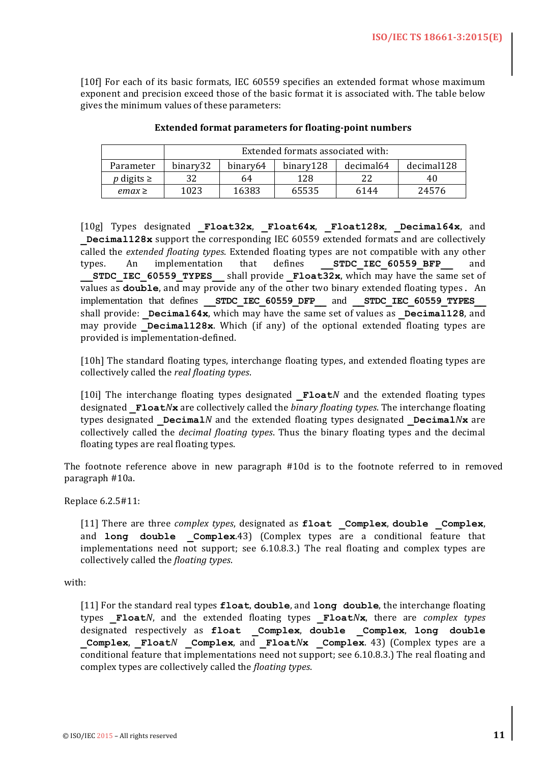[10f] For each of its basic formats, IEC 60559 specifies an extended format whose maximum exponent and precision exceed those of the basic format it is associated with. The table below gives the minimum values of these parameters:

**Extended format parameters for floating-point numbers**

| | Extended formats associated with: | | | | |
|---|---|---|---|---|---|
| Parameter | binary32 | binary64 | binary128 | decimal64 | decimal128 |
| *p* digits ≥ | 32 | 64 | 128 | 22 | 40 |
| *emax* ≥ | 1023 | 16383 | 65535 | 6144 | 24576 |

[10g] Types designated **_Float32x**, **_Float64x**, **_Float128x**, **_Decimal64x**, and **_Decimal128x** support the corresponding IEC 60559 extended formats and are collectively called the *extended floating types*. Extended floating types are not compatible with any other types. An implementation that defines **__STDC_IEC_60559_BFP__** and **__STDC_IEC_60559_TYPES__** shall provide **_Float32x**, which may have the same set of values as **double**, and may provide any of the other two binary extended floating types. An implementation that defines **__STDC_IEC_60559_DFP__** and **__STDC_IEC_60559_TYPES__** shall provide: **_Decimal64x**, which may have the same set of values as **_Decimal128**, and may provide **_Decimal128x**. Which (if any) of the optional extended floating types are provided is implementation-defined.

[10h] The standard floating types, interchange floating types, and extended floating types are collectively called the *real floating types*.

[10i] The interchange floating types designated **_Float***N* and the extended floating types designated **_Float***N***x** are collectively called the *binary floating types*. The interchange floating types designated **_Decimal***N* and the extended floating types designated **_Decimal***N***x** are collectively called the *decimal floating types*. Thus the binary floating types and the decimal floating types are real floating types.

The footnote reference above in new paragraph #10d is to the footnote referred to in removed paragraph #10a.

Replace 6.2.5#11:

[11] There are three *complex types*, designated as **float _Complex**, **double _Complex**, and **long double _Complex**.43) (Complex types are a conditional feature that implementations need not support; see 6.10.8.3.) The real floating and complex types are collectively called the *floating types*.

with:

[11] For the standard real types **float**, **double**, and **long double**, the interchange floating types **_Float***N*, and the extended floating types **_Float***N***x**, there are *complex types* designated respectively as **float _Complex**, **double _Complex**, **long double _Complex**, **_Float***N* **_Complex**, and **_Float***N***x _Complex**. 43) (Complex types are a conditional feature that implementations need not support; see 6.10.8.3.) The real floating and complex types are collectively called the *floating types*.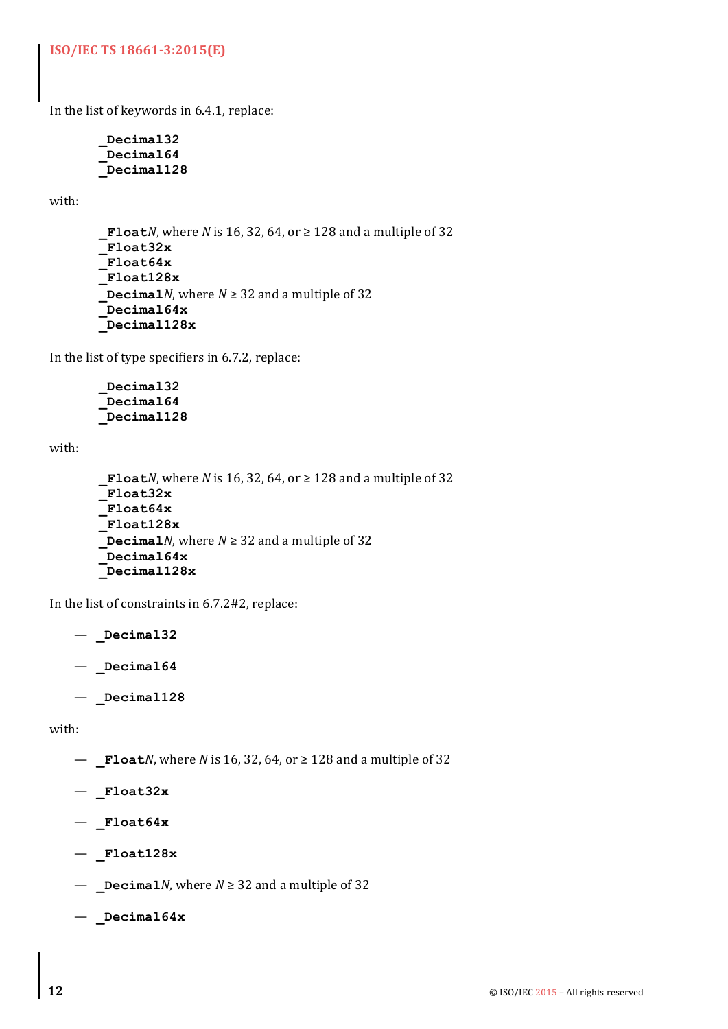In the list of keywords in 6.4.1, replace:

**_Decimal32**
**_Decimal64**
**_Decimal128**

with:

**_Float***N*, where *N* is 16, 32, 64, or ≥ 128 and a multiple of 32
**_Float32x**
**_Float64x**
**_Float128x**
**_Decimal***N*, where *N* ≥ 32 and a multiple of 32
**_Decimal64x**
**_Decimal128x**

In the list of type specifiers in 6.7.2, replace:

**_Decimal32**
**_Decimal64**
**_Decimal128**

with:

**_Float***N*, where *N* is 16, 32, 64, or ≥ 128 and a multiple of 32
**_Float32x**
**_Float64x**
**_Float128x**
**_Decimal***N*, where *N* ≥ 32 and a multiple of 32
**_Decimal64x**
**_Decimal128x**

In the list of constraints in 6.7.2#2, replace:

— **_Decimal32**

— **_Decimal64**

— **_Decimal128**

with:

— **_Float***N*, where *N* is 16, 32, 64, or ≥ 128 and a multiple of 32

— **_Float32x**

— **_Float64x**

— **_Float128x**

— **_Decimal***N*, where *N* ≥ 32 and a multiple of 32

— **_Decimal64x**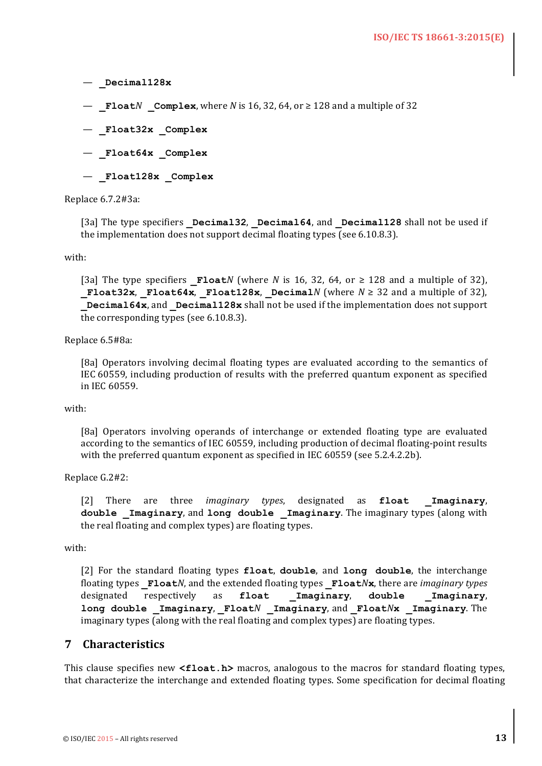— **_Decimal128x**

— **_Float*N* _Complex**, where *N* is 16, 32, 64, or ≥ 128 and a multiple of 32

— **_Float32x _Complex**

— **_Float64x _Complex**

— **_Float128x _Complex**

Replace 6.7.2#3a:

> [3a] The type specifiers **_Decimal32**, **_Decimal64**, and **_Decimal128** shall not be used if the implementation does not support decimal floating types (see 6.10.8.3).

with:

> [3a] The type specifiers **_Float*N*** (where *N* is 16, 32, 64, or ≥ 128 and a multiple of 32), **_Float32x**, **_Float64x**, **_Float128x**, **_Decimal*N*** (where *N* ≥ 32 and a multiple of 32), **_Decimal64x**, and **_Decimal128x** shall not be used if the implementation does not support the corresponding types (see 6.10.8.3).

Replace 6.5#8a:

> [8a] Operators involving decimal floating types are evaluated according to the semantics of IEC 60559, including production of results with the preferred quantum exponent as specified in IEC 60559.

with:

> [8a] Operators involving operands of interchange or extended floating type are evaluated according to the semantics of IEC 60559, including production of decimal floating-point results with the preferred quantum exponent as specified in IEC 60559 (see 5.2.4.2.2b).

Replace G.2#2:

> [2] There are three *imaginary types*, designated as **float _Imaginary**, **double _Imaginary**, and **long double _Imaginary**. The imaginary types (along with the real floating and complex types) are floating types.

with:

> [2] For the standard floating types **float**, **double**, and **long double**, the interchange floating types **_Float*N***, and the extended floating types **_Float*N*x**, there are *imaginary types* designated respectively as **float _Imaginary**, **double _Imaginary**, **long double _Imaginary**, **_Float*N* _Imaginary**, and **_Float*N*x _Imaginary**. The imaginary types (along with the real floating and complex types) are floating types.

## 7 Characteristics

This clause specifies new **<float.h>** macros, analogous to the macros for standard floating types, that characterize the interchange and extended floating types. Some specification for decimal floating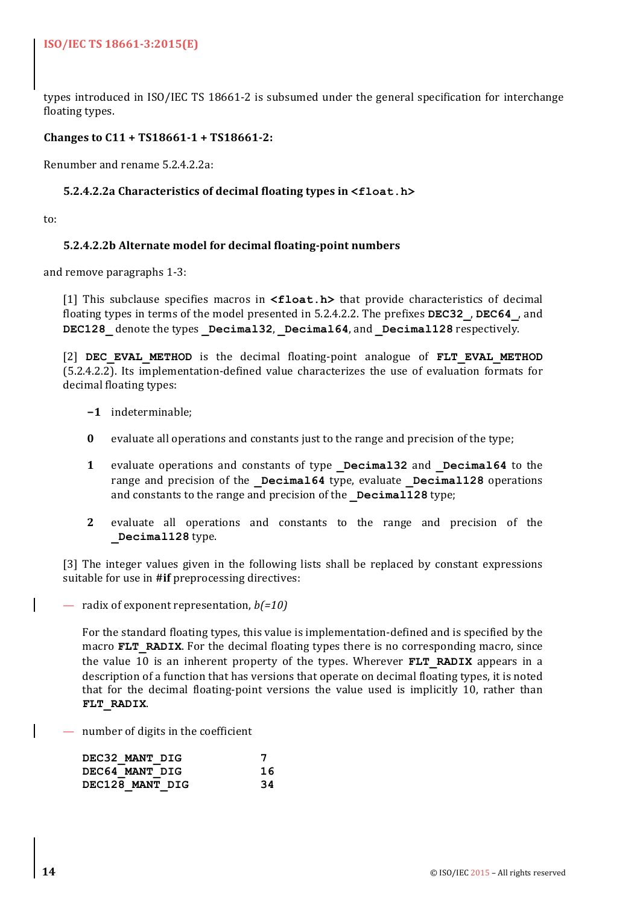types introduced in ISO/IEC TS 18661-2 is subsumed under the general specification for interchange floating types.

**Changes to C11 + TS18661-1 + TS18661-2:**

Renumber and rename 5.2.4.2.2a:

> **5.2.4.2.2a Characteristics of decimal floating types in `<float.h>`**

to:

> **5.2.4.2.2b Alternate model for decimal floating-point numbers**

and remove paragraphs 1-3:

> [1] This subclause specifies macros in **`<float.h>`** that provide characteristics of decimal floating types in terms of the model presented in 5.2.4.2.2. The prefixes **`DEC32_`**, **`DEC64_`**, and **`DEC128_`** denote the types **`_Decimal32`**, **`_Decimal64`**, and **`_Decimal128`** respectively.
>
> [2] **`DEC_EVAL_METHOD`** is the decimal floating-point analogue of **`FLT_EVAL_METHOD`** (5.2.4.2.2). Its implementation-defined value characterizes the use of evaluation formats for decimal floating types:
>
> **−1** indeterminable;
>
> **0** evaluate all operations and constants just to the range and precision of the type;
>
> **1** evaluate operations and constants of type **`_Decimal32`** and **`_Decimal64`** to the range and precision of the **`_Decimal64`** type, evaluate **`_Decimal128`** operations and constants to the range and precision of the **`_Decimal128`** type;
>
> **2** evaluate all operations and constants to the range and precision of the **`_Decimal128`** type.
>
> [3] The integer values given in the following lists shall be replaced by constant expressions suitable for use in **#if** preprocessing directives:
>
> — radix of exponent representation, *b(=10)*
>
> For the standard floating types, this value is implementation-defined and is specified by the macro **`FLT_RADIX`**. For the decimal floating types there is no corresponding macro, since the value 10 is an inherent property of the types. Wherever **`FLT_RADIX`** appears in a description of a function that has versions that operate on decimal floating types, it is noted that for the decimal floating-point versions the value used is implicitly 10, rather than **`FLT_RADIX`**.
>
> — number of digits in the coefficient
>
> ```
> DEC32_MANT_DIG      7
> DEC64_MANT_DIG      16
> DEC128_MANT_DIG     34
> ```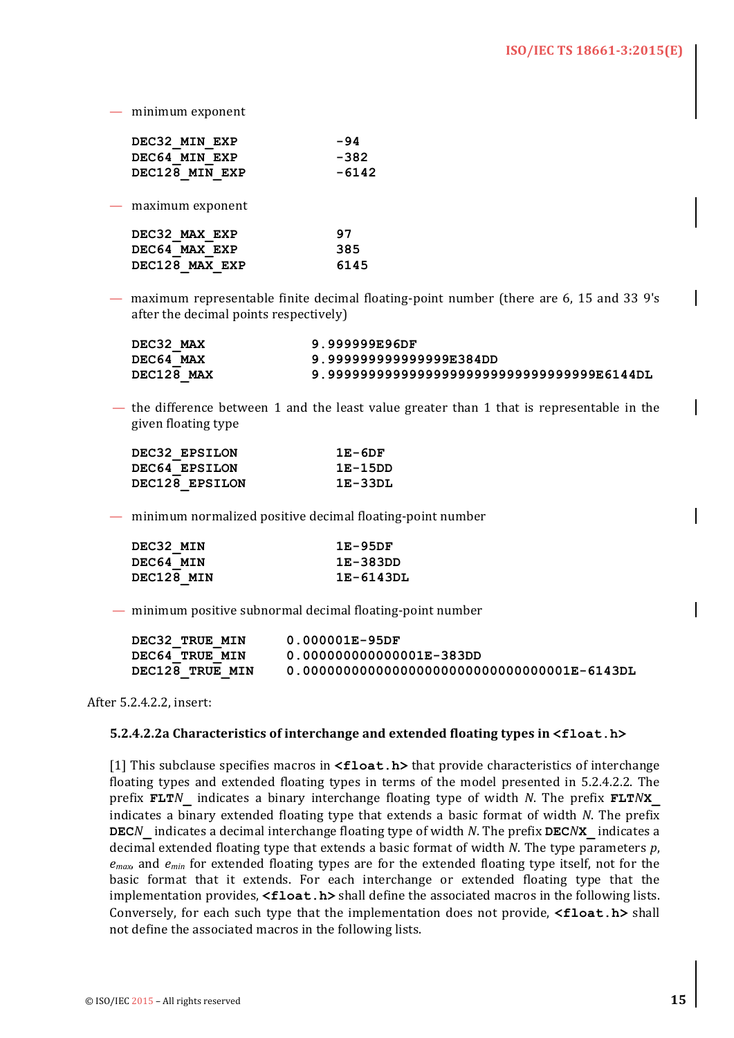— minimum exponent

```
DEC32_MIN_EXP                -94
DEC64_MIN_EXP                -382
DEC128_MIN_EXP               -6142
```

— maximum exponent

```
DEC32_MAX_EXP                97
DEC64_MAX_EXP                385
DEC128_MAX_EXP               6145
```

— maximum representable finite decimal floating-point number (there are 6, 15 and 33 9's after the decimal points respectively)

```
DEC32_MAX              9.999999E96DF
DEC64_MAX              9.999999999999999E384DD
DEC128_MAX             9.999999999999999999999999999999999E6144DL
```

— the difference between 1 and the least value greater than 1 that is representable in the given floating type

```
DEC32_EPSILON                1E-6DF
DEC64_EPSILON                1E-15DD
DEC128_EPSILON               1E-33DL
```

— minimum normalized positive decimal floating-point number

```
DEC32_MIN                    1E-95DF
DEC64_MIN                    1E-383DD
DEC128_MIN                   1E-6143DL
```

— minimum positive subnormal decimal floating-point number

```
DEC32_TRUE_MIN         0.000001E-95DF
DEC64_TRUE_MIN         0.000000000000001E-383DD
DEC128_TRUE_MIN        0.000000000000000000000000000000001E-6143DL
```

After 5.2.4.2.2, insert:

**5.2.4.2.2a Characteristics of interchange and extended floating types in `<float.h>`**

[1] This subclause specifies macros in **`<float.h>`** that provide characteristics of interchange floating types and extended floating types in terms of the model presented in 5.2.4.2.2. The prefix **FLT***N***_** indicates a binary interchange floating type of width *N*. The prefix **FLT***N***X_** indicates a binary extended floating type that extends a basic format of width *N*. The prefix **DEC***N***_** indicates a decimal interchange floating type of width *N*. The prefix **DEC***N***X_** indicates a decimal extended floating type that extends a basic format of width *N*. The type parameters *p*, $e_{max}$, and $e_{min}$ for extended floating types are for the extended floating type itself, not for the basic format that it extends. For each interchange or extended floating type that the implementation provides, **`<float.h>`** shall define the associated macros in the following lists. Conversely, for each such type that the implementation does not provide, **`<float.h>`** shall not define the associated macros in the following lists.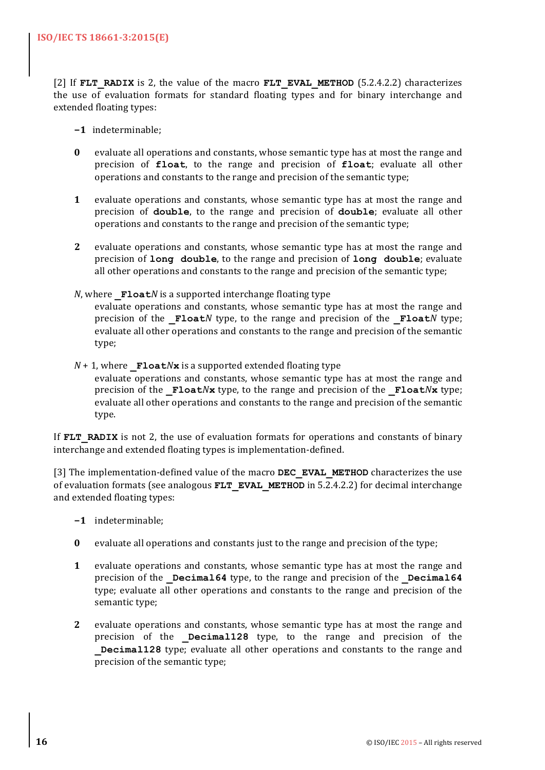[2] If **FLT_RADIX** is 2, the value of the macro **FLT_EVAL_METHOD** (5.2.4.2.2) characterizes the use of evaluation formats for standard floating types and for binary interchange and extended floating types:

**−1** indeterminable;

**0** evaluate all operations and constants, whose semantic type has at most the range and precision of **float**, to the range and precision of **float**; evaluate all other operations and constants to the range and precision of the semantic type;

**1** evaluate operations and constants, whose semantic type has at most the range and precision of **double**, to the range and precision of **double**; evaluate all other operations and constants to the range and precision of the semantic type;

**2** evaluate operations and constants, whose semantic type has at most the range and precision of **long double**, to the range and precision of **long double**; evaluate all other operations and constants to the range and precision of the semantic type;

*N*, where **_Float***N* is a supported interchange floating type
evaluate operations and constants, whose semantic type has at most the range and precision of the **_Float***N* type, to the range and precision of the **_Float***N* type; evaluate all other operations and constants to the range and precision of the semantic type;

*N* + 1, where **_Float***N***x** is a supported extended floating type
evaluate operations and constants, whose semantic type has at most the range and precision of the **_Float***N***x** type, to the range and precision of the **_Float***N***x** type; evaluate all other operations and constants to the range and precision of the semantic type.

If **FLT_RADIX** is not 2, the use of evaluation formats for operations and constants of binary interchange and extended floating types is implementation-defined.

[3] The implementation-defined value of the macro **DEC_EVAL_METHOD** characterizes the use of evaluation formats (see analogous **FLT_EVAL_METHOD** in 5.2.4.2.2) for decimal interchange and extended floating types:

**−1** indeterminable;

**0** evaluate all operations and constants just to the range and precision of the type;

**1** evaluate operations and constants, whose semantic type has at most the range and precision of the **_Decimal64** type, to the range and precision of the **_Decimal64** type; evaluate all other operations and constants to the range and precision of the semantic type;

**2** evaluate operations and constants, whose semantic type has at most the range and precision of the **_Decimal128** type, to the range and precision of the **_Decimal128** type; evaluate all other operations and constants to the range and precision of the semantic type;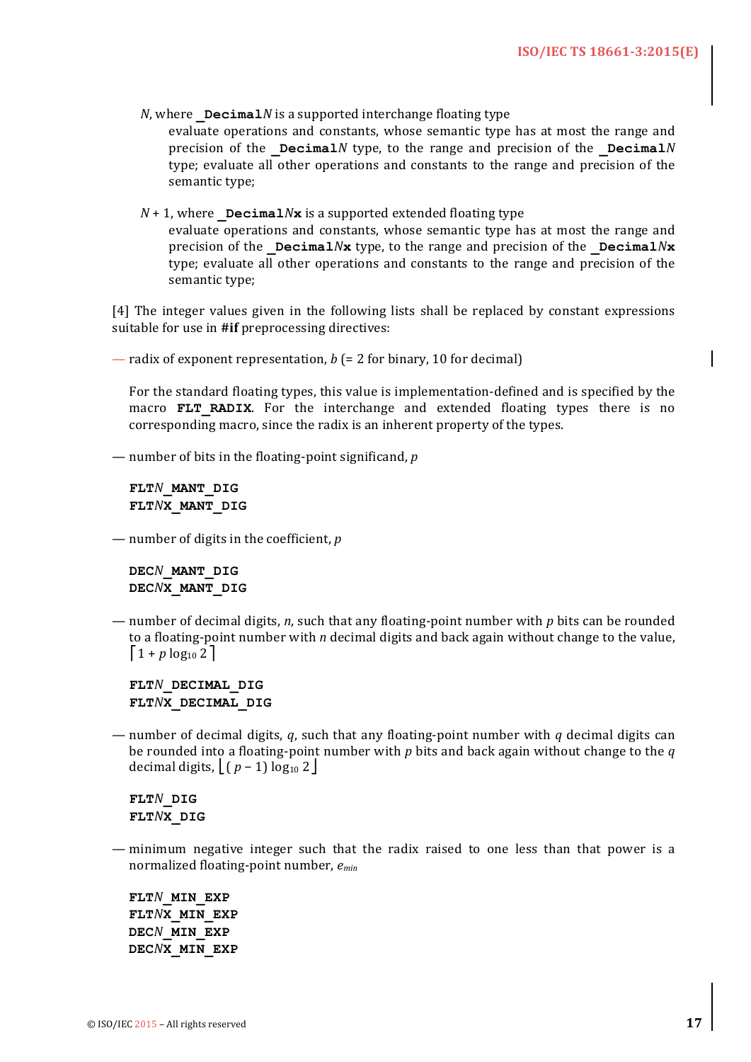*N*, where **_Decimal***N* is a supported interchange floating type
evaluate operations and constants, whose semantic type has at most the range and precision of the **_Decimal***N* type, to the range and precision of the **_Decimal***N* type; evaluate all other operations and constants to the range and precision of the semantic type;

*N* + 1, where **_Decimal***N***x** is a supported extended floating type
evaluate operations and constants, whose semantic type has at most the range and precision of the **_Decimal***N***x** type, to the range and precision of the **_Decimal***N***x** type; evaluate all other operations and constants to the range and precision of the semantic type;

[4] The integer values given in the following lists shall be replaced by constant expressions suitable for use in **#if** preprocessing directives:

— radix of exponent representation, $b$ (= 2 for binary, 10 for decimal)

For the standard floating types, this value is implementation-defined and is specified by the macro **FLT_RADIX**. For the interchange and extended floating types there is no corresponding macro, since the radix is an inherent property of the types.

— number of bits in the floating-point significand, $p$

```
FLTN_MANT_DIG
FLTNX_MANT_DIG
```

— number of digits in the coefficient, $p$

```
DECN_MANT_DIG
DECNX_MANT_DIG
```

— number of decimal digits, $n$, such that any floating-point number with $p$ bits can be rounded to a floating-point number with $n$ decimal digits and back again without change to the value, $\lceil 1 + p \log_{10} 2 \rceil$

```
FLTN_DECIMAL_DIG
FLTNX_DECIMAL_DIG
```

— number of decimal digits, $q$, such that any floating-point number with $q$ decimal digits can be rounded into a floating-point number with $p$ bits and back again without change to the $q$ decimal digits, $\lfloor (p - 1) \log_{10} 2 \rfloor$

```
FLTN_DIG
FLTNX_DIG
```

— minimum negative integer such that the radix raised to one less than that power is a normalized floating-point number, $e_{min}$

```
FLTN_MIN_EXP
FLTNX_MIN_EXP
DECN_MIN_EXP
DECNX_MIN_EXP
```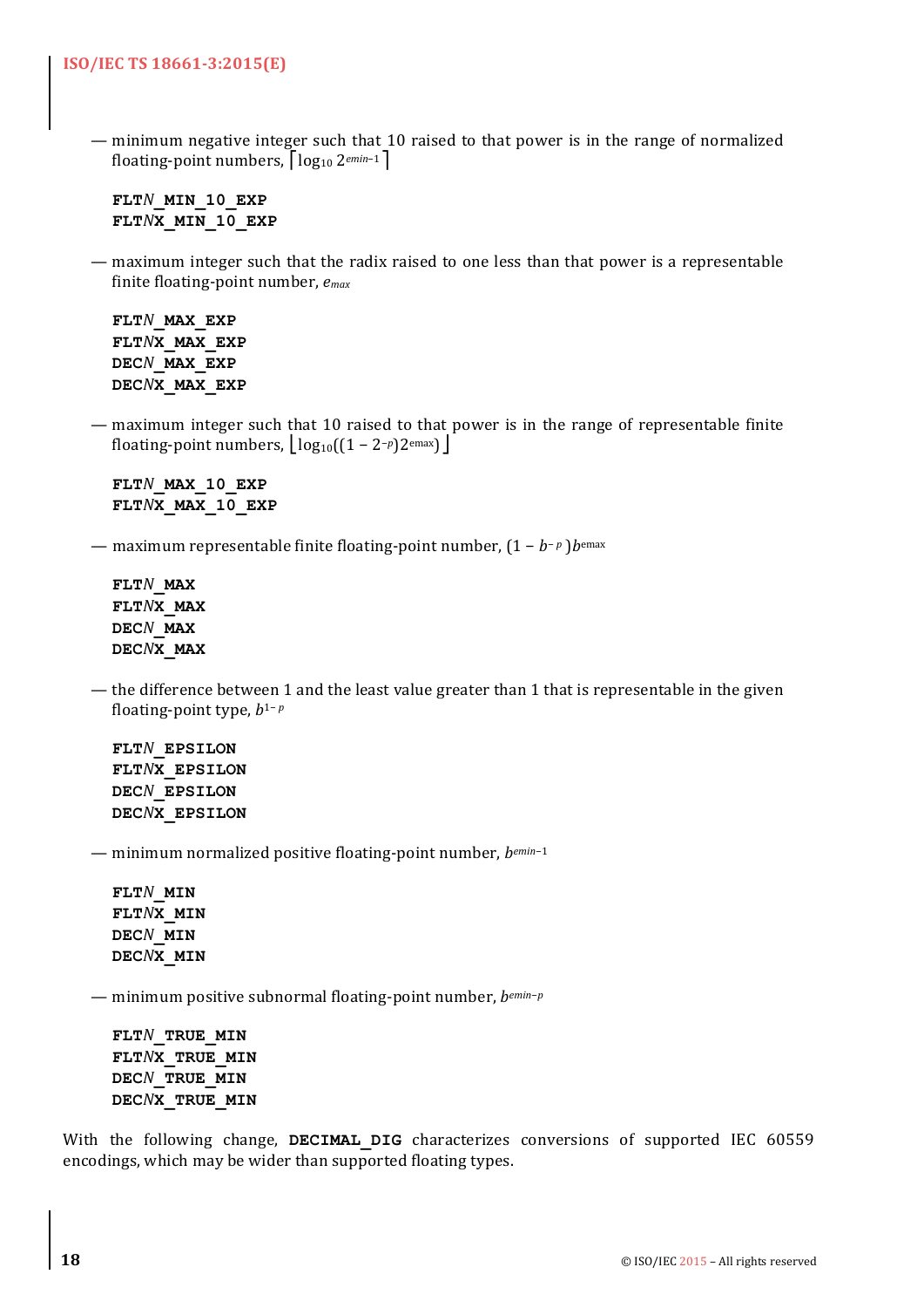— minimum negative integer such that 10 raised to that power is in the range of normalized floating-point numbers, $\lceil \log_{10} 2^{emin-1} \rceil$

**FLT*N*_MIN_10_EXP**
**FLT*N*X_MIN_10_EXP**

— maximum integer such that the radix raised to one less than that power is a representable finite floating-point number, $e_{max}$

**FLT*N*_MAX_EXP**
**FLT*N*X_MAX_EXP**
**DEC*N*_MAX_EXP**
**DEC*N*X_MAX_EXP**

— maximum integer such that 10 raised to that power is in the range of representable finite floating-point numbers, $\lfloor \log_{10}((1 - 2^{-p})2^{emax}) \rfloor$

**FLT*N*_MAX_10_EXP**
**FLT*N*X_MAX_10_EXP**

— maximum representable finite floating-point number, $(1 - b^{-p})b^{emax}$

**FLT*N*_MAX**
**FLT*N*X_MAX**
**DEC*N*_MAX**
**DEC*N*X_MAX**

— the difference between 1 and the least value greater than 1 that is representable in the given floating-point type, $b^{1-p}$

**FLT*N*_EPSILON**
**FLT*N*X_EPSILON**
**DEC*N*_EPSILON**
**DEC*N*X_EPSILON**

— minimum normalized positive floating-point number, $b^{emin-1}$

**FLT*N*_MIN**
**FLT*N*X_MIN**
**DEC*N*_MIN**
**DEC*N*X_MIN**

— minimum positive subnormal floating-point number, $b^{emin-p}$

**FLT*N*_TRUE_MIN**
**FLT*N*X_TRUE_MIN**
**DEC*N*_TRUE_MIN**
**DEC*N*X_TRUE_MIN**

With the following change, **DECIMAL_DIG** characterizes conversions of supported IEC 60559 encodings, which may be wider than supported floating types.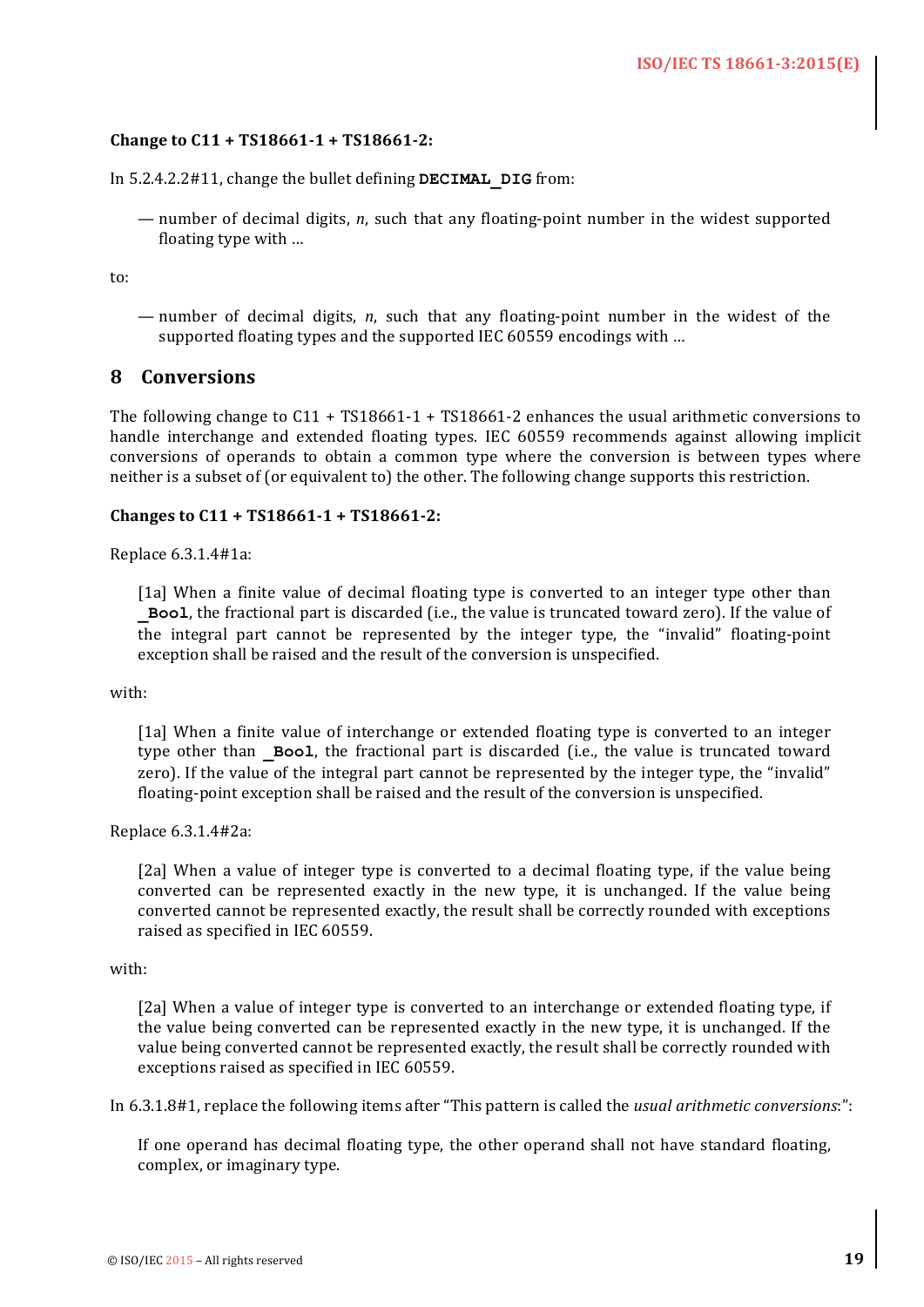**Change to C11 + TS18661-1 + TS18661-2:**

In 5.2.4.2.2#11, change the bullet defining **DECIMAL_DIG** from:

> — number of decimal digits, *n*, such that any floating-point number in the widest supported floating type with …

to:

> — number of decimal digits, *n*, such that any floating-point number in the widest of the supported floating types and the supported IEC 60559 encodings with …

## 8 Conversions

The following change to C11 + TS18661-1 + TS18661-2 enhances the usual arithmetic conversions to handle interchange and extended floating types. IEC 60559 recommends against allowing implicit conversions of operands to obtain a common type where the conversion is between types where neither is a subset of (or equivalent to) the other. The following change supports this restriction.

**Changes to C11 + TS18661-1 + TS18661-2:**

Replace 6.3.1.4#1a:

> [1a] When a finite value of decimal floating type is converted to an integer type other than **_Bool**, the fractional part is discarded (i.e., the value is truncated toward zero). If the value of the integral part cannot be represented by the integer type, the "invalid" floating-point exception shall be raised and the result of the conversion is unspecified.

with:

> [1a] When a finite value of interchange or extended floating type is converted to an integer type other than **_Bool**, the fractional part is discarded (i.e., the value is truncated toward zero). If the value of the integral part cannot be represented by the integer type, the "invalid" floating-point exception shall be raised and the result of the conversion is unspecified.

Replace 6.3.1.4#2a:

> [2a] When a value of integer type is converted to a decimal floating type, if the value being converted can be represented exactly in the new type, it is unchanged. If the value being converted cannot be represented exactly, the result shall be correctly rounded with exceptions raised as specified in IEC 60559.

with:

> [2a] When a value of integer type is converted to an interchange or extended floating type, if the value being converted can be represented exactly in the new type, it is unchanged. If the value being converted cannot be represented exactly, the result shall be correctly rounded with exceptions raised as specified in IEC 60559.

In 6.3.1.8#1, replace the following items after "This pattern is called the *usual arithmetic conversions*:":

> If one operand has decimal floating type, the other operand shall not have standard floating, complex, or imaginary type.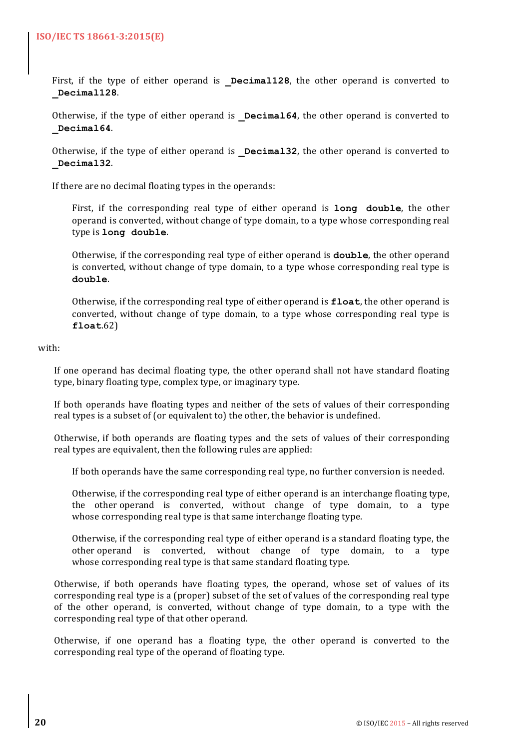First, if the type of either operand is **_Decimal128**, the other operand is converted to **_Decimal128**.

Otherwise, if the type of either operand is **_Decimal64**, the other operand is converted to **_Decimal64**.

Otherwise, if the type of either operand is **_Decimal32**, the other operand is converted to **_Decimal32**.

If there are no decimal floating types in the operands:

> First, if the corresponding real type of either operand is **long double**, the other operand is converted, without change of type domain, to a type whose corresponding real type is **long double**.
>
> Otherwise, if the corresponding real type of either operand is **double**, the other operand is converted, without change of type domain, to a type whose corresponding real type is **double**.
>
> Otherwise, if the corresponding real type of either operand is **float**, the other operand is converted, without change of type domain, to a type whose corresponding real type is **float**.62)

with:

If one operand has decimal floating type, the other operand shall not have standard floating type, binary floating type, complex type, or imaginary type.

If both operands have floating types and neither of the sets of values of their corresponding real types is a subset of (or equivalent to) the other, the behavior is undefined.

Otherwise, if both operands are floating types and the sets of values of their corresponding real types are equivalent, then the following rules are applied:

> If both operands have the same corresponding real type, no further conversion is needed.
>
> Otherwise, if the corresponding real type of either operand is an interchange floating type, the other operand is converted, without change of type domain, to a type whose corresponding real type is that same interchange floating type.
>
> Otherwise, if the corresponding real type of either operand is a standard floating type, the other operand is converted, without change of type domain, to a type whose corresponding real type is that same standard floating type.

Otherwise, if both operands have floating types, the operand, whose set of values of its corresponding real type is a (proper) subset of the set of values of the corresponding real type of the other operand, is converted, without change of type domain, to a type with the corresponding real type of that other operand.

Otherwise, if one operand has a floating type, the other operand is converted to the corresponding real type of the operand of floating type.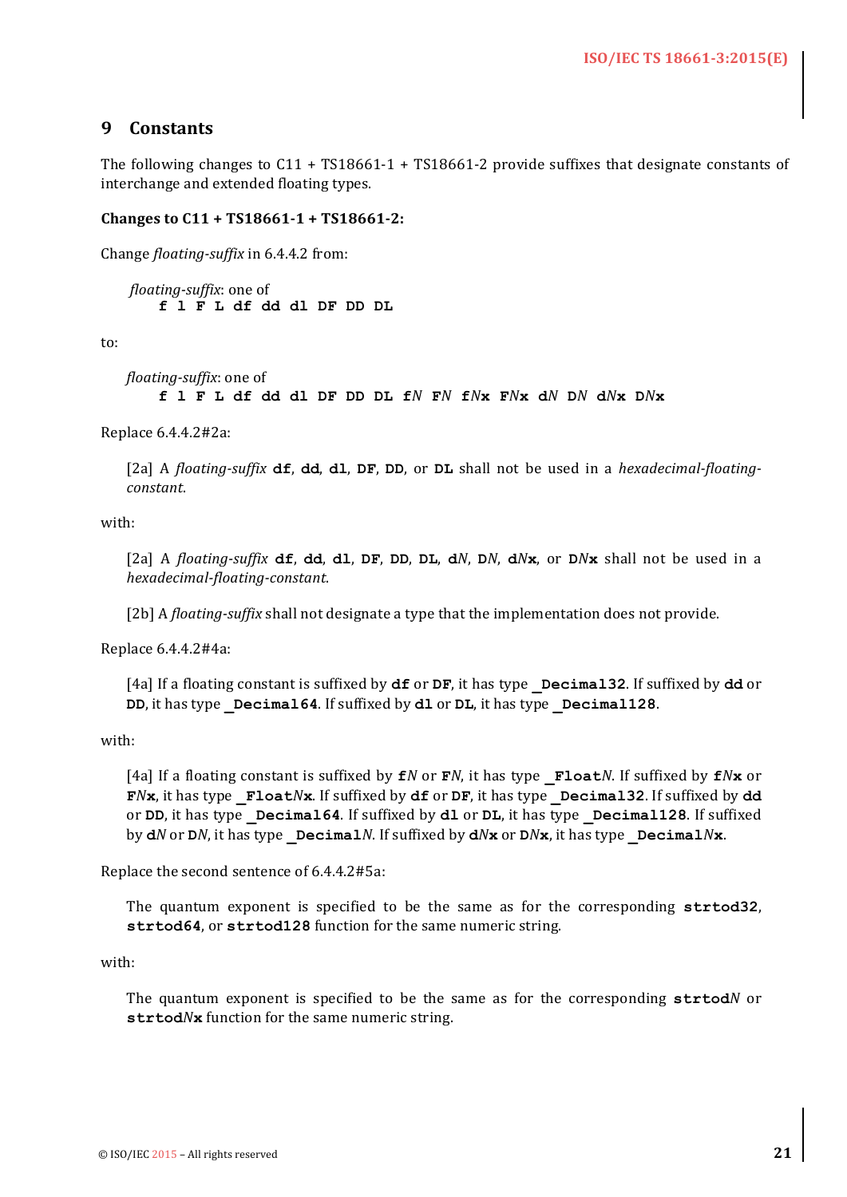## 9 Constants

The following changes to C11 + TS18661-1 + TS18661-2 provide suffixes that designate constants of interchange and extended floating types.

**Changes to C11 + TS18661-1 + TS18661-2:**

Change *floating-suffix* in 6.4.4.2 from:

> *floating-suffix*: one of
> **f l F L df dd dl DF DD DL**

to:

> *floating-suffix*: one of
> **f l F L df dd dl DF DD DL f***N* **F***N* **f***N***x F***N***x d***N* **D***N* **d***N***x D***N***x**

Replace 6.4.4.2#2a:

> [2a] A *floating-suffix* **df**, **dd**, **dl**, **DF**, **DD**, or **DL** shall not be used in a *hexadecimal-floating-constant*.

with:

> [2a] A *floating-suffix* **df**, **dd**, **dl**, **DF**, **DD**, **DL**, **d***N*, **D***N*, **d***N***x**, or **D***N***x** shall not be used in a *hexadecimal-floating-constant*.
>
> [2b] A *floating-suffix* shall not designate a type that the implementation does not provide.

Replace 6.4.4.2#4a:

> [4a] If a floating constant is suffixed by **df** or **DF**, it has type **_Decimal32**. If suffixed by **dd** or **DD**, it has type **_Decimal64**. If suffixed by **dl** or **DL**, it has type **_Decimal128**.

with:

> [4a] If a floating constant is suffixed by **f***N* or **F***N*, it has type **_Float***N*. If suffixed by **f***N***x** or **F***N***x**, it has type **_Float***N***x**. If suffixed by **df** or **DF**, it has type **_Decimal32**. If suffixed by **dd** or **DD**, it has type **_Decimal64**. If suffixed by **dl** or **DL**, it has type **_Decimal128**. If suffixed by **d***N* or **D***N*, it has type **_Decimal***N*. If suffixed by **d***N***x** or **D***N***x**, it has type **_Decimal***N***x**.

Replace the second sentence of 6.4.4.2#5a:

> The quantum exponent is specified to be the same as for the corresponding **strtod32**, **strtod64**, or **strtod128** function for the same numeric string.

with:

> The quantum exponent is specified to be the same as for the corresponding **strtod***N* or **strtod***N***x** function for the same numeric string.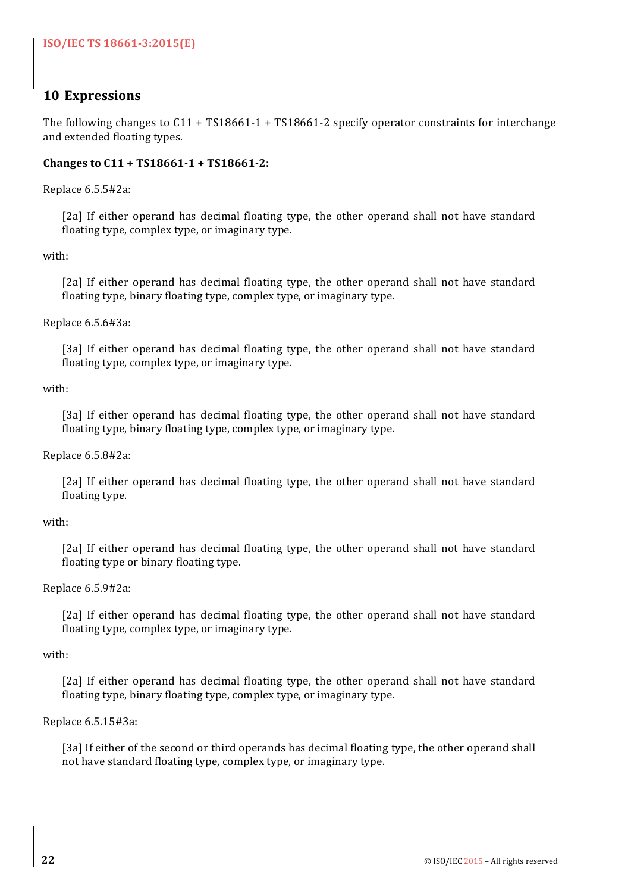## 10 Expressions

The following changes to C11 + TS18661-1 + TS18661-2 specify operator constraints for interchange and extended floating types.

**Changes to C11 + TS18661-1 + TS18661-2:**

Replace 6.5.5#2a:

> [2a] If either operand has decimal floating type, the other operand shall not have standard floating type, complex type, or imaginary type.

with:

> [2a] If either operand has decimal floating type, the other operand shall not have standard floating type, binary floating type, complex type, or imaginary type.

Replace 6.5.6#3a:

> [3a] If either operand has decimal floating type, the other operand shall not have standard floating type, complex type, or imaginary type.

with:

> [3a] If either operand has decimal floating type, the other operand shall not have standard floating type, binary floating type, complex type, or imaginary type.

Replace 6.5.8#2a:

> [2a] If either operand has decimal floating type, the other operand shall not have standard floating type.

with:

> [2a] If either operand has decimal floating type, the other operand shall not have standard floating type or binary floating type.

Replace 6.5.9#2a:

> [2a] If either operand has decimal floating type, the other operand shall not have standard floating type, complex type, or imaginary type.

with:

> [2a] If either operand has decimal floating type, the other operand shall not have standard floating type, binary floating type, complex type, or imaginary type.

Replace 6.5.15#3a:

> [3a] If either of the second or third operands has decimal floating type, the other operand shall not have standard floating type, complex type, or imaginary type.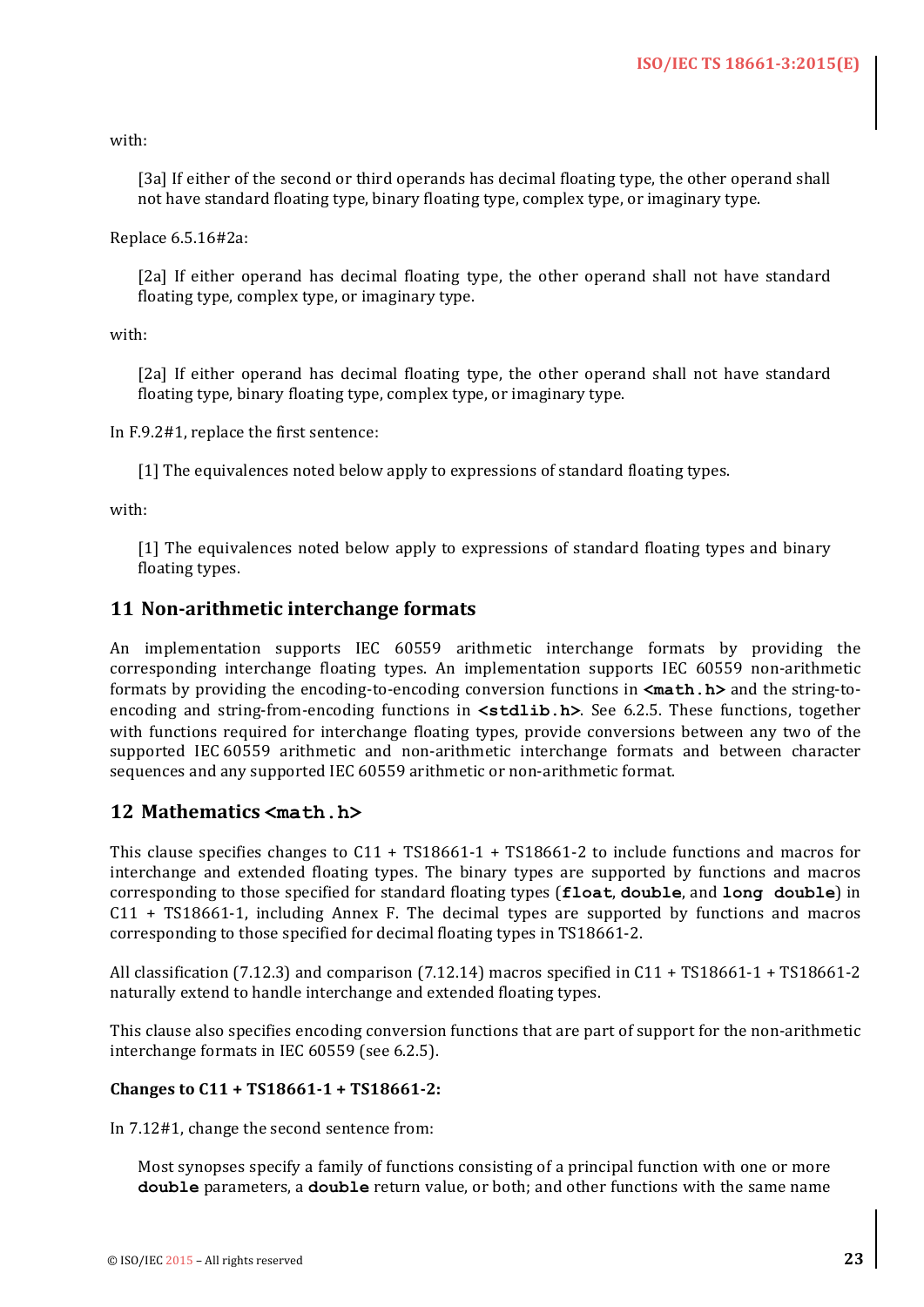with:

> [3a] If either of the second or third operands has decimal floating type, the other operand shall not have standard floating type, binary floating type, complex type, or imaginary type.

Replace 6.5.16#2a:

> [2a] If either operand has decimal floating type, the other operand shall not have standard floating type, complex type, or imaginary type.

with:

> [2a] If either operand has decimal floating type, the other operand shall not have standard floating type, binary floating type, complex type, or imaginary type.

In F.9.2#1, replace the first sentence:

> [1] The equivalences noted below apply to expressions of standard floating types.

with:

> [1] The equivalences noted below apply to expressions of standard floating types and binary floating types.

## 11 Non-arithmetic interchange formats

An implementation supports IEC 60559 arithmetic interchange formats by providing the corresponding interchange floating types. An implementation supports IEC 60559 non-arithmetic formats by providing the encoding-to-encoding conversion functions in **`<math.h>`** and the string-to-encoding and string-from-encoding functions in **`<stdlib.h>`**. See 6.2.5. These functions, together with functions required for interchange floating types, provide conversions between any two of the supported IEC 60559 arithmetic and non-arithmetic interchange formats and between character sequences and any supported IEC 60559 arithmetic or non-arithmetic format.

## 12 Mathematics `<math.h>`

This clause specifies changes to C11 + TS18661-1 + TS18661-2 to include functions and macros for interchange and extended floating types. The binary types are supported by functions and macros corresponding to those specified for standard floating types (**`float`**, **`double`**, and **`long double`**) in C11 + TS18661-1, including Annex F. The decimal types are supported by functions and macros corresponding to those specified for decimal floating types in TS18661-2.

All classification (7.12.3) and comparison (7.12.14) macros specified in C11 + TS18661-1 + TS18661-2 naturally extend to handle interchange and extended floating types.

This clause also specifies encoding conversion functions that are part of support for the non-arithmetic interchange formats in IEC 60559 (see 6.2.5).

**Changes to C11 + TS18661-1 + TS18661-2:**

In 7.12#1, change the second sentence from:

> Most synopses specify a family of functions consisting of a principal function with one or more **`double`** parameters, a **`double`** return value, or both; and other functions with the same name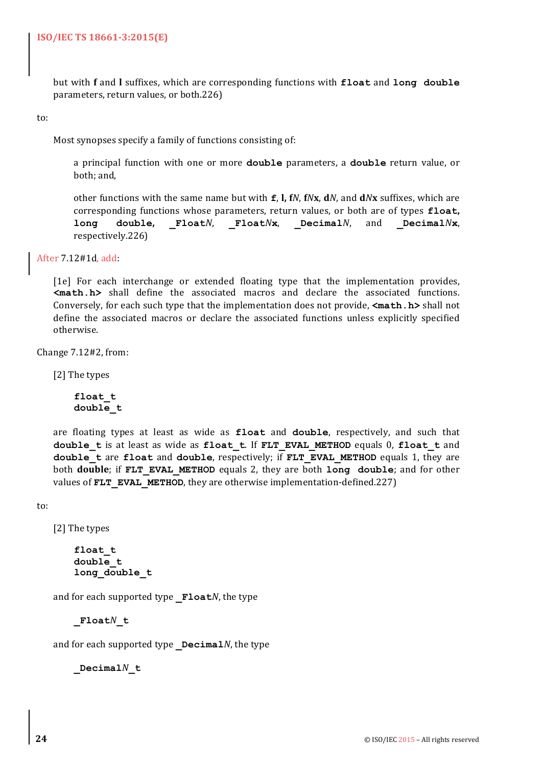but with **f** and **l** suffixes, which are corresponding functions with **float** and **long double** parameters, return values, or both.226)

to:

Most synopses specify a family of functions consisting of:

a principal function with one or more **double** parameters, a **double** return value, or both; and,

other functions with the same name but with **f**, **l**, **f***N*, **f***N***x**, **d***N*, and **d***N***x** suffixes, which are corresponding functions whose parameters, return values, or both are of types **float**, **long double**, **_Float***N*, **_Float***N***x**, **_Decimal***N*, and **_Decimal***N***x**, respectively.226)

After 7.12#1d, add:

[1e] For each interchange or extended floating type that the implementation provides, **<math.h>** shall define the associated macros and declare the associated functions. Conversely, for each such type that the implementation does not provide, **<math.h>** shall not define the associated macros or declare the associated functions unless explicitly specified otherwise.

Change 7.12#2, from:

[2] The types

```
float_t
double_t
```

are floating types at least as wide as **float** and **double**, respectively, and such that **double_t** is at least as wide as **float_t**. If **FLT_EVAL_METHOD** equals 0, **float_t** and **double_t** are **float** and **double**, respectively; if **FLT_EVAL_METHOD** equals 1, they are both **double**; if **FLT_EVAL_METHOD** equals 2, they are both **long double**; and for other values of **FLT_EVAL_METHOD**, they are otherwise implementation-defined.227)

to:

[2] The types

```
float_t
double_t
long_double_t
```

and for each supported type **_Float***N*, the type

```
_FloatN_t
```

and for each supported type **_Decimal***N*, the type

```
_DecimalN_t
```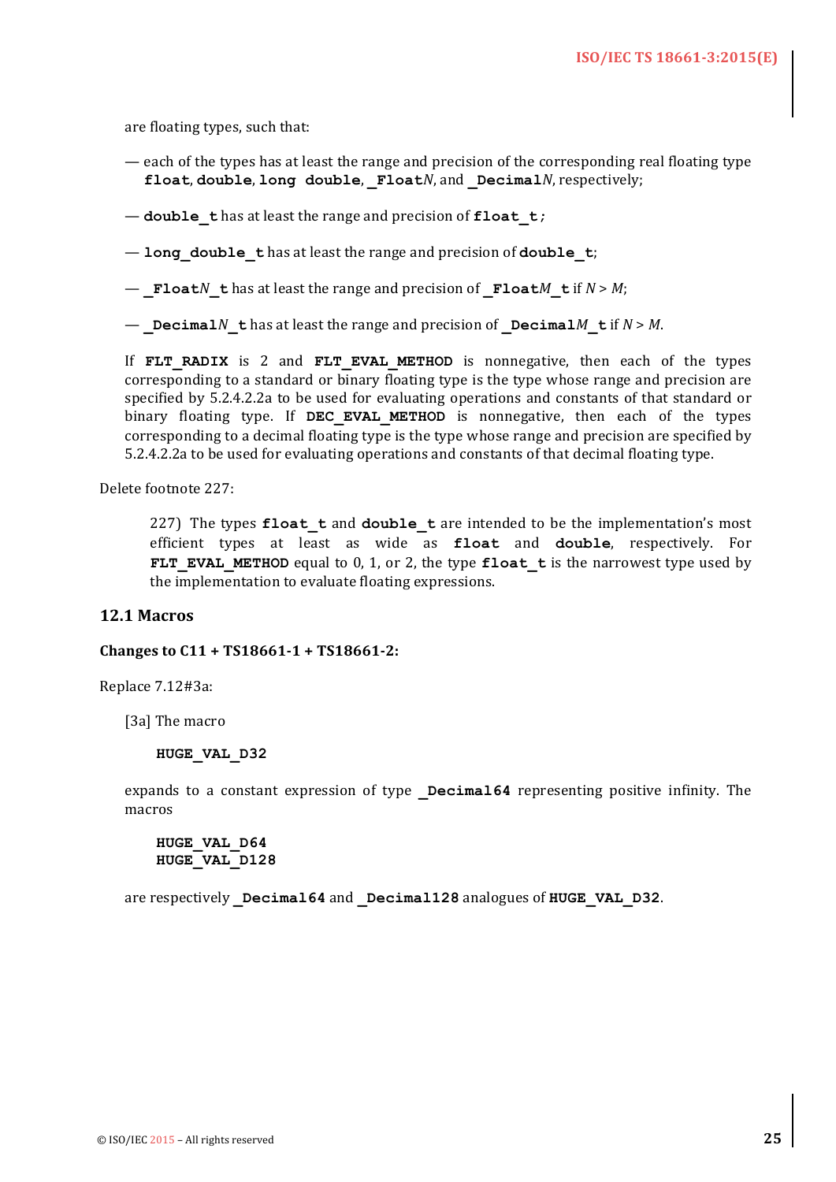are floating types, such that:

— each of the types has at least the range and precision of the corresponding real floating type **float**, **double**, **long double**, **_Float***N*, and **_Decimal***N*, respectively;

— **double_t** has at least the range and precision of **float_t;**

— **long_double_t** has at least the range and precision of **double_t**;

— **_Float***N***_t** has at least the range and precision of **_Float***M***_t** if *N* > *M*;

— **_Decimal***N***_t** has at least the range and precision of **_Decimal***M***_t** if *N* > *M*.

If **FLT_RADIX** is 2 and **FLT_EVAL_METHOD** is nonnegative, then each of the types corresponding to a standard or binary floating type is the type whose range and precision are specified by 5.2.4.2.2a to be used for evaluating operations and constants of that standard or binary floating type. If **DEC_EVAL_METHOD** is nonnegative, then each of the types corresponding to a decimal floating type is the type whose range and precision are specified by 5.2.4.2.2a to be used for evaluating operations and constants of that decimal floating type.

Delete footnote 227:

> 227) The types **float_t** and **double_t** are intended to be the implementation's most efficient types at least as wide as **float** and **double**, respectively. For **FLT_EVAL_METHOD** equal to 0, 1, or 2, the type **float_t** is the narrowest type used by the implementation to evaluate floating expressions.

## 12.1 Macros

**Changes to C11 + TS18661-1 + TS18661-2:**

Replace 7.12#3a:

[3a] The macro

```
HUGE_VAL_D32
```

expands to a constant expression of type **_Decimal64** representing positive infinity. The macros

```
HUGE_VAL_D64
HUGE_VAL_D128
```

are respectively **_Decimal64** and **_Decimal128** analogues of **HUGE_VAL_D32**.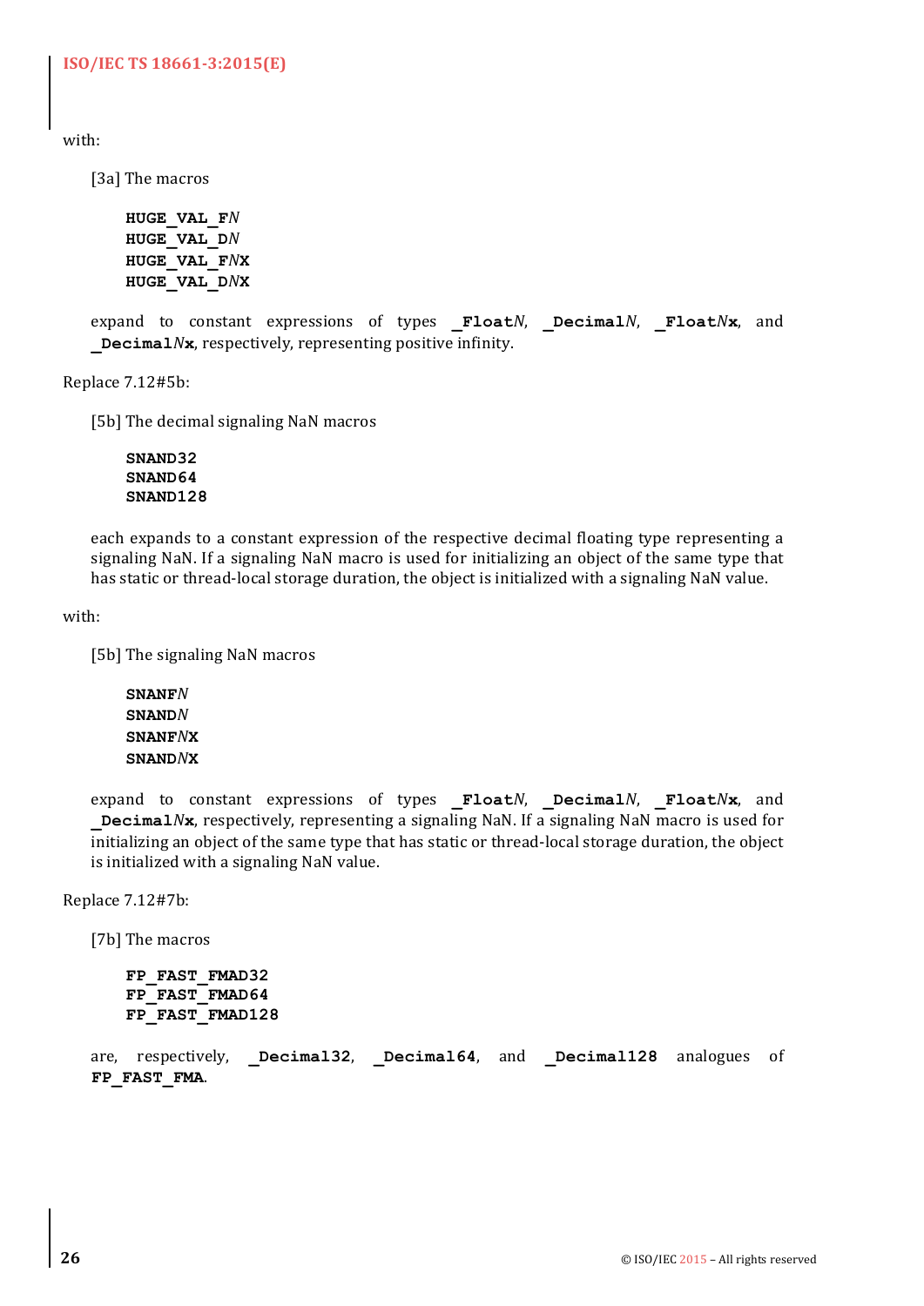with:

[3a] The macros

```
HUGE_VAL_FN
HUGE_VAL_DN
HUGE_VAL_FNX
HUGE_VAL_DNX
```

expand to constant expressions of types **_Float*N***, **_Decimal*N***, **_Float*N*x**, and **_Decimal*N*x**, respectively, representing positive infinity.

Replace 7.12#5b:

[5b] The decimal signaling NaN macros

```
SNAND32
SNAND64
SNAND128
```

each expands to a constant expression of the respective decimal floating type representing a signaling NaN. If a signaling NaN macro is used for initializing an object of the same type that has static or thread-local storage duration, the object is initialized with a signaling NaN value.

with:

[5b] The signaling NaN macros

```
SNANFN
SNANDN
SNANFNX
SNANDNX
```

expand to constant expressions of types **_Float*N***, **_Decimal*N***, **_Float*N*x**, and **_Decimal*N*x**, respectively, representing a signaling NaN. If a signaling NaN macro is used for initializing an object of the same type that has static or thread-local storage duration, the object is initialized with a signaling NaN value.

Replace 7.12#7b:

[7b] The macros

```
FP_FAST_FMAD32
FP_FAST_FMAD64
FP_FAST_FMAD128
```

are, respectively, **_Decimal32**, **_Decimal64**, and **_Decimal128** analogues of **FP_FAST_FMA**.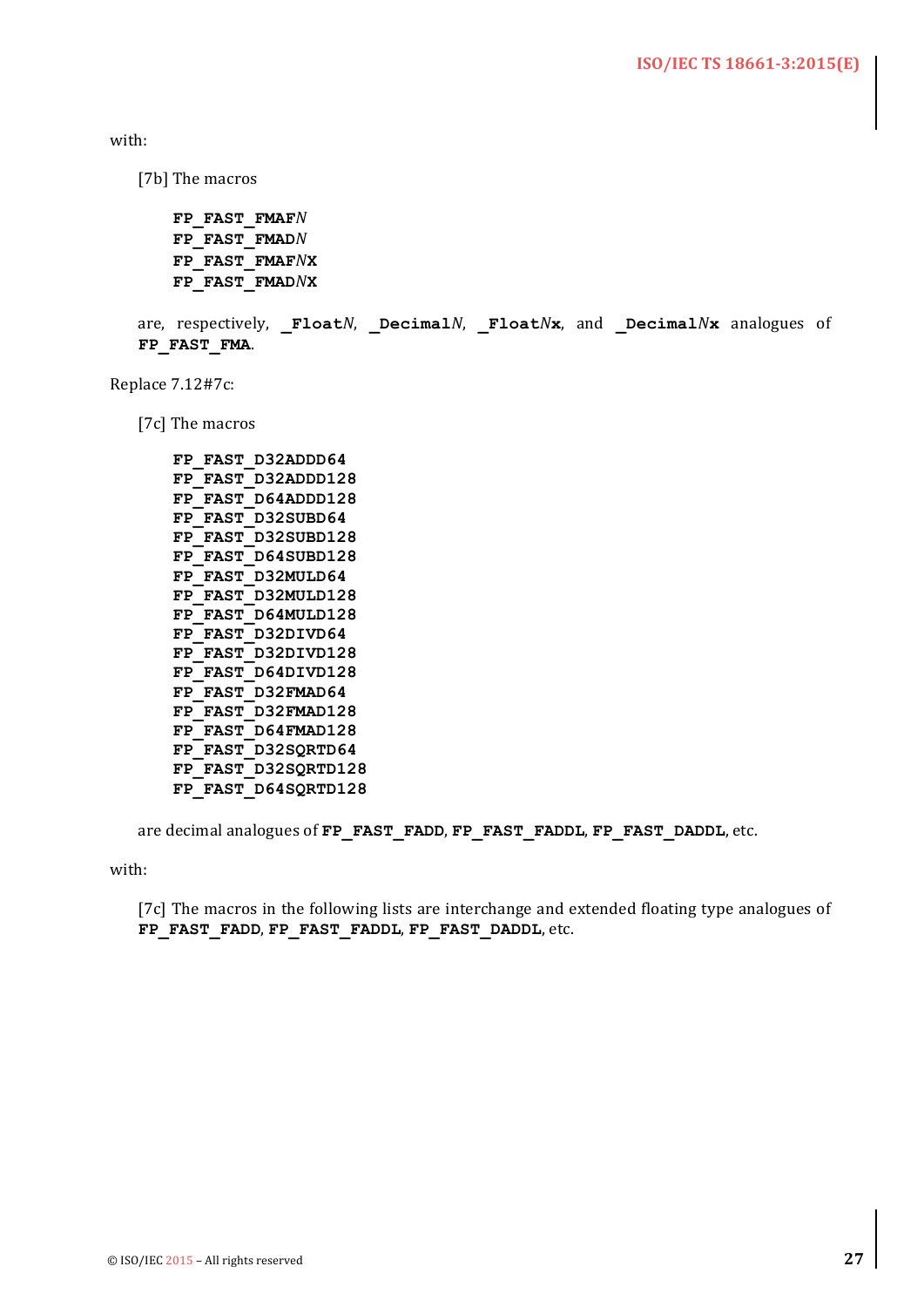with:

[7b] The macros

> **FP_FAST_FMAF***N*
> **FP_FAST_FMAD***N*
> **FP_FAST_FMAF***N***X**
> **FP_FAST_FMAD***N***X**

are, respectively, **_Float***N*, **_Decimal***N*, **_Float***N***x**, and **_Decimal***N***x** analogues of **FP_FAST_FMA**.

Replace 7.12#7c:

[7c] The macros

```
FP_FAST_D32ADDD64
FP_FAST_D32ADDD128
FP_FAST_D64ADDD128
FP_FAST_D32SUBD64
FP_FAST_D32SUBD128
FP_FAST_D64SUBD128
FP_FAST_D32MULD64
FP_FAST_D32MULD128
FP_FAST_D64MULD128
FP_FAST_D32DIVD64
FP_FAST_D32DIVD128
FP_FAST_D64DIVD128
FP_FAST_D32FMAD64
FP_FAST_D32FMAD128
FP_FAST_D64FMAD128
FP_FAST_D32SQRTD64
FP_FAST_D32SQRTD128
FP_FAST_D64SQRTD128
```

are decimal analogues of **FP_FAST_FADD**, **FP_FAST_FADDL**, **FP_FAST_DADDL**, etc.

with:

[7c] The macros in the following lists are interchange and extended floating type analogues of **FP_FAST_FADD**, **FP_FAST_FADDL**, **FP_FAST_DADDL**, etc.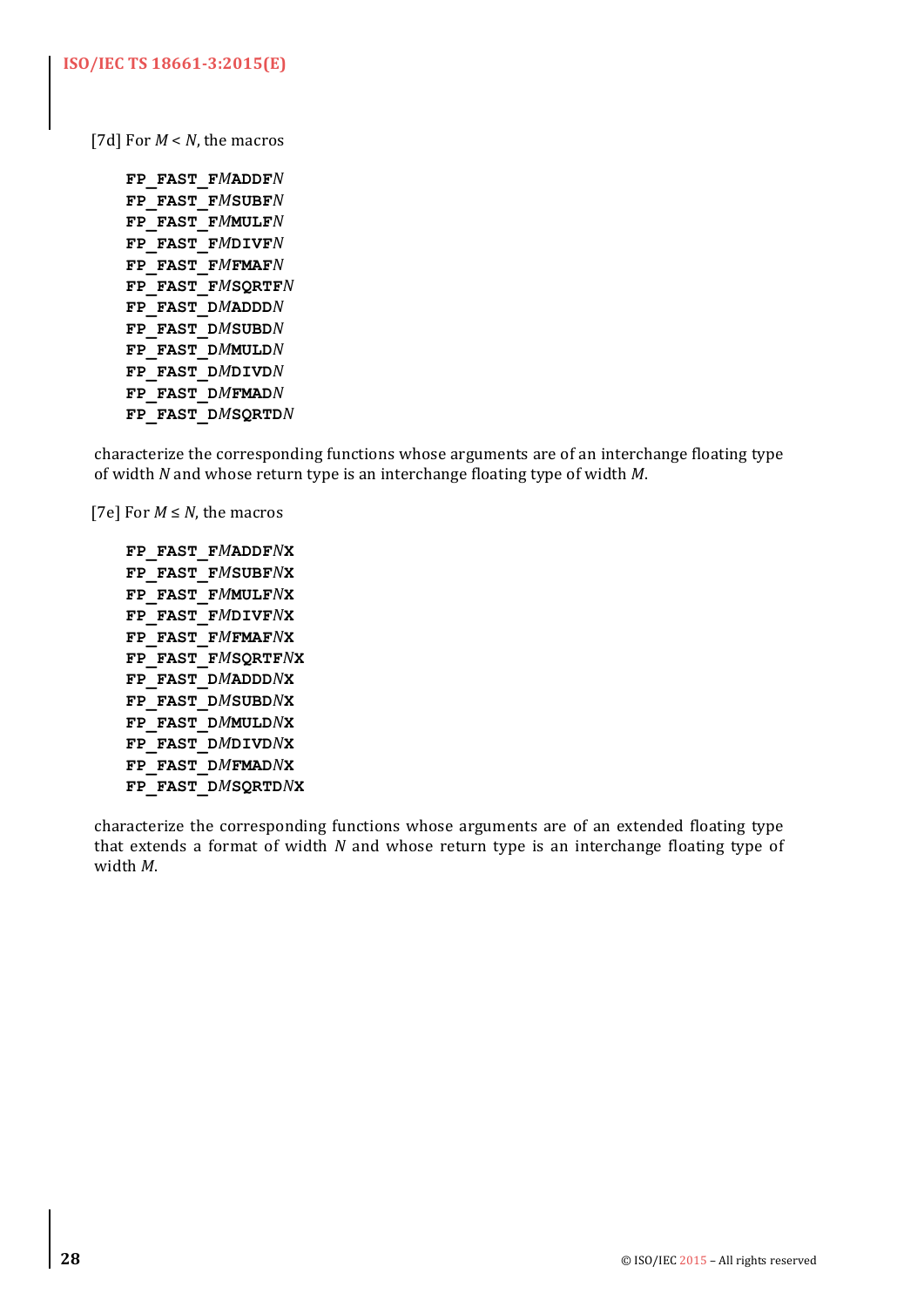[7d] For $M < N$, the macros

**FP_FAST_F*M*ADDF*N***
**FP_FAST_F*M*SUBF*N***
**FP_FAST_F*M*MULF*N***
**FP_FAST_F*M*DIVF*N***
**FP_FAST_F*M*FMAF*N***
**FP_FAST_F*M*SQRTF*N***
**FP_FAST_D*M*ADDD*N***
**FP_FAST_D*M*SUBD*N***
**FP_FAST_D*M*MULD*N***
**FP_FAST_D*M*DIVD*N***
**FP_FAST_D*M*FMAD*N***
**FP_FAST_D*M*SQRTD*N***

characterize the corresponding functions whose arguments are of an interchange floating type of width $N$ and whose return type is an interchange floating type of width $M$.

[7e] For $M \leq N$, the macros

**FP_FAST_F*M*ADDF*N*X**
**FP_FAST_F*M*SUBF*N*X**
**FP_FAST_F*M*MULF*N*X**
**FP_FAST_F*M*DIVF*N*X**
**FP_FAST_F*M*FMAF*N*X**
**FP_FAST_F*M*SQRTF*N*X**
**FP_FAST_D*M*ADDD*N*X**
**FP_FAST_D*M*SUBD*N*X**
**FP_FAST_D*M*MULD*N*X**
**FP_FAST_D*M*DIVD*N*X**
**FP_FAST_D*M*FMAD*N*X**
**FP_FAST_D*M*SQRTD*N*X**

characterize the corresponding functions whose arguments are of an extended floating type that extends a format of width $N$ and whose return type is an interchange floating type of width $M$.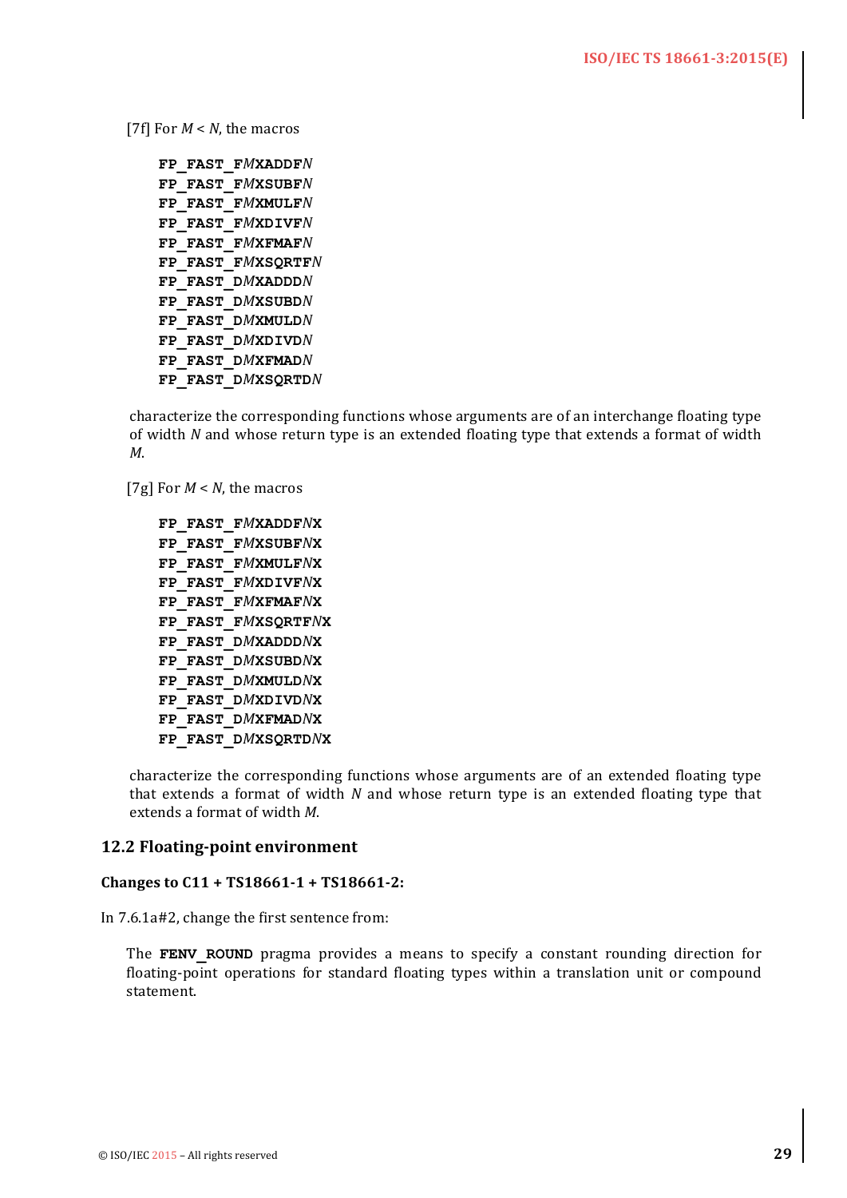[7f] For *M* < *N*, the macros

```
FP_FAST_FMXADDFN
FP_FAST_FMXSUBFN
FP_FAST_FMXMULFN
FP_FAST_FMXDIVFN
FP_FAST_FMXFMAFN
FP_FAST_FMXSQRTFN
FP_FAST_DMXADDDN
FP_FAST_DMXSUBDN
FP_FAST_DMXMULDN
FP_FAST_DMXDIVDN
FP_FAST_DMXFMADN
FP_FAST_DMXSQRTDN
```

characterize the corresponding functions whose arguments are of an interchange floating type of width *N* and whose return type is an extended floating type that extends a format of width *M*.

[7g] For *M* < *N*, the macros

```
FP_FAST_FMXADDFNX
FP_FAST_FMXSUBFNX
FP_FAST_FMXMULFNX
FP_FAST_FMXDIVFNX
FP_FAST_FMXFMAFNX
FP_FAST_FMXSQRTFNX
FP_FAST_DMXADDDNX
FP_FAST_DMXSUBDNX
FP_FAST_DMXMULDNX
FP_FAST_DMXDIVDNX
FP_FAST_DMXFMADNX
FP_FAST_DMXSQRTDNX
```

characterize the corresponding functions whose arguments are of an extended floating type that extends a format of width *N* and whose return type is an extended floating type that extends a format of width *M*.

## 12.2 Floating-point environment

**Changes to C11 + TS18661-1 + TS18661-2:**

In 7.6.1a#2, change the first sentence from:

> The **FENV_ROUND** pragma provides a means to specify a constant rounding direction for floating-point operations for standard floating types within a translation unit or compound statement.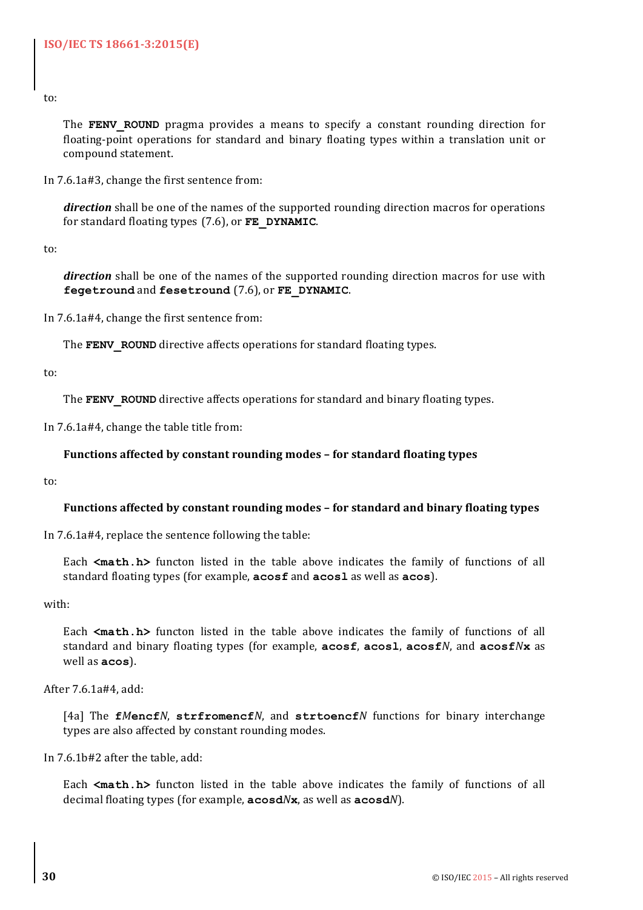to:

> The **FENV_ROUND** pragma provides a means to specify a constant rounding direction for floating-point operations for standard and binary floating types within a translation unit or compound statement.

In 7.6.1a#3, change the first sentence from:

> ***direction*** shall be one of the names of the supported rounding direction macros for operations for standard floating types (7.6), or **FE_DYNAMIC**.

to:

> ***direction*** shall be one of the names of the supported rounding direction macros for use with **fegetround** and **fesetround** (7.6), or **FE_DYNAMIC**.

In 7.6.1a#4, change the first sentence from:

> The **FENV_ROUND** directive affects operations for standard floating types.

to:

> The **FENV_ROUND** directive affects operations for standard and binary floating types.

In 7.6.1a#4, change the table title from:

> **Functions affected by constant rounding modes – for standard floating types**

to:

> **Functions affected by constant rounding modes – for standard and binary floating types**

In 7.6.1a#4, replace the sentence following the table:

> Each **<math.h>** functon listed in the table above indicates the family of functions of all standard floating types (for example, **acosf** and **acosl** as well as **acos**).

with:

> Each **<math.h>** functon listed in the table above indicates the family of functions of all standard and binary floating types (for example, **acosf**, **acosl**, **acosf*N***, and **acosf*N*x** as well as **acos**).

After 7.6.1a#4, add:

> [4a] The **f*M*encf*N***, **strfromencf*N***, and **strtoencf*N*** functions for binary interchange types are also affected by constant rounding modes.

In 7.6.1b#2 after the table, add:

> Each **<math.h>** functon listed in the table above indicates the family of functions of all decimal floating types (for example, **acosd*N*x**, as well as **acosd*N***).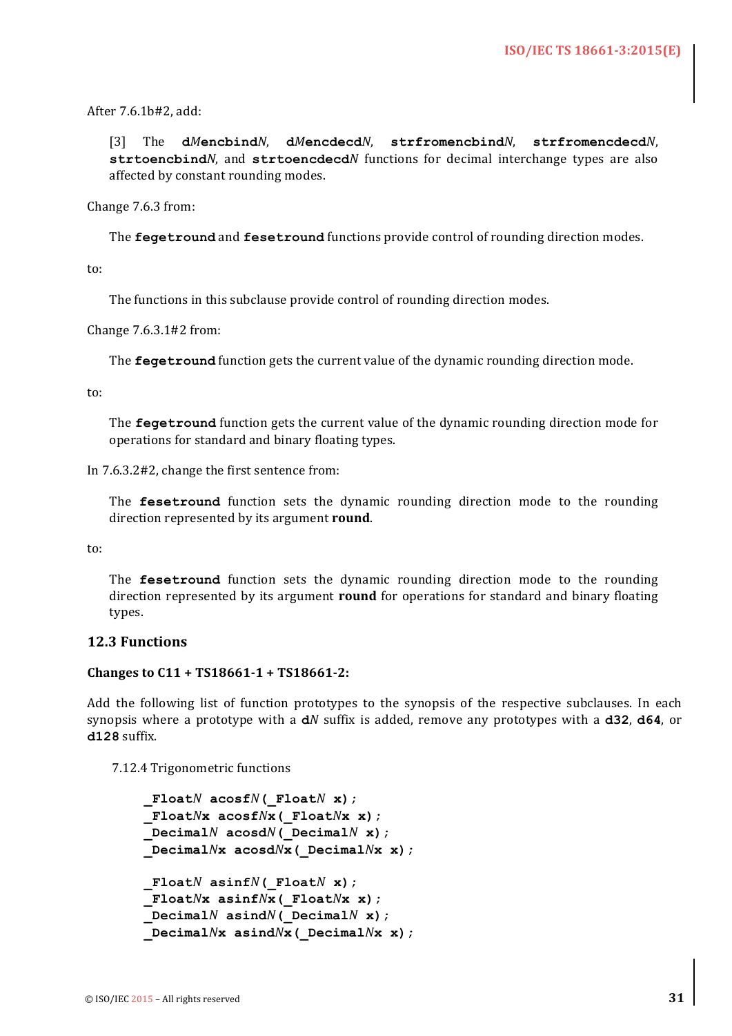After 7.6.1b#2, add:

> [3] The **d*M*encbind*N***, **d*M*encdecd*N***, **strfromencbind*N***, **strfromencdecd*N***, **strtoencbind*N***, and **strtoencdecd*N*** functions for decimal interchange types are also affected by constant rounding modes.

Change 7.6.3 from:

> The **fegetround** and **fesetround** functions provide control of rounding direction modes.

to:

> The functions in this subclause provide control of rounding direction modes.

Change 7.6.3.1#2 from:

> The **fegetround** function gets the current value of the dynamic rounding direction mode.

to:

> The **fegetround** function gets the current value of the dynamic rounding direction mode for operations for standard and binary floating types.

In 7.6.3.2#2, change the first sentence from:

> The **fesetround** function sets the dynamic rounding direction mode to the rounding direction represented by its argument **round**.

to:

> The **fesetround** function sets the dynamic rounding direction mode to the rounding direction represented by its argument **round** for operations for standard and binary floating types.

## 12.3 Functions

**Changes to C11 + TS18661-1 + TS18661-2:**

Add the following list of function prototypes to the synopsis of the respective subclauses. In each synopsis where a prototype with a **d*N*** suffix is added, remove any prototypes with a **d32**, **d64**, or **d128** suffix.

7.12.4 Trigonometric functions

```
_FloatN acosfN(_FloatN x);
_FloatNx acosfNx(_FloatNx x);
_DecimalN acosdN(_DecimalN x);
_DecimalNx acosdNx(_DecimalNx x);

_FloatN asinfN(_FloatN x);
_FloatNx asinfNx(_FloatNx x);
_DecimalN asindN(_DecimalN x);
_DecimalNx asindNx(_DecimalNx x);
```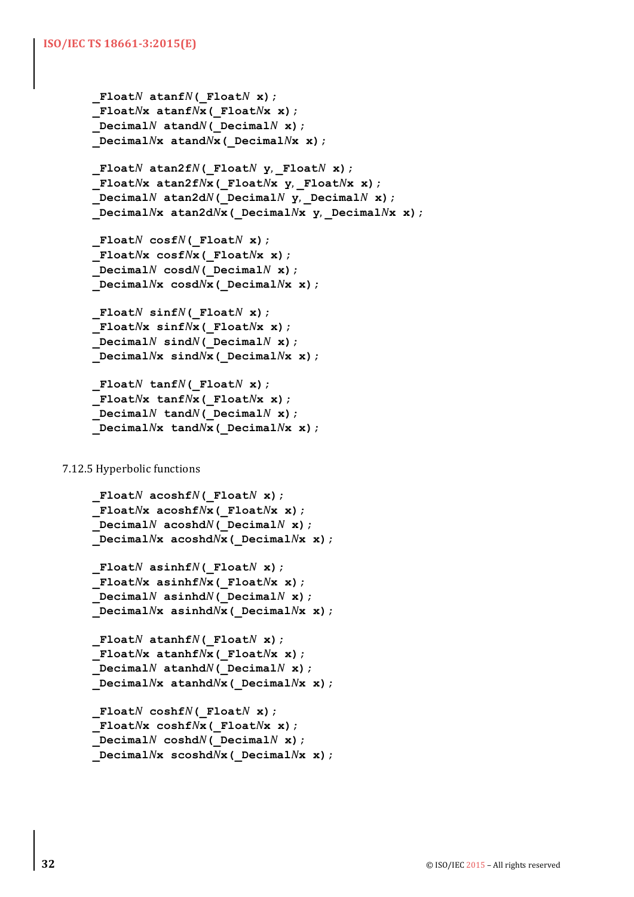```
_FloatN atanfN(_FloatN x);
_FloatNx atanfNx(_FloatNx x);
_DecimalN atandN(_DecimalN x);
_DecimalNx atandNx(_DecimalNx x);

_FloatN atan2fN(_FloatN y, _FloatN x);
_FloatNx atan2fNx(_FloatNx y, _FloatNx x);
_DecimalN atan2dN(_DecimalN y, _DecimalN x);
_DecimalNx atan2dNx(_DecimalNx y, _DecimalNx x);

_FloatN cosfN(_FloatN x);
_FloatNx cosfNx(_FloatNx x);
_DecimalN cosdN(_DecimalN x);
_DecimalNx cosdNx(_DecimalNx x);

_FloatN sinfN(_FloatN x);
_FloatNx sinfNx(_FloatNx x);
_DecimalN sindN(_DecimalN x);
_DecimalNx sindNx(_DecimalNx x);

_FloatN tanfN(_FloatN x);
_FloatNx tanfNx(_FloatNx x);
_DecimalN tandN(_DecimalN x);
_DecimalNx tandNx(_DecimalNx x);
```

7.12.5 Hyperbolic functions

```
_FloatN acoshfN(_FloatN x);
_FloatNx acoshfNx(_FloatNx x);
_DecimalN acoshdN(_DecimalN x);
_DecimalNx acoshdNx(_DecimalNx x);

_FloatN asinhfN(_FloatN x);
_FloatNx asinhfNx(_FloatNx x);
_DecimalN asinhdN(_DecimalN x);
_DecimalNx asinhdNx(_DecimalNx x);

_FloatN atanhfN(_FloatN x);
_FloatNx atanhfNx(_FloatNx x);
_DecimalN atanhdN(_DecimalN x);
_DecimalNx atanhdNx(_DecimalNx x);

_FloatN coshfN(_FloatN x);
_FloatNx coshfNx(_FloatNx x);
_DecimalN coshdN(_DecimalN x);
_DecimalNx scoshdNx(_DecimalNx x);
```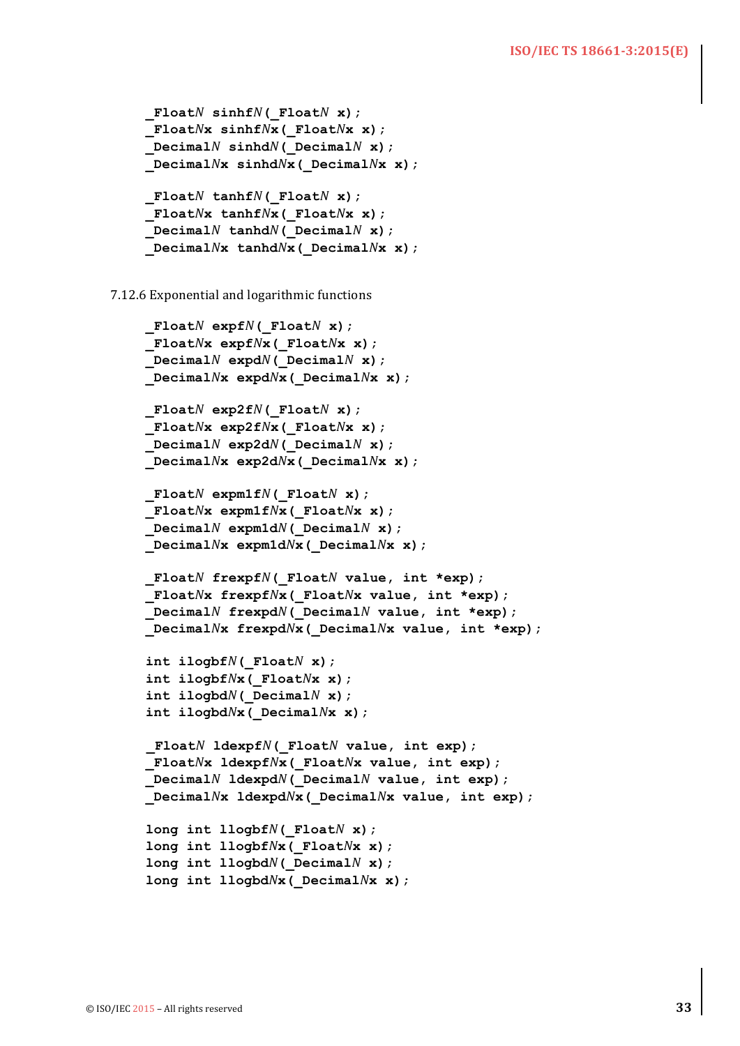```
_FloatN sinhfN(_FloatN x);
_FloatNx sinhfNx(_FloatNx x);
_DecimalN sinhdN(_DecimalN x);
_DecimalNx sinhdNx(_DecimalNx x);

_FloatN tanhfN(_FloatN x);
_FloatNx tanhfNx(_FloatNx x);
_DecimalN tanhdN(_DecimalN x);
_DecimalNx tanhdNx(_DecimalNx x);
```

7.12.6 Exponential and logarithmic functions

```
_FloatN expfN(_FloatN x);
_FloatNx expfNx(_FloatNx x);
_DecimalN expdN(_DecimalN x);
_DecimalNx expdNx(_DecimalNx x);

_FloatN exp2fN(_FloatN x);
_FloatNx exp2fNx(_FloatNx x);
_DecimalN exp2dN(_DecimalN x);
_DecimalNx exp2dNx(_DecimalNx x);

_FloatN expm1fN(_FloatN x);
_FloatNx expm1fNx(_FloatNx x);
_DecimalN expm1dN(_DecimalN x);
_DecimalNx expm1dNx(_DecimalNx x);

_FloatN frexpfN(_FloatN value, int *exp);
_FloatNx frexpfNx(_FloatNx value, int *exp);
_DecimalN frexpdN(_DecimalN value, int *exp);
_DecimalNx frexpdNx(_DecimalNx value, int *exp);

int ilogbfN(_FloatN x);
int ilogbfNx(_FloatNx x);
int ilogbdN(_DecimalN x);
int ilogbdNx(_DecimalNx x);

_FloatN ldexpfN(_FloatN value, int exp);
_FloatNx ldexpfNx(_FloatNx value, int exp);
_DecimalN ldexpdN(_DecimalN value, int exp);
_DecimalNx ldexpdNx(_DecimalNx value, int exp);

long int llogbfN(_FloatN x);
long int llogbfNx(_FloatNx x);
long int llogbdN(_DecimalN x);
long int llogbdNx(_DecimalNx x);
```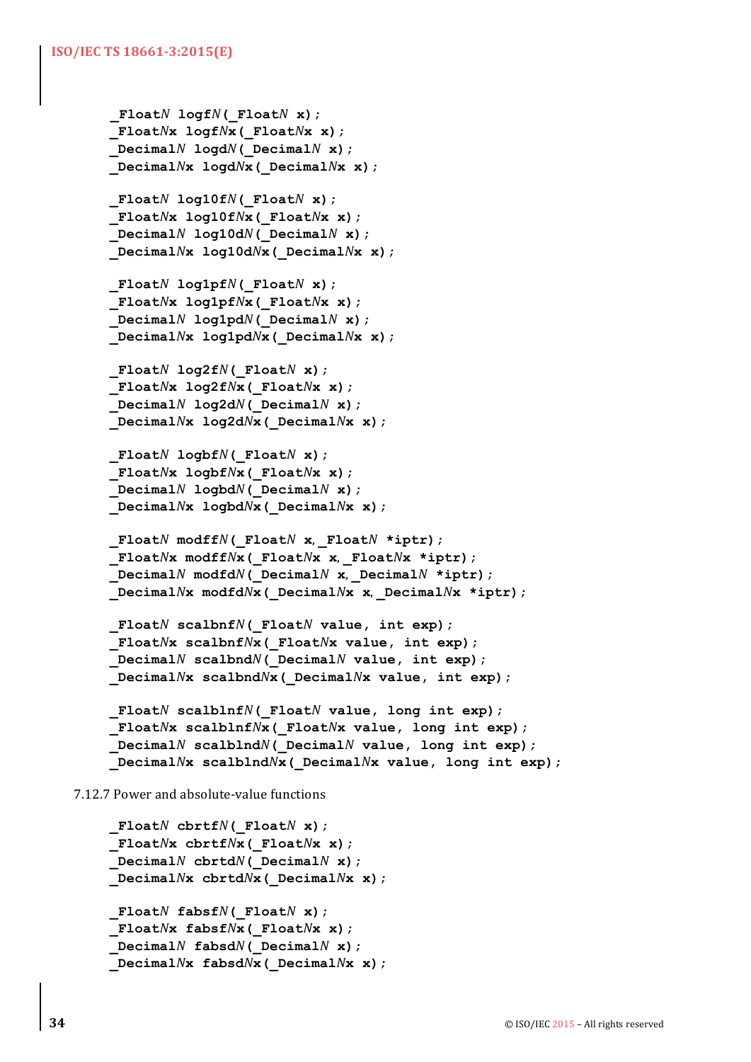```
_FloatN logfN(_FloatN x);
_FloatNx logfNx(_FloatNx x);
_DecimalN logdN(_DecimalN x);
_DecimalNx logdNx(_DecimalNx x);

_FloatN log10fN(_FloatN x);
_FloatNx log10fNx(_FloatNx x);
_DecimalN log10dN(_DecimalN x);
_DecimalNx log10dNx(_DecimalNx x);

_FloatN log1pfN(_FloatN x);
_FloatNx log1pfNx(_FloatNx x);
_DecimalN log1pdN(_DecimalN x);
_DecimalNx log1pdNx(_DecimalNx x);

_FloatN log2fN(_FloatN x);
_FloatNx log2fNx(_FloatNx x);
_DecimalN log2dN(_DecimalN x);
_DecimalNx log2dNx(_DecimalNx x);

_FloatN logbfN(_FloatN x);
_FloatNx logbfNx(_FloatNx x);
_DecimalN logbdN(_DecimalN x);
_DecimalNx logbdNx(_DecimalNx x);

_FloatN modffN(_FloatN x, _FloatN *iptr);
_FloatNx modffNx(_FloatNx x, _FloatNx *iptr);
_DecimalN modfdN(_DecimalN x, _DecimalN *iptr);
_DecimalNx modfdNx(_DecimalNx x, _DecimalNx *iptr);

_FloatN scalbnfN(_FloatN value, int exp);
_FloatNx scalbnfNx(_FloatNx value, int exp);
_DecimalN scalbndN(_DecimalN value, int exp);
_DecimalNx scalbndNx(_DecimalNx value, int exp);

_FloatN scalblnfN(_FloatN value, long int exp);
_FloatNx scalblnfNx(_FloatNx value, long int exp);
_DecimalN scalblndN(_DecimalN value, long int exp);
_DecimalNx scalblndNx(_DecimalNx value, long int exp);
```

7.12.7 Power and absolute-value functions

```
_FloatN cbrtfN(_FloatN x);
_FloatNx cbrtfNx(_FloatNx x);
_DecimalN cbrtdN(_DecimalN x);
_DecimalNx cbrtdNx(_DecimalNx x);

_FloatN fabsfN(_FloatN x);
_FloatNx fabsfNx(_FloatNx x);
_DecimalN fabsdN(_DecimalN x);
_DecimalNx fabsdNx(_DecimalNx x);
```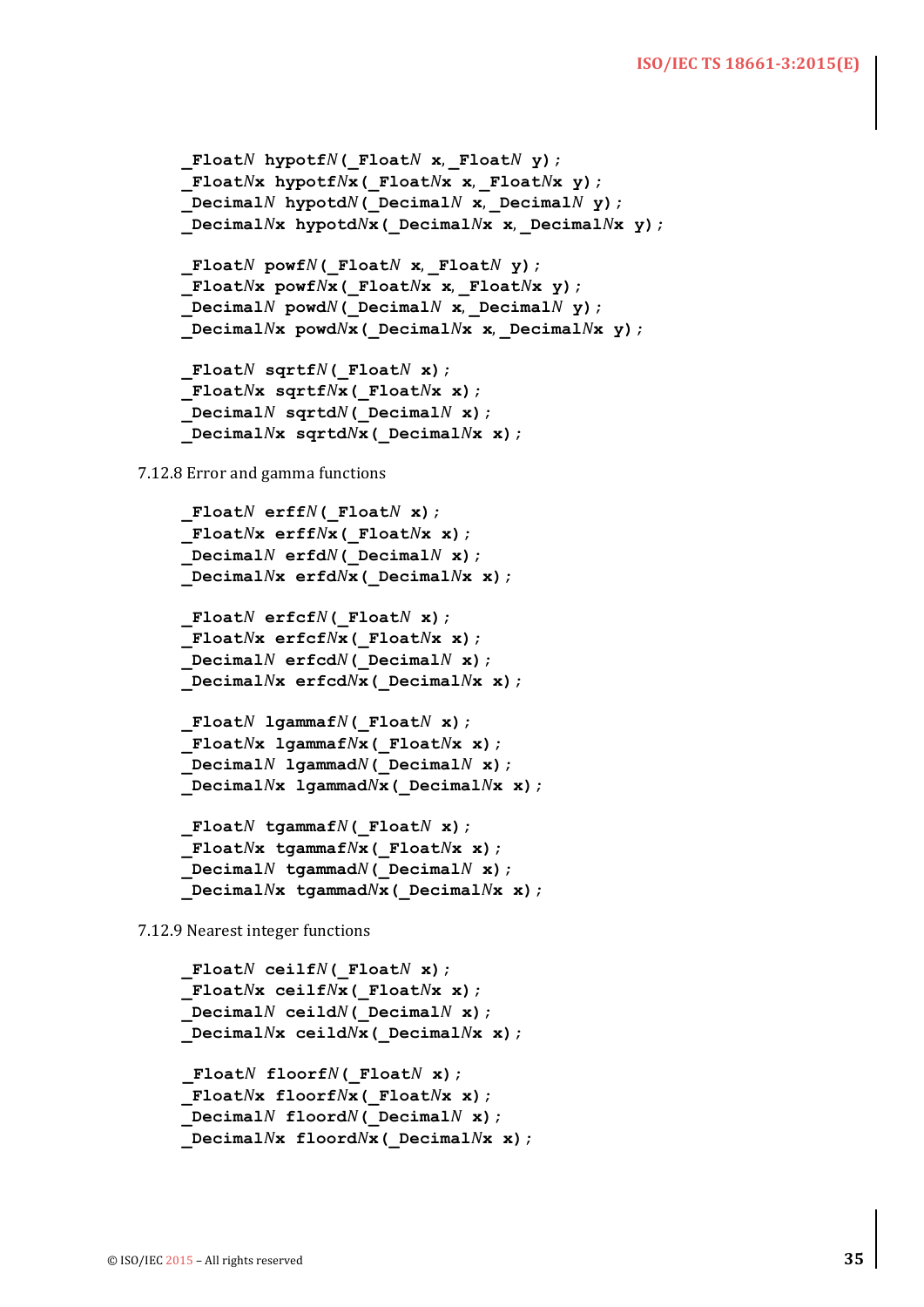```
_FloatN hypotfN(_FloatN x, _FloatN y);
_FloatNx hypotfNx(_FloatNx x, _FloatNx y);
_DecimalN hypotdN(_DecimalN x, _DecimalN y);
_DecimalNx hypotdNx(_DecimalNx x, _DecimalNx y);

_FloatN powfN(_FloatN x, _FloatN y);
_FloatNx powfNx(_FloatNx x, _FloatNx y);
_DecimalN powdN(_DecimalN x, _DecimalN y);
_DecimalNx powdNx(_DecimalNx x, _DecimalNx y);

_FloatN sqrtfN(_FloatN x);
_FloatNx sqrtfNx(_FloatNx x);
_DecimalN sqrtdN(_DecimalN x);
_DecimalNx sqrtdNx(_DecimalNx x);
```

7.12.8 Error and gamma functions

```
_FloatN erffN(_FloatN x);
_FloatNx erffNx(_FloatNx x);
_DecimalN erfdN(_DecimalN x);
_DecimalNx erfdNx(_DecimalNx x);

_FloatN erfcfN(_FloatN x);
_FloatNx erfcfNx(_FloatNx x);
_DecimalN erfcdN(_DecimalN x);
_DecimalNx erfcdNx(_DecimalNx x);

_FloatN lgammafN(_FloatN x);
_FloatNx lgammafNx(_FloatNx x);
_DecimalN lgammadN(_DecimalN x);
_DecimalNx lgammadNx(_DecimalNx x);

_FloatN tgammafN(_FloatN x);
_FloatNx tgammafNx(_FloatNx x);
_DecimalN tgammadN(_DecimalN x);
_DecimalNx tgammadNx(_DecimalNx x);
```

7.12.9 Nearest integer functions

```
_FloatN ceilfN(_FloatN x);
_FloatNx ceilfNx(_FloatNx x);
_DecimalN ceildN(_DecimalN x);
_DecimalNx ceildNx(_DecimalNx x);

_FloatN floorfN(_FloatN x);
_FloatNx floorfNx(_FloatNx x);
_DecimalN floordN(_DecimalN x);
_DecimalNx floordNx(_DecimalNx x);
```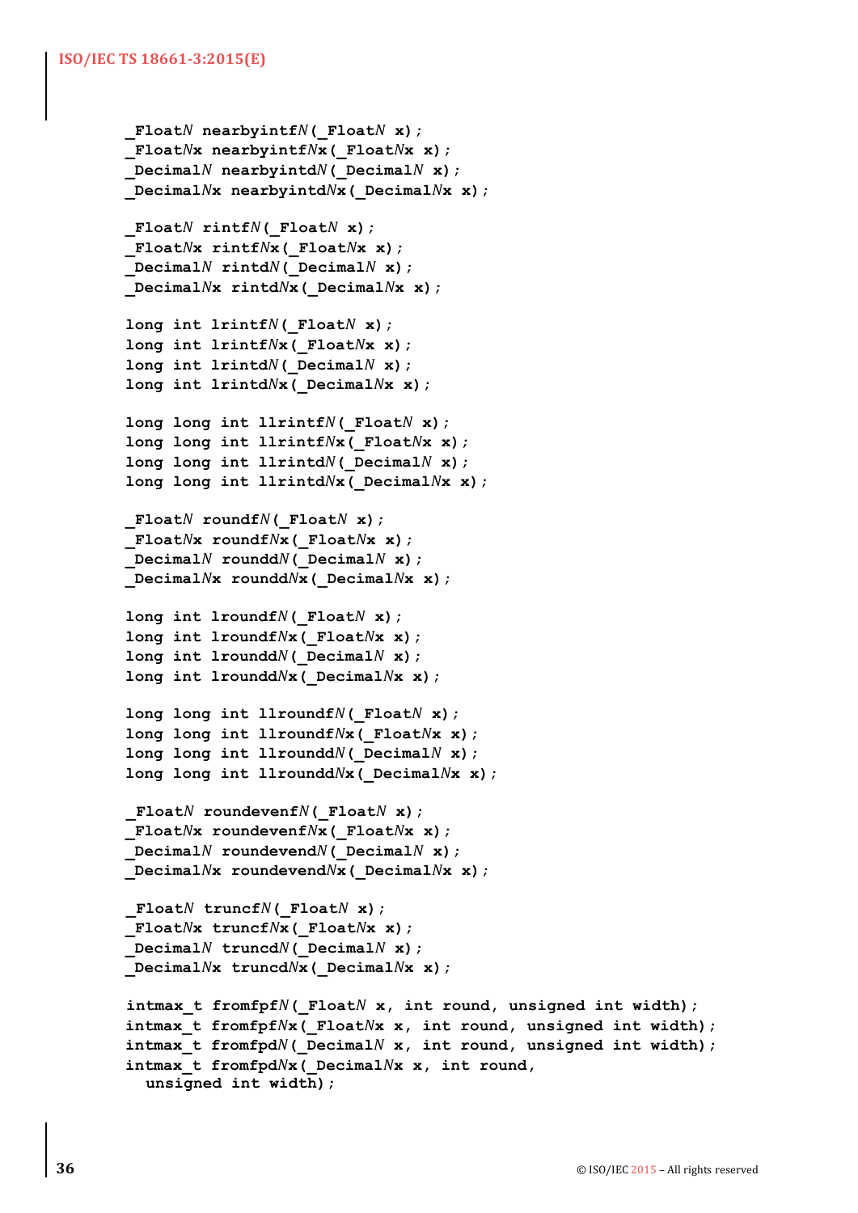```
_FloatN nearbyintfN(_FloatN x);
_FloatNx nearbyintfNx(_FloatNx x);
_DecimalN nearbyintdN(_DecimalN x);
_DecimalNx nearbyintdNx(_DecimalNx x);

_FloatN rintfN(_FloatN x);
_FloatNx rintfNx(_FloatNx x);
_DecimalN rintdN(_DecimalN x);
_DecimalNx rintdNx(_DecimalNx x);

long int lrintfN(_FloatN x);
long int lrintfNx(_FloatNx x);
long int lrintdN(_DecimalN x);
long int lrintdNx(_DecimalNx x);

long long int llrintfN(_FloatN x);
long long int llrintfNx(_FloatNx x);
long long int llrintdN(_DecimalN x);
long long int llrintdNx(_DecimalNx x);

_FloatN roundfN(_FloatN x);
_FloatNx roundfNx(_FloatNx x);
_DecimalN rounddN(_DecimalN x);
_DecimalNx rounddNx(_DecimalNx x);

long int lroundfN(_FloatN x);
long int lroundfNx(_FloatNx x);
long int lrounddN(_DecimalN x);
long int lrounddNx(_DecimalNx x);

long long int llroundfN(_FloatN x);
long long int llroundfNx(_FloatNx x);
long long int llrounddN(_DecimalN x);
long long int llrounddNx(_DecimalNx x);

_FloatN roundevenfN(_FloatN x);
_FloatNx roundevenfNx(_FloatNx x);
_DecimalN roundevendN(_DecimalN x);
_DecimalNx roundevendNx(_DecimalNx x);

_FloatN truncfN(_FloatN x);
_FloatNx truncfNx(_FloatNx x);
_DecimalN truncdN(_DecimalN x);
_DecimalNx truncdNx(_DecimalNx x);

intmax_t fromfpfN(_FloatN x, int round, unsigned int width);
intmax_t fromfpfNx(_FloatNx x, int round, unsigned int width);
intmax_t fromfpdN(_DecimalN x, int round, unsigned int width);
intmax_t fromfpdNx(_DecimalNx x, int round,
  unsigned int width);
```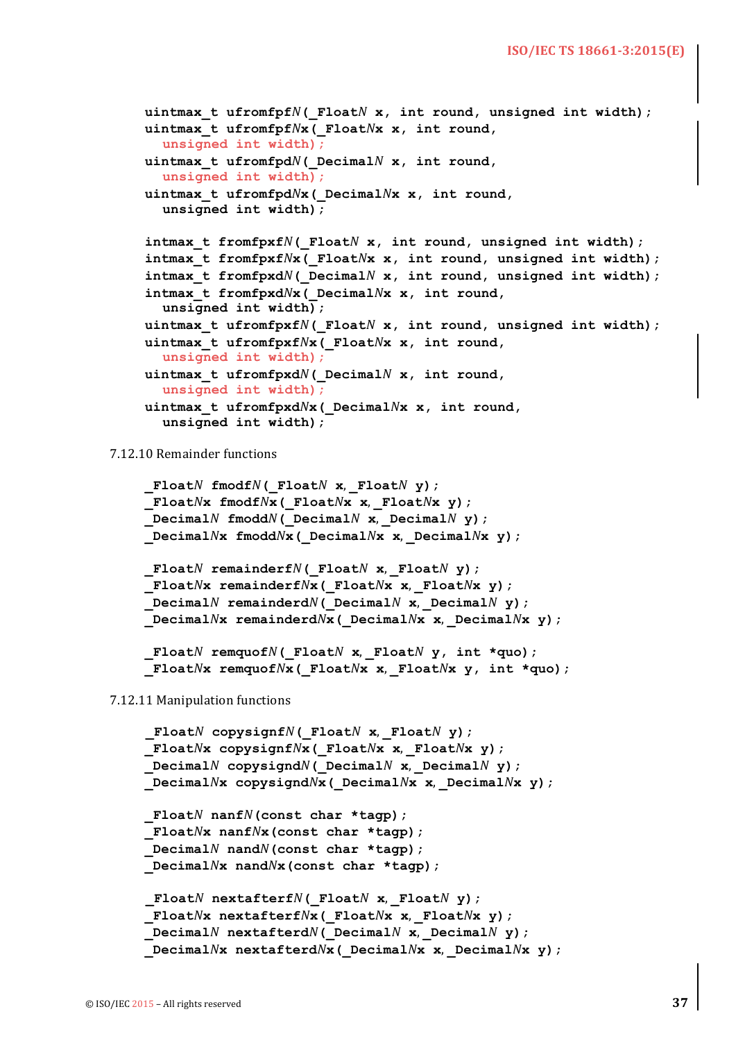```
uintmax_t ufromfpfN(_FloatN x, int round, unsigned int width);
uintmax_t ufromfpfNx(_FloatNx x, int round,
  unsigned int width);
uintmax_t ufromfpdN(_DecimalN x, int round,
  unsigned int width);
uintmax_t ufromfpdNx(_DecimalNx x, int round,
  unsigned int width);

intmax_t fromfpxfN(_FloatN x, int round, unsigned int width);
intmax_t fromfpxfNx(_FloatNx x, int round, unsigned int width);
intmax_t fromfpxdN(_DecimalN x, int round, unsigned int width);
intmax_t fromfpxdNx(_DecimalNx x, int round,
  unsigned int width);
uintmax_t ufromfpxfN(_FloatN x, int round, unsigned int width);
uintmax_t ufromfpxfNx(_FloatNx x, int round,
  unsigned int width);
uintmax_t ufromfpxdN(_DecimalN x, int round,
  unsigned int width);
uintmax_t ufromfpxdNx(_DecimalNx x, int round,
  unsigned int width);
```

7.12.10 Remainder functions

```
_FloatN fmodfN(_FloatN x, _FloatN y);
_FloatNx fmodfNx(_FloatNx x, _FloatNx y);
_DecimalN fmoddN(_DecimalN x, _DecimalN y);
_DecimalNx fmoddNx(_DecimalNx x, _DecimalNx y);

_FloatN remainderfN(_FloatN x, _FloatN y);
_FloatNx remainderfNx(_FloatNx x, _FloatNx y);
_DecimalN remainderdN(_DecimalN x, _DecimalN y);
_DecimalNx remainderdNx(_DecimalNx x, _DecimalNx y);

_FloatN remquofN(_FloatN x, _FloatN y, int *quo);
_FloatNx remquofNx(_FloatNx x, _FloatNx y, int *quo);
```

7.12.11 Manipulation functions

```
_FloatN copysignfN(_FloatN x, _FloatN y);
_FloatNx copysignfNx(_FloatNx x, _FloatNx y);
_DecimalN copysigndN(_DecimalN x, _DecimalN y);
_DecimalNx copysigndNx(_DecimalNx x, _DecimalNx y);

_FloatN nanfN(const char *tagp);
_FloatNx nanfNx(const char *tagp);
_DecimalN nandN(const char *tagp);
_DecimalNx nandNx(const char *tagp);

_FloatN nextafterfN(_FloatN x, _FloatN y);
_FloatNx nextafterfNx(_FloatNx x, _FloatNx y);
_DecimalN nextafterdN(_DecimalN x, _DecimalN y);
_DecimalNx nextafterdNx(_DecimalNx x, _DecimalNx y);
```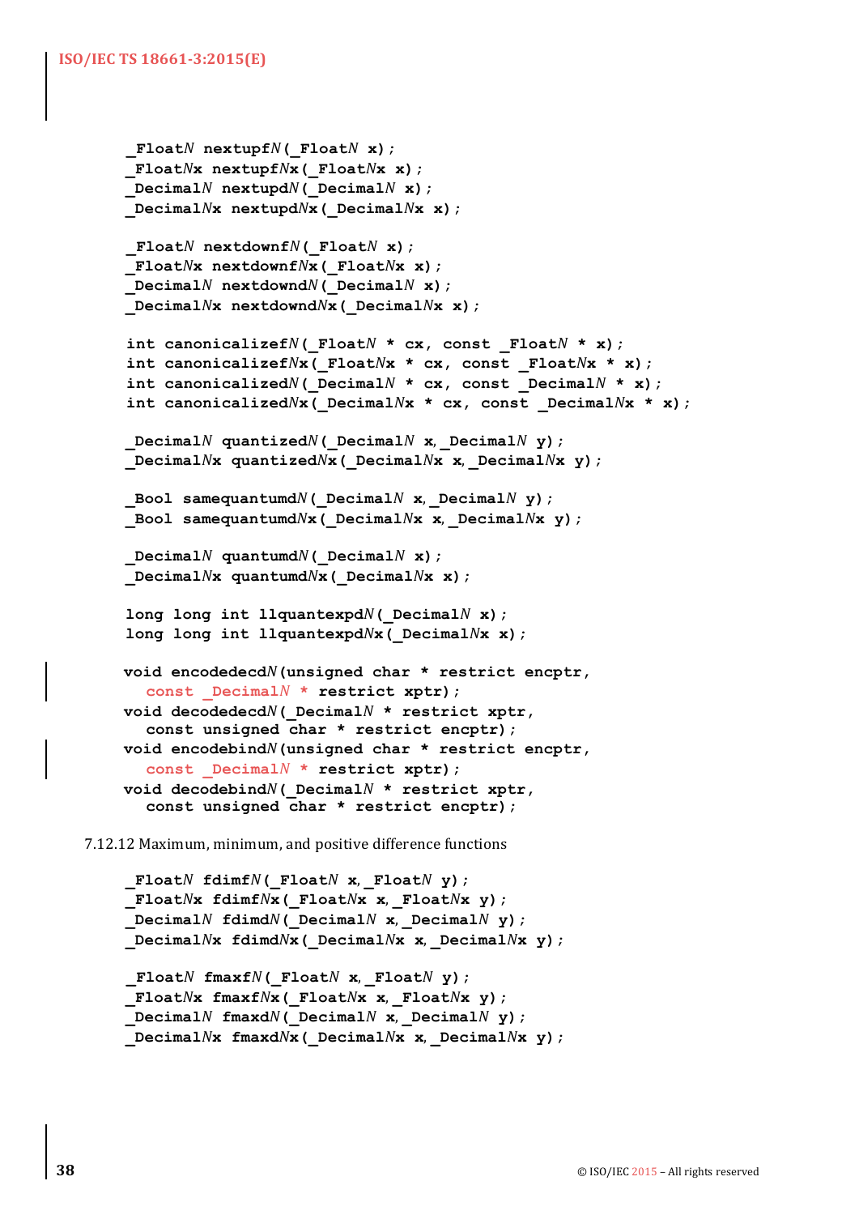```
_FloatN nextupfN(_FloatN x);
_FloatNx nextupfNx(_FloatNx x);
_DecimalN nextupdN(_DecimalN x);
_DecimalNx nextupdNx(_DecimalNx x);

_FloatN nextdownfN(_FloatN x);
_FloatNx nextdownfNx(_FloatNx x);
_DecimalN nextdowndN(_DecimalN x);
_DecimalNx nextdowndNx(_DecimalNx x);

int canonicalizefN(_FloatN * cx, const _FloatN * x);
int canonicalizefNx(_FloatNx * cx, const _FloatNx * x);
int canonicalizedN(_DecimalN * cx, const _DecimalN * x);
int canonicalizedNx(_DecimalNx * cx, const _DecimalNx * x);

_DecimalN quantizedN(_DecimalN x, _DecimalN y);
_DecimalNx quantizedNx(_DecimalNx x, _DecimalNx y);

_Bool samequantumdN(_DecimalN x, _DecimalN y);
_Bool samequantumdNx(_DecimalNx x, _DecimalNx y);

_DecimalN quantumdN(_DecimalN x);
_DecimalNx quantumdNx(_DecimalNx x);

long long int llquantexpdN(_DecimalN x);
long long int llquantexpdNx(_DecimalNx x);

void encodedecdN(unsigned char * restrict encptr,
   const _DecimalN * restrict xptr);
void decodedecdN(_DecimalN * restrict xptr,
   const unsigned char * restrict encptr);
void encodebindN(unsigned char * restrict encptr,
   const _DecimalN * restrict xptr);
void decodebindN(_DecimalN * restrict xptr,
   const unsigned char * restrict encptr);
```

7.12.12 Maximum, minimum, and positive difference functions

```
_FloatN fdimfN(_FloatN x, _FloatN y);
_FloatNx fdimfNx(_FloatNx x, _FloatNx y);
_DecimalN fdimdN(_DecimalN x, _DecimalN y);
_DecimalNx fdimdNx(_DecimalNx x, _DecimalNx y);

_FloatN fmaxfN(_FloatN x, _FloatN y);
_FloatNx fmaxfNx(_FloatNx x, _FloatNx y);
_DecimalN fmaxdN(_DecimalN x, _DecimalN y);
_DecimalNx fmaxdNx(_DecimalNx x, _DecimalNx y);
```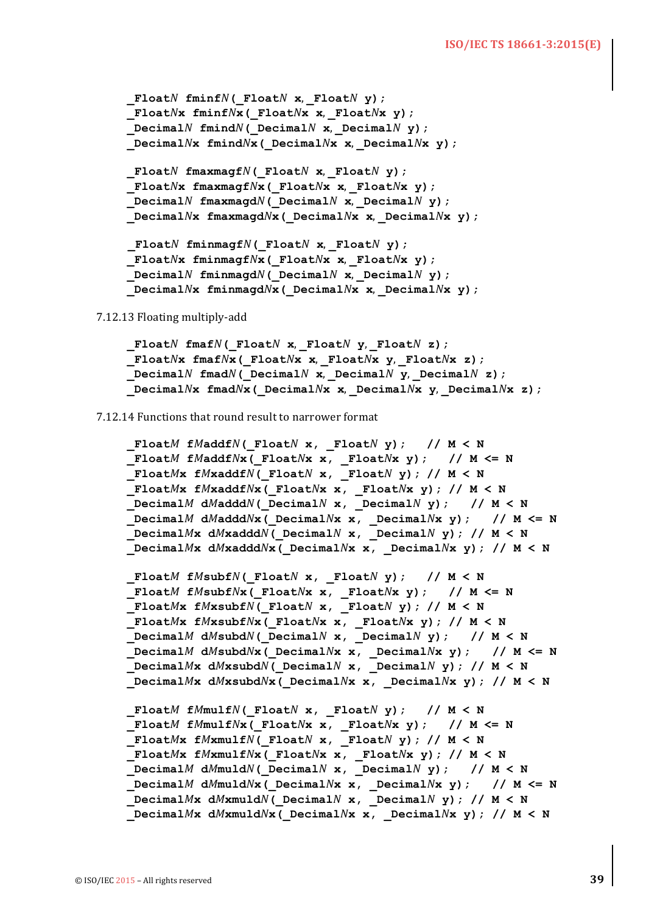```
_FloatN fminfN(_FloatN x, _FloatN y);
_FloatNx fminfNx(_FloatNx x, _FloatNx y);
_DecimalN fmindN(_DecimalN x, _DecimalN y);
_DecimalNx fmindNx(_DecimalNx x, _DecimalNx y);

_FloatN fmaxmagfN(_FloatN x, _FloatN y);
_FloatNx fmaxmagfNx(_FloatNx x, _FloatNx y);
_DecimalN fmaxmagdN(_DecimalN x, _DecimalN y);
_DecimalNx fmaxmagdNx(_DecimalNx x, _DecimalNx y);

_FloatN fminmagfN(_FloatN x, _FloatN y);
_FloatNx fminmagfNx(_FloatNx x, _FloatNx y);
_DecimalN fminmagdN(_DecimalN x, _DecimalN y);
_DecimalNx fminmagdNx(_DecimalNx x, _DecimalNx y);
```

7.12.13 Floating multiply-add

```
_FloatN fmafN(_FloatN x, _FloatN y, _FloatN z);
_FloatNx fmafNx(_FloatNx x, _FloatNx y, _FloatNx z);
_DecimalN fmadN(_DecimalN x, _DecimalN y, _DecimalN z);
_DecimalNx fmadNx(_DecimalNx x, _DecimalNx y, _DecimalNx z);
```

7.12.14 Functions that round result to narrower format

```
_FloatM fMaddfN(_FloatN x, _FloatN y);   // M < N
_FloatM fMaddfNx(_FloatNx x, _FloatNx y);   // M <= N
_FloatMx fMxaddfN(_FloatN x, _FloatN y); // M < N
_FloatMx fMxaddfNx(_FloatNx x, _FloatNx y); // M < N
_DecimalM dMadddN(_DecimalN x, _DecimalN y);   // M < N
_DecimalM dMadddNx(_DecimalNx x, _DecimalNx y);   // M <= N
_DecimalMx dMxadddN(_DecimalN x, _DecimalN y); // M < N
_DecimalMx dMxadddNx(_DecimalNx x, _DecimalNx y); // M < N

_FloatM fMsubfN(_FloatN x, _FloatN y);   // M < N
_FloatM fMsubfNx(_FloatNx x, _FloatNx y);   // M <= N
_FloatMx fMxsubfN(_FloatN x, _FloatN y); // M < N
_FloatMx fMxsubfNx(_FloatNx x, _FloatNx y); // M < N
_DecimalM dMsubdN(_DecimalN x, _DecimalN y);   // M < N
_DecimalM dMsubdNx(_DecimalNx x, _DecimalNx y);   // M <= N
_DecimalMx dMxsubdN(_DecimalN x, _DecimalN y); // M < N
_DecimalMx dMxsubdNx(_DecimalNx x, _DecimalNx y); // M < N

_FloatM fMmulfN(_FloatN x, _FloatN y);   // M < N
_FloatM fMmulfNx(_FloatNx x, _FloatNx y);   // M <= N
_FloatMx fMxmulfN(_FloatN x, _FloatN y); // M < N
_FloatMx fMxmulfNx(_FloatNx x, _FloatNx y); // M < N
_DecimalM dMmuldN(_DecimalN x, _DecimalN y);   // M < N
_DecimalM dMmuldNx(_DecimalNx x, _DecimalNx y);   // M <= N
_DecimalMx dMxmuldN(_DecimalN x, _DecimalN y); // M < N
_DecimalMx dMxmuldNx(_DecimalNx x, _DecimalNx y); // M < N
```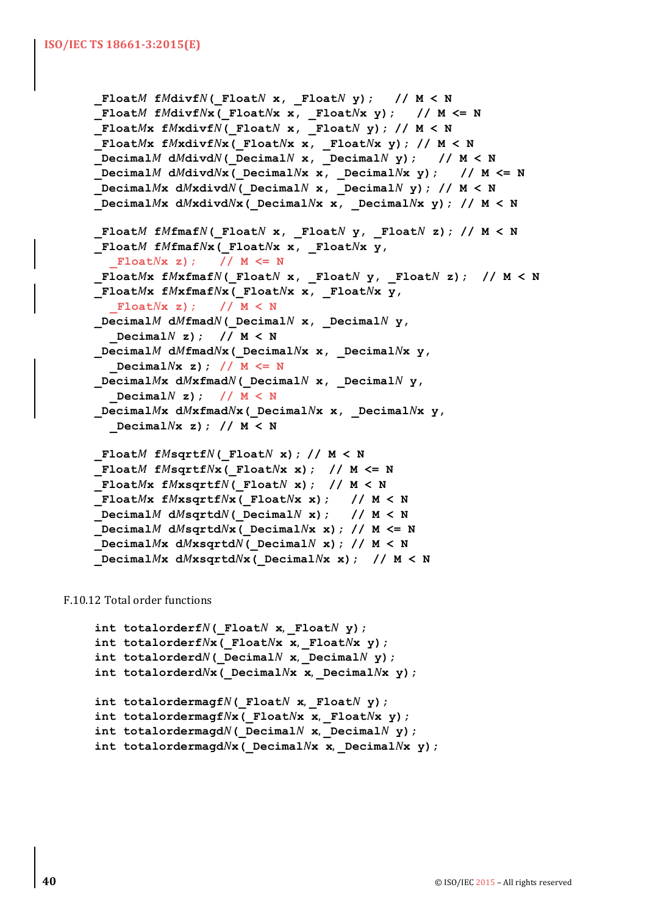```
_FloatM fMdivfN(_FloatN x, _FloatN y);   // M < N
_FloatM fMdivfNx(_FloatNx x, _FloatNx y);   // M <= N
_FloatMx fMxdivfN(_FloatN x, _FloatN y); // M < N
_FloatMx fMxdivfNx(_FloatNx x, _FloatNx y); // M < N
_DecimalM dMdivdN(_DecimalN x, _DecimalN y);   // M < N
_DecimalM dMdivdNx(_DecimalNx x, _DecimalNx y);   // M <= N
_DecimalMx dMxdivdN(_DecimalN x, _DecimalN y); // M < N
_DecimalMx dMxdivdNx(_DecimalNx x, _DecimalNx y); // M < N

_FloatM fMfmafN(_FloatN x, _FloatN y, _FloatN z); // M < N
_FloatM fMfmafNx(_FloatNx x, _FloatNx y,
  _FloatNx z);   // M <= N
_FloatMx fMxfmafN(_FloatN x, _FloatN y, _FloatN z);  // M < N
_FloatMx fMxfmafNx(_FloatNx x, _FloatNx y,
  _FloatNx z);   // M < N
_DecimalM dMfmadN(_DecimalN x, _DecimalN y,
  _DecimalN z);  // M < N
_DecimalM dMfmadNx(_DecimalNx x, _DecimalNx y,
  _DecimalNx z); // M <= N
_DecimalMx dMxfmadN(_DecimalN x, _DecimalN y,
  _DecimalN z);  // M < N
_DecimalMx dMxfmadNx(_DecimalNx x, _DecimalNx y,
  _DecimalNx z); // M < N

_FloatM fMsqrtfN(_FloatN x); // M < N
_FloatM fMsqrtfNx(_FloatNx x);  // M <= N
_FloatMx fMxsqrtfN(_FloatN x);  // M < N
_FloatMx fMxsqrtfNx(_FloatNx x);   // M < N
_DecimalM dMsqrtdN(_DecimalN x);   // M < N
_DecimalM dMsqrtdNx(_DecimalNx x); // M <= N
_DecimalMx dMxsqrtdN(_DecimalN x); // M < N
_DecimalMx dMxsqrtdNx(_DecimalNx x);  // M < N
```

F.10.12 Total order functions

```
int totalorderfN(_FloatN x, _FloatN y);
int totalorderfNx(_FloatNx x, _FloatNx y);
int totalorderdN(_DecimalN x, _DecimalN y);
int totalorderdNx(_DecimalNx x, _DecimalNx y);

int totalordermagfN(_FloatN x, _FloatN y);
int totalordermagfNx(_FloatNx x, _FloatNx y);
int totalordermagdN(_DecimalN x, _DecimalN y);
int totalordermagdNx(_DecimalNx x, _DecimalNx y);
```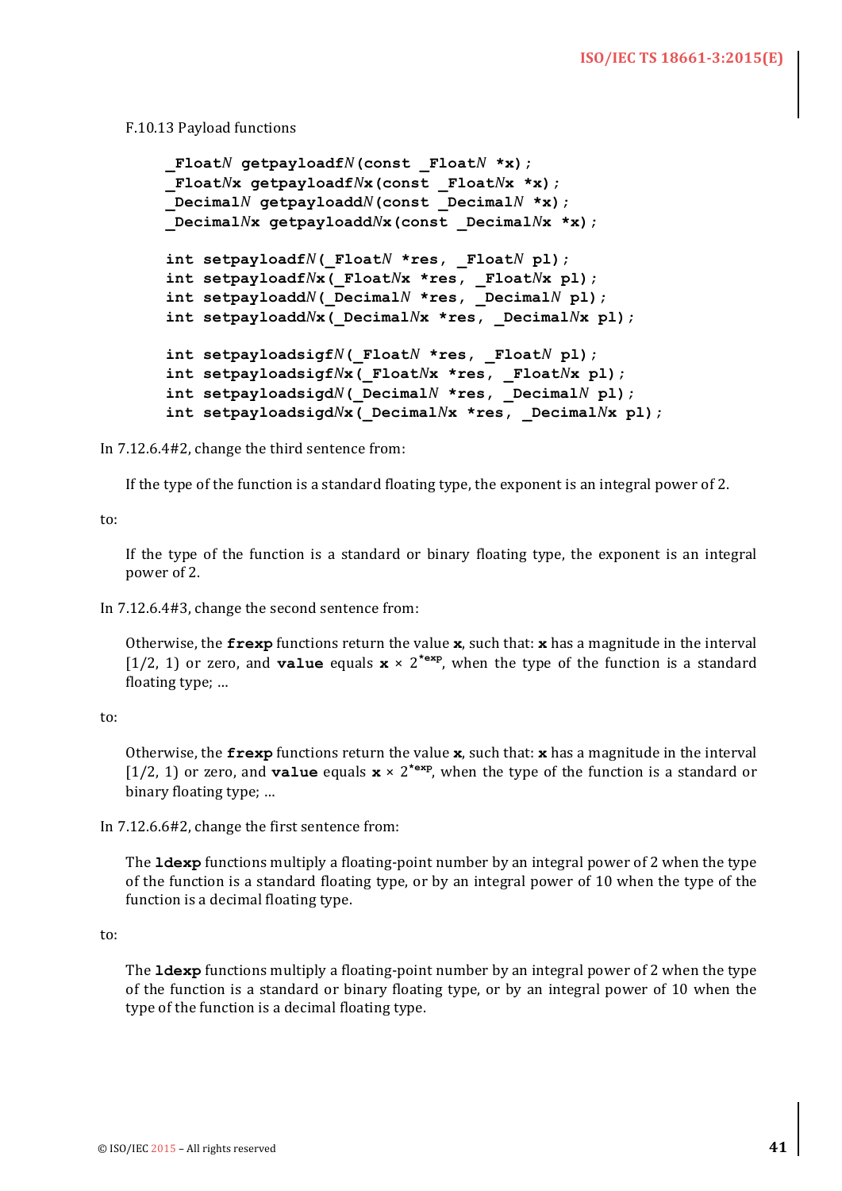F.10.13 Payload functions

```
_FloatN getpayloadfN(const _FloatN *x);
_FloatNx getpayloadfNx(const _FloatNx *x);
_DecimalN getpayloaddN(const _DecimalN *x);
_DecimalNx getpayloaddNx(const _DecimalNx *x);

int setpayloadfN(_FloatN *res, _FloatN pl);
int setpayloadfNx(_FloatNx *res, _FloatNx pl);
int setpayloaddN(_DecimalN *res, _DecimalN pl);
int setpayloaddNx(_DecimalNx *res, _DecimalNx pl);

int setpayloadsigfN(_FloatN *res, _FloatN pl);
int setpayloadsigfNx(_FloatNx *res, _FloatNx pl);
int setpayloadsigdN(_DecimalN *res, _DecimalN pl);
int setpayloadsigdNx(_DecimalNx *res, _DecimalNx pl);
```

In 7.12.6.4#2, change the third sentence from:

> If the type of the function is a standard floating type, the exponent is an integral power of 2.

to:

> If the type of the function is a standard or binary floating type, the exponent is an integral power of 2.

In 7.12.6.4#3, change the second sentence from:

> Otherwise, the **frexp** functions return the value **x**, such that: **x** has a magnitude in the interval [1/2, 1) or zero, and **value** equals **x** × $2^{*\mathbf{exp}}$, when the type of the function is a standard floating type; ...

to:

> Otherwise, the **frexp** functions return the value **x**, such that: **x** has a magnitude in the interval [1/2, 1) or zero, and **value** equals **x** × $2^{*\mathbf{exp}}$, when the type of the function is a standard or binary floating type; ...

In 7.12.6.6#2, change the first sentence from:

> The **ldexp** functions multiply a floating-point number by an integral power of 2 when the type of the function is a standard floating type, or by an integral power of 10 when the type of the function is a decimal floating type.

to:

> The **ldexp** functions multiply a floating-point number by an integral power of 2 when the type of the function is a standard or binary floating type, or by an integral power of 10 when the type of the function is a decimal floating type.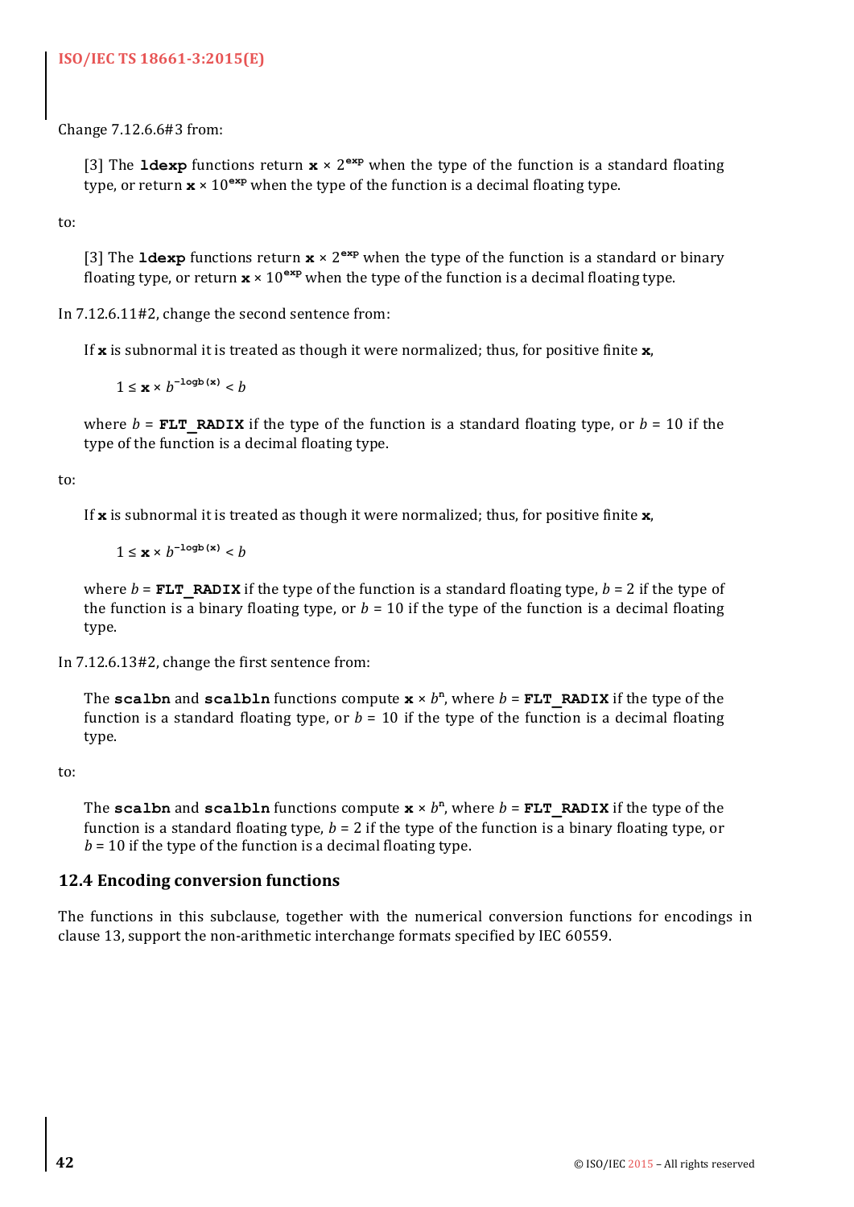Change 7.12.6.6#3 from:

> [3] The **ldexp** functions return **x** × $2^{\texttt{exp}}$ when the type of the function is a standard floating type, or return **x** × $10^{\texttt{exp}}$ when the type of the function is a decimal floating type.

to:

> [3] The **ldexp** functions return **x** × $2^{\texttt{exp}}$ when the type of the function is a standard or binary floating type, or return **x** × $10^{\texttt{exp}}$ when the type of the function is a decimal floating type.

In 7.12.6.11#2, change the second sentence from:

> If **x** is subnormal it is treated as though it were normalized; thus, for positive finite **x**,
>
> $1 \le \mathbf{x} \times b^{-\texttt{logb(x)}} < b$
>
> where $b$ = **FLT_RADIX** if the type of the function is a standard floating type, or $b$ = 10 if the type of the function is a decimal floating type.

to:

> If **x** is subnormal it is treated as though it were normalized; thus, for positive finite **x**,
>
> $1 \le \mathbf{x} \times b^{-\texttt{logb(x)}} < b$
>
> where $b$ = **FLT_RADIX** if the type of the function is a standard floating type, $b$ = 2 if the type of the function is a binary floating type, or $b$ = 10 if the type of the function is a decimal floating type.

In 7.12.6.13#2, change the first sentence from:

> The **scalbn** and **scalbln** functions compute **x** × $b^{\mathbf{n}}$, where $b$ = **FLT_RADIX** if the type of the function is a standard floating type, or $b$ = 10 if the type of the function is a decimal floating type.

to:

> The **scalbn** and **scalbln** functions compute **x** × $b^{\mathbf{n}}$, where $b$ = **FLT_RADIX** if the type of the function is a standard floating type, $b$ = 2 if the type of the function is a binary floating type, or $b$ = 10 if the type of the function is a decimal floating type.

## 12.4 Encoding conversion functions

The functions in this subclause, together with the numerical conversion functions for encodings in clause 13, support the non-arithmetic interchange formats specified by IEC 60559.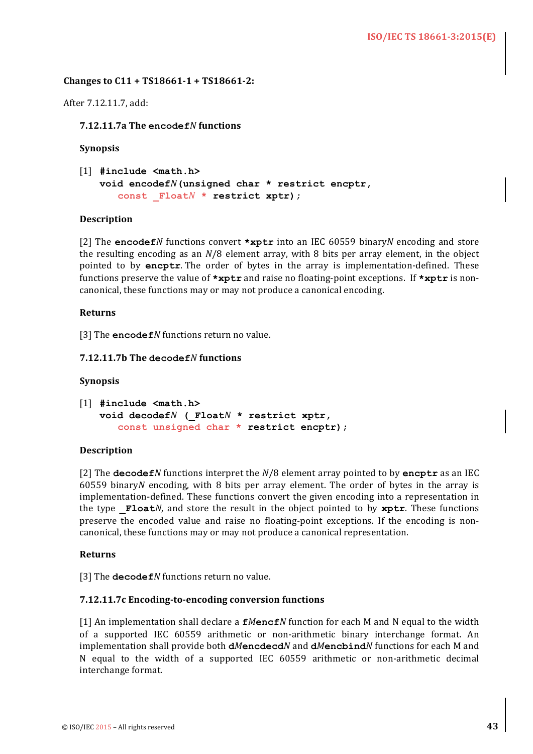**Changes to C11 + TS18661-1 + TS18661-2:**

After 7.12.11.7, add:

#### 7.12.11.7a The `encodef`*N* functions

**Synopsis**

[1]
```
#include <math.h>
void encodefN(unsigned char * restrict encptr,
   const _FloatN * restrict xptr);
```

**Description**

[2] The **encodef***N* functions convert ***xptr** into an IEC 60559 binary*N* encoding and store the resulting encoding as an *N*/8 element array, with 8 bits per array element, in the object pointed to by **encptr**. The order of bytes in the array is implementation-defined. These functions preserve the value of ***xptr** and raise no floating-point exceptions. If ***xptr** is non-canonical, these functions may or may not produce a canonical encoding.

**Returns**

[3] The **encodef***N* functions return no value.

#### 7.12.11.7b The `decodef`*N* functions

**Synopsis**

[1]
```
#include <math.h>
void decodefN (_FloatN * restrict xptr,
   const unsigned char * restrict encptr);
```

**Description**

[2] The **decodef***N* functions interpret the *N*/8 element array pointed to by **encptr** as an IEC 60559 binary*N* encoding, with 8 bits per array element. The order of bytes in the array is implementation-defined. These functions convert the given encoding into a representation in the type **_Float***N*, and store the result in the object pointed to by **xptr**. These functions preserve the encoded value and raise no floating-point exceptions. If the encoding is non-canonical, these functions may or may not produce a canonical representation.

**Returns**

[3] The **decodef***N* functions return no value.

#### 7.12.11.7c Encoding-to-encoding conversion functions

[1] An implementation shall declare a **f***M***encf***N* function for each M and N equal to the width of a supported IEC 60559 arithmetic or non-arithmetic binary interchange format. An implementation shall provide both **d***M***encdecd***N* and **d***M***encbind***N* functions for each M and N equal to the width of a supported IEC 60559 arithmetic or non-arithmetic decimal interchange format.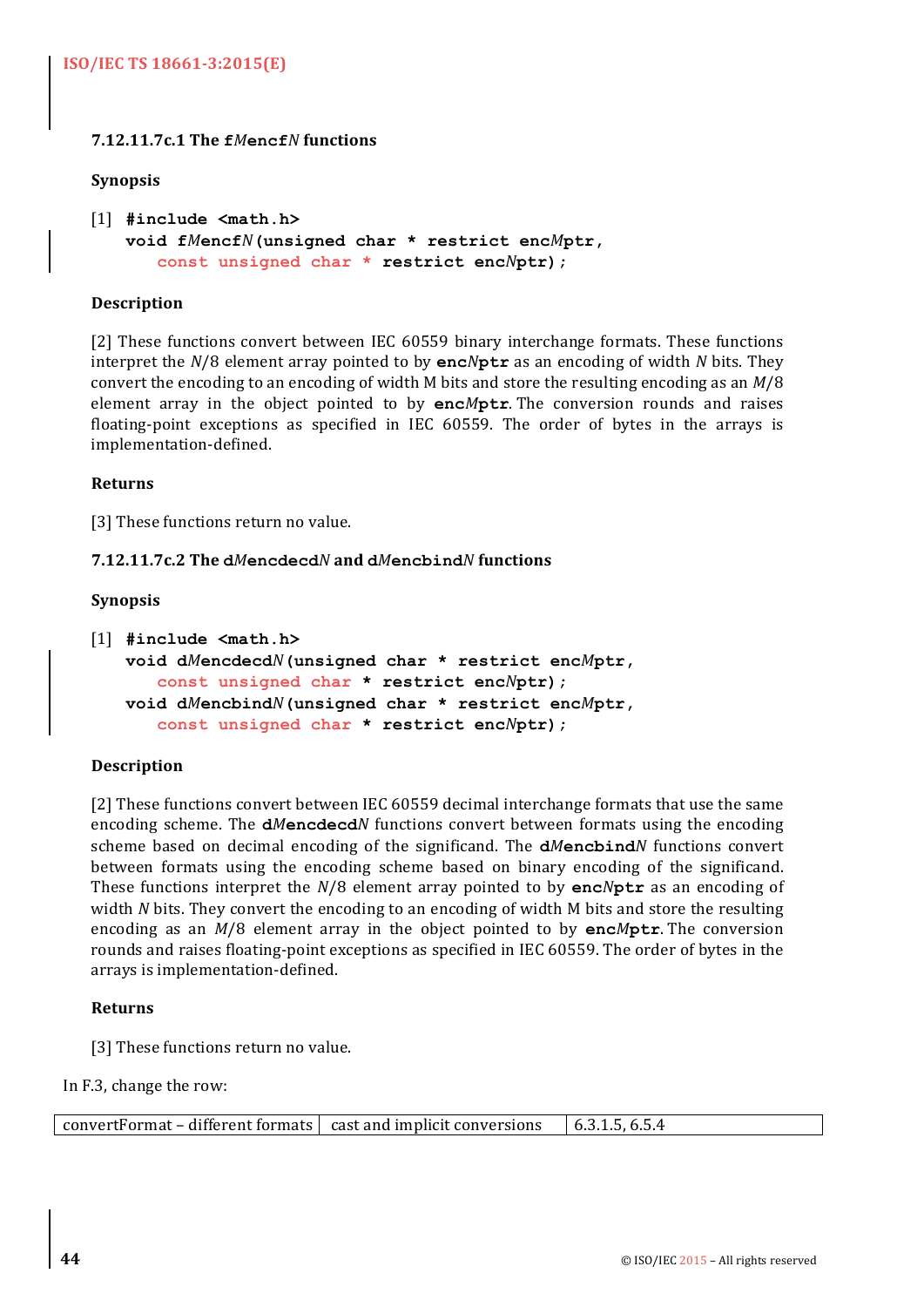#### 7.12.11.7c.1 The f*M*encf*N* functions

**Synopsis**

[1]
```
#include <math.h>
void fMencfN(unsigned char * restrict encMptr,
   const unsigned char * restrict encNptr);
```

**Description**

[2] These functions convert between IEC 60559 binary interchange formats. These functions interpret the *N*/8 element array pointed to by **enc*N*ptr** as an encoding of width *N* bits. They convert the encoding to an encoding of width M bits and store the resulting encoding as an *M*/8 element array in the object pointed to by **enc*M*ptr**. The conversion rounds and raises floating-point exceptions as specified in IEC 60559. The order of bytes in the arrays is implementation-defined.

**Returns**

[3] These functions return no value.

#### 7.12.11.7c.2 The d*M*encdecd*N* and d*M*encbind*N* functions

**Synopsis**

[1]
```
#include <math.h>
void dMencdecdN(unsigned char * restrict encMptr,
   const unsigned char * restrict encNptr);
void dMencbindN(unsigned char * restrict encMptr,
   const unsigned char * restrict encNptr);
```

**Description**

[2] These functions convert between IEC 60559 decimal interchange formats that use the same encoding scheme. The **d*M*encdecd*N*** functions convert between formats using the encoding scheme based on decimal encoding of the significand. The **d*M*encbind*N*** functions convert between formats using the encoding scheme based on binary encoding of the significand. These functions interpret the *N*/8 element array pointed to by **enc*N*ptr** as an encoding of width *N* bits. They convert the encoding to an encoding of width M bits and store the resulting encoding as an *M*/8 element array in the object pointed to by **enc*M*ptr**. The conversion rounds and raises floating-point exceptions as specified in IEC 60559. The order of bytes in the arrays is implementation-defined.

**Returns**

[3] These functions return no value.

In F.3, change the row:

| convertFormat – different formats | cast and implicit conversions | 6.3.1.5, 6.5.4 |
|---|---|---|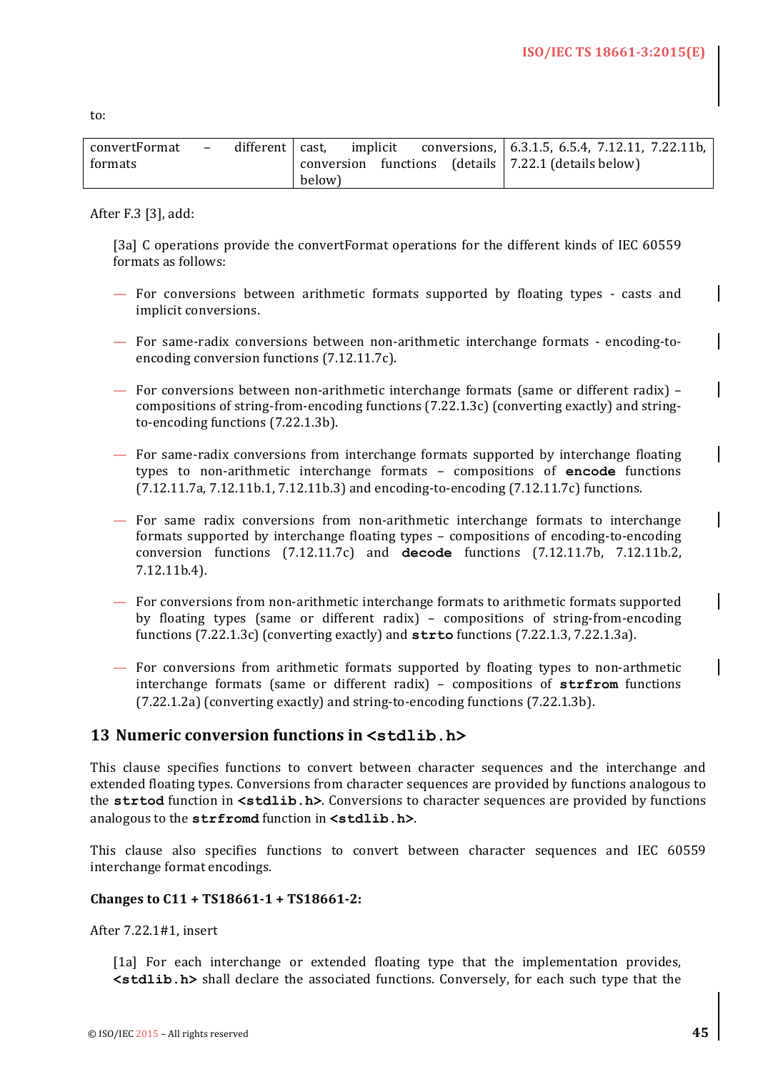to:

| convertFormat – different formats | cast, implicit conversions, conversion functions (details below) | 6.3.1.5, 6.5.4, 7.12.11, 7.22.11b, 7.22.1 (details below) |
|---|---|---|

After F.3 [3], add:

[3a] C operations provide the convertFormat operations for the different kinds of IEC 60559 formats as follows:

— For conversions between arithmetic formats supported by floating types - casts and implicit conversions.

— For same-radix conversions between non-arithmetic interchange formats - encoding-to-encoding conversion functions (7.12.11.7c).

— For conversions between non-arithmetic interchange formats (same or different radix) – compositions of string-from-encoding functions (7.22.1.3c) (converting exactly) and string-to-encoding functions (7.22.1.3b).

— For same-radix conversions from interchange formats supported by interchange floating types to non-arithmetic interchange formats – compositions of **encode** functions (7.12.11.7a, 7.12.11b.1, 7.12.11b.3) and encoding-to-encoding (7.12.11.7c) functions.

— For same radix conversions from non-arithmetic interchange formats to interchange formats supported by interchange floating types – compositions of encoding-to-encoding conversion functions (7.12.11.7c) and **decode** functions (7.12.11.7b, 7.12.11b.2, 7.12.11b.4).

— For conversions from non-arithmetic interchange formats to arithmetic formats supported by floating types (same or different radix) – compositions of string-from-encoding functions (7.22.1.3c) (converting exactly) and **strto** functions (7.22.1.3, 7.22.1.3a).

— For conversions from arithmetic formats supported by floating types to non-arthmetic interchange formats (same or different radix) – compositions of **strfrom** functions (7.22.1.2a) (converting exactly) and string-to-encoding functions (7.22.1.3b).

## 13 Numeric conversion functions in `<stdlib.h>`

This clause specifies functions to convert between character sequences and the interchange and extended floating types. Conversions from character sequences are provided by functions analogous to the **strtod** function in **<stdlib.h>**. Conversions to character sequences are provided by functions analogous to the **strfromd** function in **<stdlib.h>**.

This clause also specifies functions to convert between character sequences and IEC 60559 interchange format encodings.

**Changes to C11 + TS18661-1 + TS18661-2:**

After 7.22.1#1, insert

[1a] For each interchange or extended floating type that the implementation provides, **<stdlib.h>** shall declare the associated functions. Conversely, for each such type that the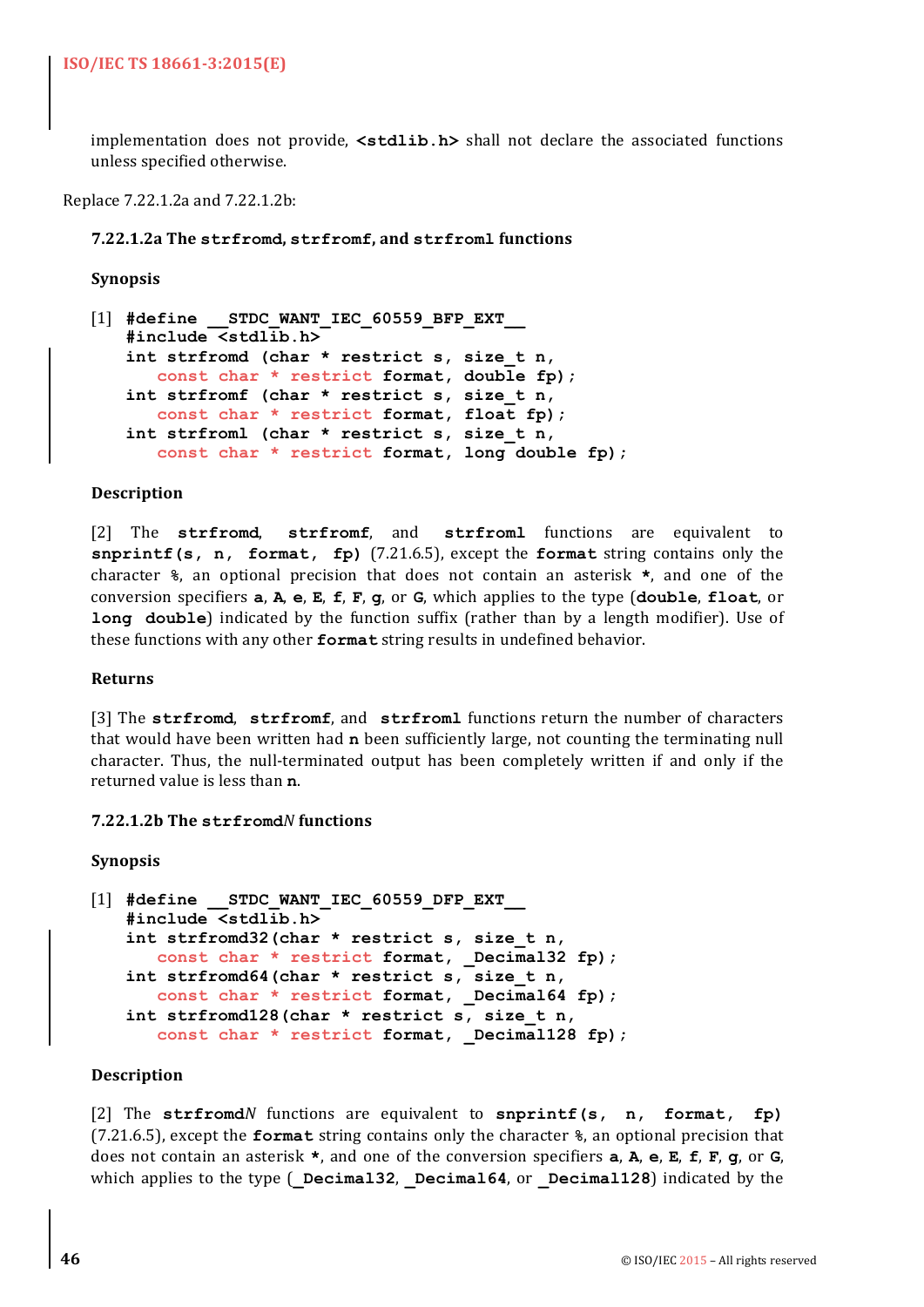implementation does not provide, **<stdlib.h>** shall not declare the associated functions unless specified otherwise.

Replace 7.22.1.2a and 7.22.1.2b:

### 7.22.1.2a The `strfromd`, `strfromf`, and `strfroml` functions

**Synopsis**

[1]
```
#define __STDC_WANT_IEC_60559_BFP_EXT__
#include <stdlib.h>
int strfromd (char * restrict s, size_t n,
   const char * restrict format, double fp);
int strfromf (char * restrict s, size_t n,
   const char * restrict format, float fp);
int strfroml (char * restrict s, size_t n,
   const char * restrict format, long double fp);
```

**Description**

[2] The **strfromd**, **strfromf**, and **strfroml** functions are equivalent to **snprintf(s, n, format, fp)** (7.21.6.5), except the **format** string contains only the character **%**, an optional precision that does not contain an asterisk **\***, and one of the conversion specifiers **a**, **A**, **e**, **E**, **f**, **F**, **g**, or **G**, which applies to the type (**double**, **float**, or **long double**) indicated by the function suffix (rather than by a length modifier). Use of these functions with any other **format** string results in undefined behavior.

**Returns**

[3] The **strfromd**, **strfromf**, and **strfroml** functions return the number of characters that would have been written had **n** been sufficiently large, not counting the terminating null character. Thus, the null-terminated output has been completely written if and only if the returned value is less than **n**.

### 7.22.1.2b The `strfromd`*N* functions

**Synopsis**

[1]
```
#define __STDC_WANT_IEC_60559_DFP_EXT__
#include <stdlib.h>
int strfromd32(char * restrict s, size_t n,
   const char * restrict format, _Decimal32 fp);
int strfromd64(char * restrict s, size_t n,
   const char * restrict format, _Decimal64 fp);
int strfromd128(char * restrict s, size_t n,
   const char * restrict format, _Decimal128 fp);
```

**Description**

[2] The **strfromd***N* functions are equivalent to **snprintf(s, n, format, fp)** (7.21.6.5), except the **format** string contains only the character **%**, an optional precision that does not contain an asterisk **\***, and one of the conversion specifiers **a**, **A**, **e**, **E**, **f**, **F**, **g**, or **G**, which applies to the type (**_Decimal32**, **_Decimal64**, or **_Decimal128**) indicated by the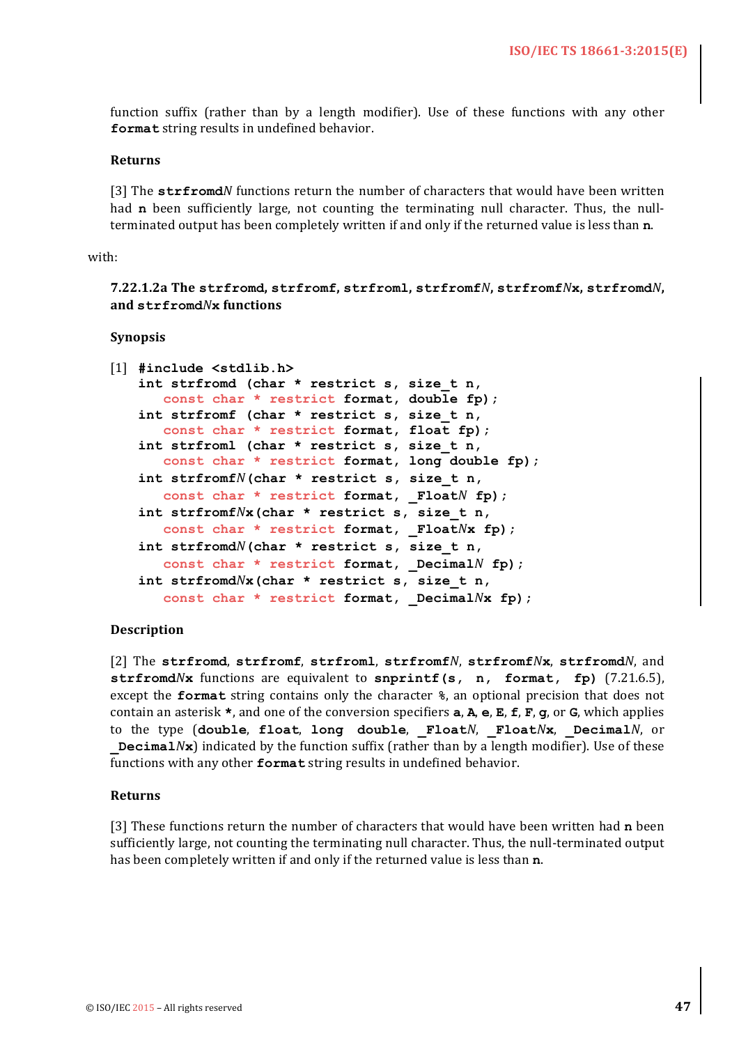function suffix (rather than by a length modifier). Use of these functions with any other **format** string results in undefined behavior.

**Returns**

[3] The **strfromd***N* functions return the number of characters that would have been written had **n** been sufficiently large, not counting the terminating null character. Thus, the null-terminated output has been completely written if and only if the returned value is less than **n**.

with:

**7.22.1.2a The strfromd, strfromf, strfroml, strfromf*N*, strfromf*N*x, strfromd*N*, and strfromd*N*x functions**

**Synopsis**

[1]
```
#include <stdlib.h>
int strfromd (char * restrict s, size_t n,
   const char * restrict format, double fp);
int strfromf (char * restrict s, size_t n,
   const char * restrict format, float fp);
int strfroml (char * restrict s, size_t n,
   const char * restrict format, long double fp);
int strfromfN(char * restrict s, size_t n,
   const char * restrict format, _FloatN fp);
int strfromfNx(char * restrict s, size_t n,
   const char * restrict format, _FloatNx fp);
int strfromdN(char * restrict s, size_t n,
   const char * restrict format, _DecimalN fp);
int strfromdNx(char * restrict s, size_t n,
   const char * restrict format, _DecimalNx fp);
```

**Description**

[2] The **strfromd**, **strfromf**, **strfroml**, **strfromf***N*, **strfromf***N***x**, **strfromd***N*, and **strfromd***N***x** functions are equivalent to **snprintf(s, n, format, fp)** (7.21.6.5), except the **format** string contains only the character **%**, an optional precision that does not contain an asterisk **\***, and one of the conversion specifiers **a**, **A**, **e**, **E**, **f**, **F**, **g**, or **G**, which applies to the type (**double**, **float**, **long double**, **_Float***N*, **_Float***N***x**, **_Decimal***N*, or **_Decimal***N***x**) indicated by the function suffix (rather than by a length modifier). Use of these functions with any other **format** string results in undefined behavior.

**Returns**

[3] These functions return the number of characters that would have been written had **n** been sufficiently large, not counting the terminating null character. Thus, the null-terminated output has been completely written if and only if the returned value is less than **n**.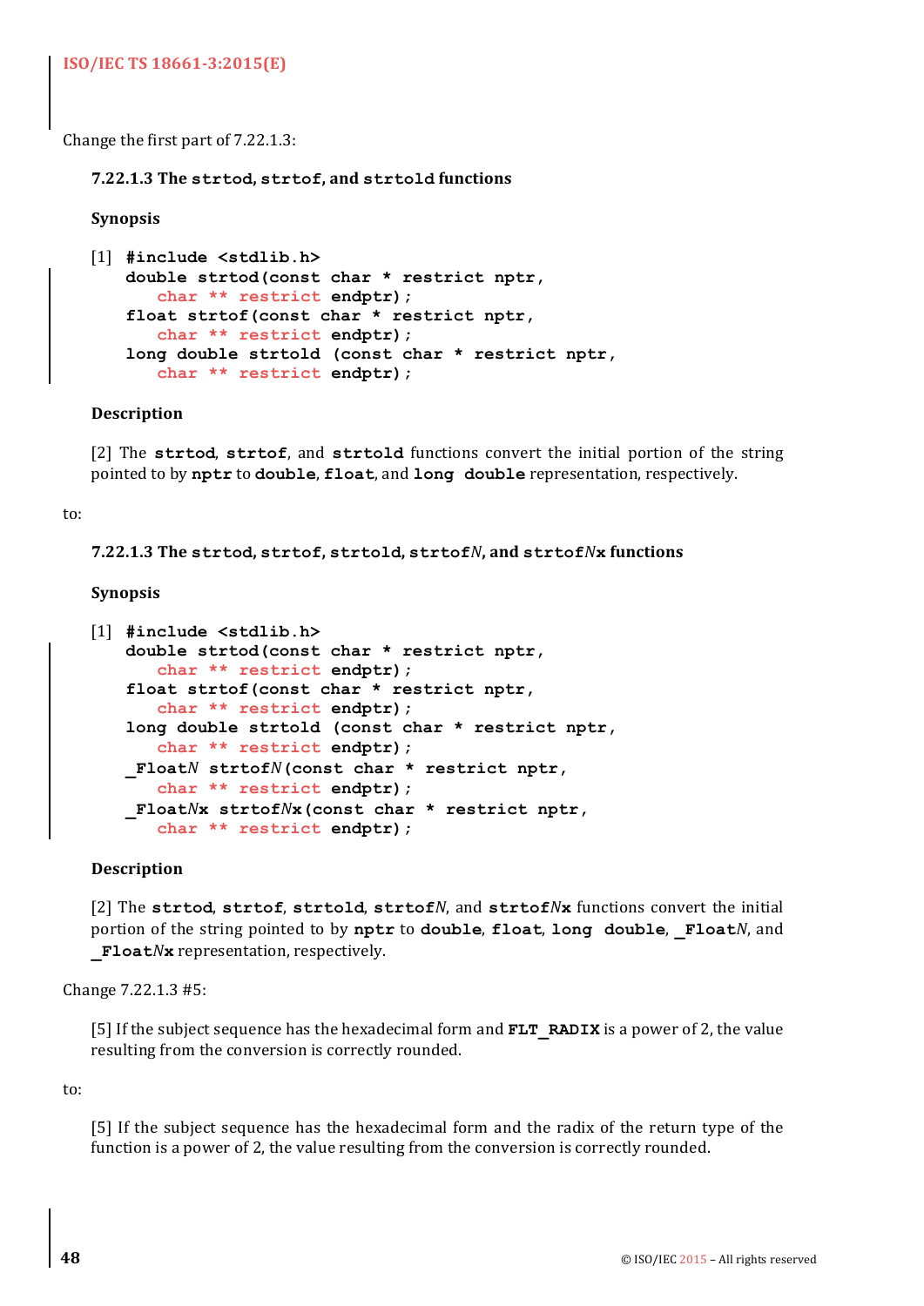Change the first part of 7.22.1.3:

**7.22.1.3 The strtod, strtof, and strtold functions**

**Synopsis**

[1]
```
#include <stdlib.h>
double strtod(const char * restrict nptr,
   char ** restrict endptr);
float strtof(const char * restrict nptr,
   char ** restrict endptr);
long double strtold (const char * restrict nptr,
   char ** restrict endptr);
```

**Description**

[2] The **strtod**, **strtof**, and **strtold** functions convert the initial portion of the string pointed to by **nptr** to **double**, **float**, and **long double** representation, respectively.

to:

**7.22.1.3 The strtod, strtof, strtold, strtof*N*, and strtof*N*x functions**

**Synopsis**

[1]
```
#include <stdlib.h>
double strtod(const char * restrict nptr,
   char ** restrict endptr);
float strtof(const char * restrict nptr,
   char ** restrict endptr);
long double strtold (const char * restrict nptr,
   char ** restrict endptr);
_FloatN strtofN(const char * restrict nptr,
   char ** restrict endptr);
_FloatNx strtofNx(const char * restrict nptr,
   char ** restrict endptr);
```

**Description**

[2] The **strtod**, **strtof**, **strtold**, **strtof*N***, and **strtof*N*x** functions convert the initial portion of the string pointed to by **nptr** to **double**, **float**, **long double**, **_Float*N***, and **_Float*N*x** representation, respectively.

Change 7.22.1.3 #5:

[5] If the subject sequence has the hexadecimal form and **FLT_RADIX** is a power of 2, the value resulting from the conversion is correctly rounded.

to:

[5] If the subject sequence has the hexadecimal form and the radix of the return type of the function is a power of 2, the value resulting from the conversion is correctly rounded.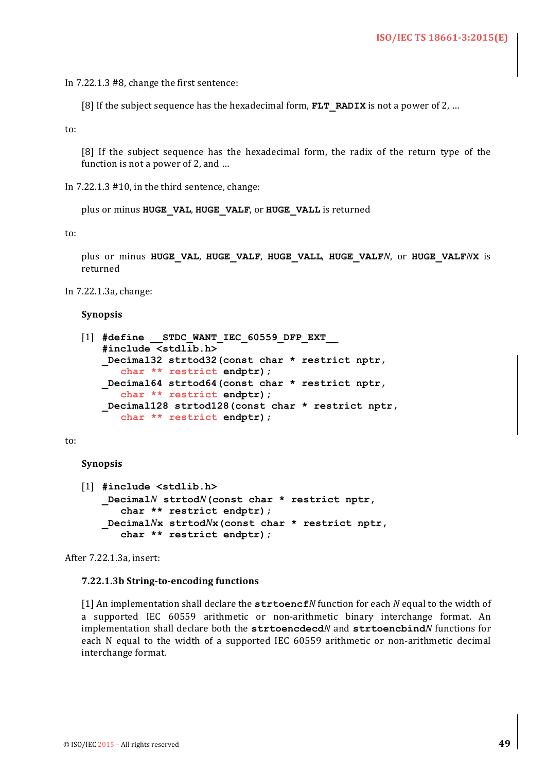In 7.22.1.3 #8, change the first sentence:

> [8] If the subject sequence has the hexadecimal form, **FLT_RADIX** is not a power of 2, …

to:

> [8] If the subject sequence has the hexadecimal form, the radix of the return type of the function is not a power of 2, and …

In 7.22.1.3 #10, in the third sentence, change:

> plus or minus **HUGE_VAL**, **HUGE_VALF**, or **HUGE_VALL** is returned

to:

> plus or minus **HUGE_VAL**, **HUGE_VALF**, **HUGE_VALL**, **HUGE_VALF*N***, or **HUGE_VALF*N*X** is returned

In 7.22.1.3a, change:

**Synopsis**

[1]
```
#define __STDC_WANT_IEC_60559_DFP_EXT__
#include <stdlib.h>
_Decimal32 strtod32(const char * restrict nptr,
   char ** restrict endptr);
_Decimal64 strtod64(const char * restrict nptr,
   char ** restrict endptr);
_Decimal128 strtod128(const char * restrict nptr,
   char ** restrict endptr);
```

to:

**Synopsis**

[1]
```
#include <stdlib.h>
_DecimalN strtodN(const char * restrict nptr,
   char ** restrict endptr);
_DecimalNx strtodNx(const char * restrict nptr,
   char ** restrict endptr);
```

After 7.22.1.3a, insert:

### 7.22.1.3b String-to-encoding functions

[1] An implementation shall declare the **strtoencf*N*** function for each *N* equal to the width of a supported IEC 60559 arithmetic or non-arithmetic binary interchange format. An implementation shall declare both the **strtoencdecd*N*** and **strtoencbind*N*** functions for each N equal to the width of a supported IEC 60559 arithmetic or non-arithmetic decimal interchange format.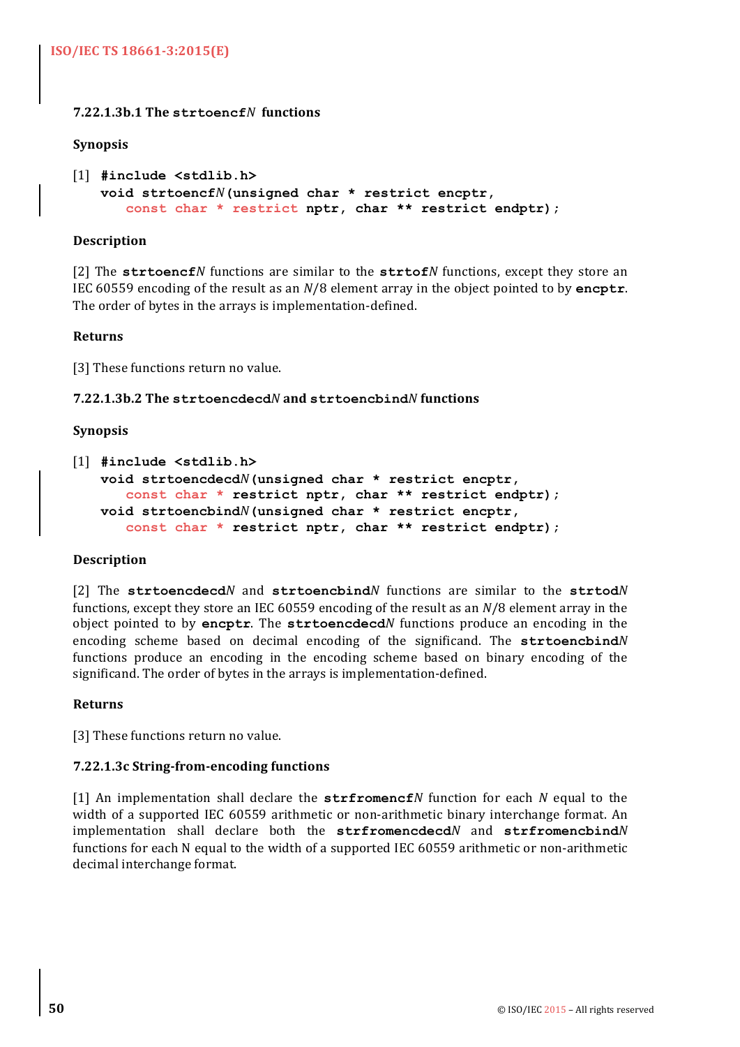### 7.22.1.3b.1 The `strtoencfN` functions

**Synopsis**

[1]
```
#include <stdlib.h>
void strtoencfN(unsigned char * restrict encptr,
   const char * restrict nptr, char ** restrict endptr);
```

**Description**

[2] The **strtoencf***N* functions are similar to the **strtof***N* functions, except they store an IEC 60559 encoding of the result as an *N*/8 element array in the object pointed to by **encptr**. The order of bytes in the arrays is implementation-defined.

**Returns**

[3] These functions return no value.

### 7.22.1.3b.2 The `strtoencdecdN` and `strtoencbindN` functions

**Synopsis**

[1]
```
#include <stdlib.h>
void strtoencdecdN(unsigned char * restrict encptr,
   const char * restrict nptr, char ** restrict endptr);
void strtoencbindN(unsigned char * restrict encptr,
   const char * restrict nptr, char ** restrict endptr);
```

**Description**

[2] The **strtoencdecd***N* and **strtoencbind***N* functions are similar to the **strtod***N* functions, except they store an IEC 60559 encoding of the result as an *N*/8 element array in the object pointed to by **encptr**. The **strtoencdecd***N* functions produce an encoding in the encoding scheme based on decimal encoding of the significand. The **strtoencbind***N* functions produce an encoding in the encoding scheme based on binary encoding of the significand. The order of bytes in the arrays is implementation-defined.

**Returns**

[3] These functions return no value.

### 7.22.1.3c String-from-encoding functions

[1] An implementation shall declare the **strfromencf***N* function for each *N* equal to the width of a supported IEC 60559 arithmetic or non-arithmetic binary interchange format. An implementation shall declare both the **strfromencdecd***N* and **strfromencbind***N* functions for each N equal to the width of a supported IEC 60559 arithmetic or non-arithmetic decimal interchange format.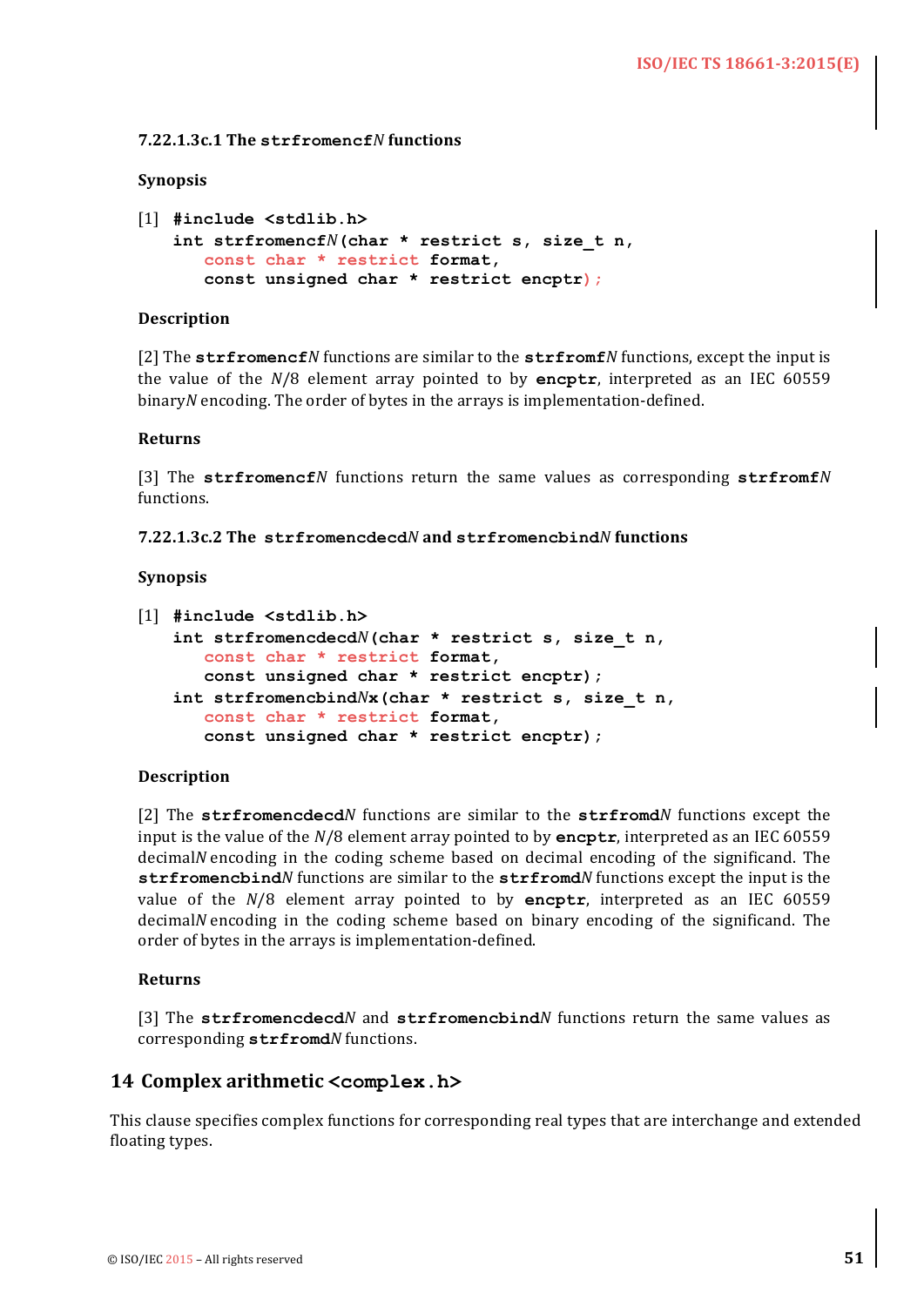#### 7.22.1.3c.1 The `strfromencfN` functions

**Synopsis**

[1]
```
#include <stdlib.h>
int strfromencfN(char * restrict s, size_t n,
   const char * restrict format,
   const unsigned char * restrict encptr);
```

**Description**

[2] The **strfromencf***N* functions are similar to the **strfromf***N* functions, except the input is the value of the *N*/8 element array pointed to by **encptr**, interpreted as an IEC 60559 binary*N* encoding. The order of bytes in the arrays is implementation-defined.

**Returns**

[3] The **strfromencf***N* functions return the same values as corresponding **strfromf***N* functions.

#### 7.22.1.3c.2 The `strfromencdecdN` and `strfromencbindN` functions

**Synopsis**

[1]
```
#include <stdlib.h>
int strfromencdecdN(char * restrict s, size_t n,
   const char * restrict format,
   const unsigned char * restrict encptr);
int strfromencbindNx(char * restrict s, size_t n,
   const char * restrict format,
   const unsigned char * restrict encptr);
```

**Description**

[2] The **strfromencdecd***N* functions are similar to the **strfromd***N* functions except the input is the value of the *N*/8 element array pointed to by **encptr**, interpreted as an IEC 60559 decimal*N* encoding in the coding scheme based on decimal encoding of the significand. The **strfromencbind***N* functions are similar to the **strfromd***N* functions except the input is the value of the *N*/8 element array pointed to by **encptr**, interpreted as an IEC 60559 decimal*N* encoding in the coding scheme based on binary encoding of the significand. The order of bytes in the arrays is implementation-defined.

**Returns**

[3] The **strfromencdecd***N* and **strfromencbind***N* functions return the same values as corresponding **strfromd***N* functions.

## 14 Complex arithmetic `<complex.h>`

This clause specifies complex functions for corresponding real types that are interchange and extended floating types.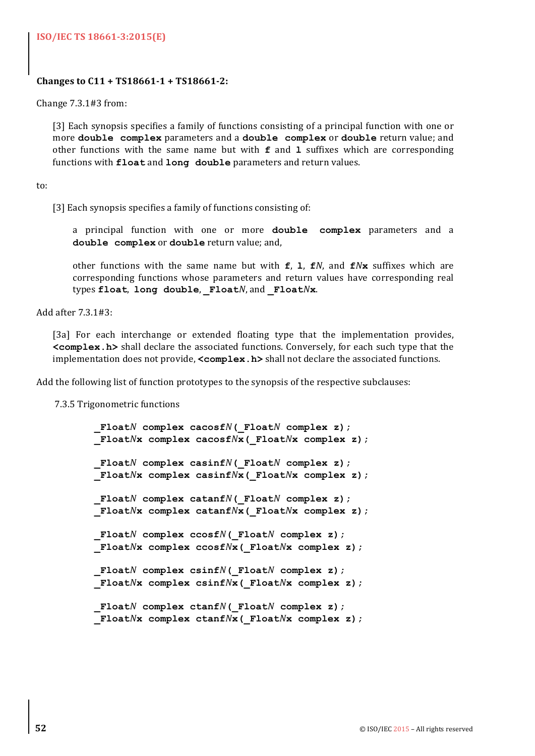**Changes to C11 + TS18661-1 + TS18661-2:**

Change 7.3.1#3 from:

> [3] Each synopsis specifies a family of functions consisting of a principal function with one or more **double complex** parameters and a **double complex** or **double** return value; and other functions with the same name but with **f** and **l** suffixes which are corresponding functions with **float** and **long double** parameters and return values.

to:

> [3] Each synopsis specifies a family of functions consisting of:
>
> a principal function with one or more **double complex** parameters and a **double complex** or **double** return value; and,
>
> other functions with the same name but with **f**, **l**, **f***N*, and **f***N***x** suffixes which are corresponding functions whose parameters and return values have corresponding real types **float**, **long double**, **_Float***N*, and **_Float***N***x**.

Add after 7.3.1#3:

> [3a] For each interchange or extended floating type that the implementation provides, **<complex.h>** shall declare the associated functions. Conversely, for each such type that the implementation does not provide, **<complex.h>** shall not declare the associated functions.

Add the following list of function prototypes to the synopsis of the respective subclauses:

7.3.5 Trigonometric functions

```
_FloatN complex cacosfN(_FloatN complex z);
_FloatNx complex cacosfNx(_FloatNx complex z);

_FloatN complex casinfN(_FloatN complex z);
_FloatNx complex casinfNx(_FloatNx complex z);

_FloatN complex catanfN(_FloatN complex z);
_FloatNx complex catanfNx(_FloatNx complex z);

_FloatN complex ccosfN(_FloatN complex z);
_FloatNx complex ccosfNx(_FloatNx complex z);

_FloatN complex csinfN(_FloatN complex z);
_FloatNx complex csinfNx(_FloatNx complex z);

_FloatN complex ctanfN(_FloatN complex z);
_FloatNx complex ctanfNx(_FloatNx complex z);
```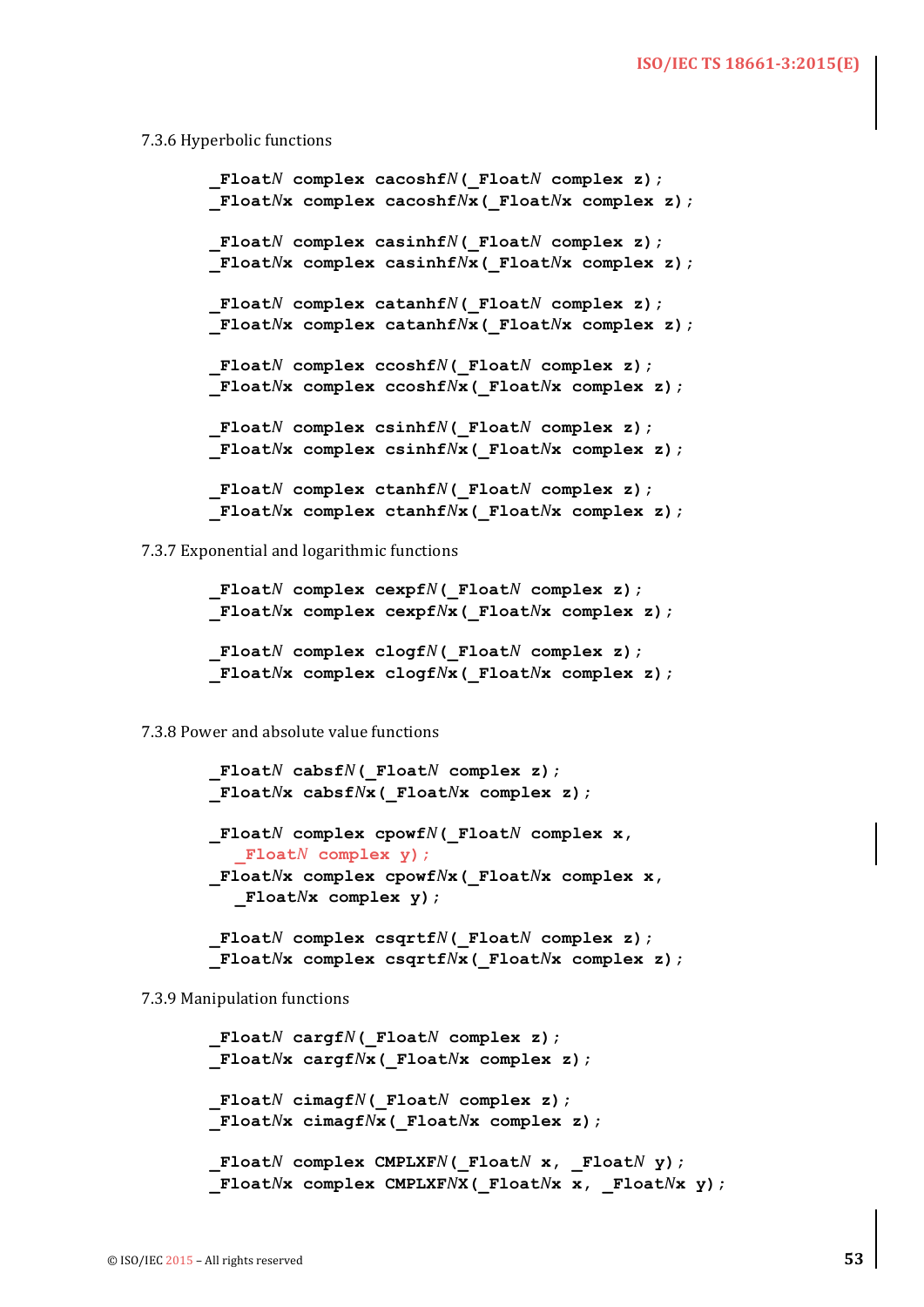7.3.6 Hyperbolic functions

```
_FloatN complex cacoshfN(_FloatN complex z);
_FloatNx complex cacoshfNx(_FloatNx complex z);

_FloatN complex casinhfN(_FloatN complex z);
_FloatNx complex casinhfNx(_FloatNx complex z);

_FloatN complex catanhfN(_FloatN complex z);
_FloatNx complex catanhfNx(_FloatNx complex z);

_FloatN complex ccoshfN(_FloatN complex z);
_FloatNx complex ccoshfNx(_FloatNx complex z);

_FloatN complex csinhfN(_FloatN complex z);
_FloatNx complex csinhfNx(_FloatNx complex z);

_FloatN complex ctanhfN(_FloatN complex z);
_FloatNx complex ctanhfNx(_FloatNx complex z);
```

7.3.7 Exponential and logarithmic functions

```
_FloatN complex cexpfN(_FloatN complex z);
_FloatNx complex cexpfNx(_FloatNx complex z);

_FloatN complex clogfN(_FloatN complex z);
_FloatNx complex clogfNx(_FloatNx complex z);
```

7.3.8 Power and absolute value functions

```
_FloatN cabsfN(_FloatN complex z);
_FloatNx cabsfNx(_FloatNx complex z);

_FloatN complex cpowfN(_FloatN complex x,
  _FloatN complex y);
_FloatNx complex cpowfNx(_FloatNx complex x,
  _FloatNx complex y);

_FloatN complex csqrtfN(_FloatN complex z);
_FloatNx complex csqrtfNx(_FloatNx complex z);
```

7.3.9 Manipulation functions

```
_FloatN cargfN(_FloatN complex z);
_FloatNx cargfNx(_FloatNx complex z);

_FloatN cimagfN(_FloatN complex z);
_FloatNx cimagfNx(_FloatNx complex z);

_FloatN complex CMPLXFN(_FloatN x, _FloatN y);
_FloatNx complex CMPLXFNX(_FloatNx x, _FloatNx y);
```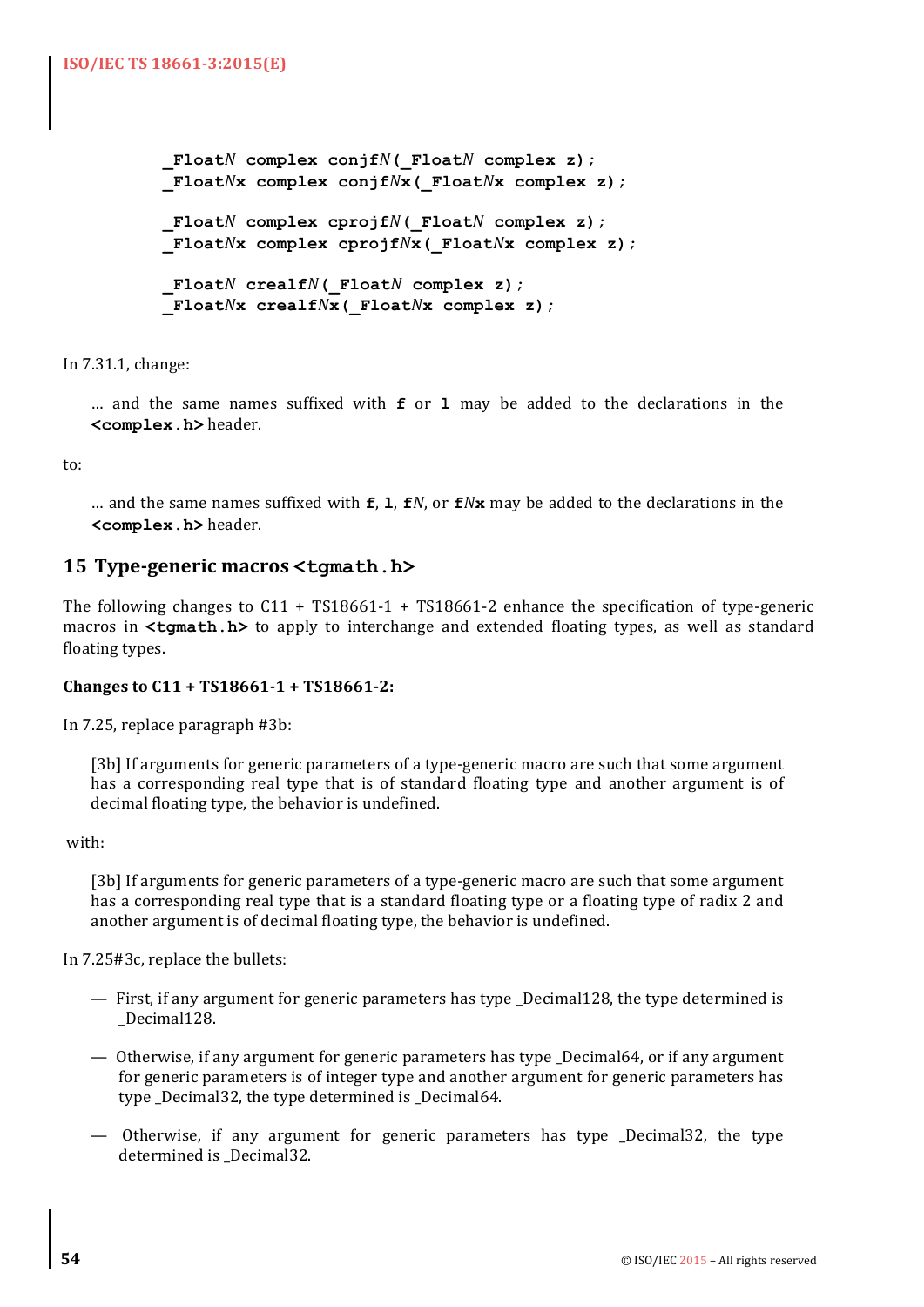```
_FloatN complex conjfN(_FloatN complex z);
_FloatNx complex conjfNx(_FloatNx complex z);

_FloatN complex cprojfN(_FloatN complex z);
_FloatNx complex cprojfNx(_FloatNx complex z);

_FloatN crealfN(_FloatN complex z);
_FloatNx crealfNx(_FloatNx complex z);
```

In 7.31.1, change:

> ... and the same names suffixed with **f** or **l** may be added to the declarations in the **<complex.h>** header.

to:

> ... and the same names suffixed with **f**, **l**, **f***N*, or **f***N***x** may be added to the declarations in the **<complex.h>** header.

## 15 Type-generic macros <tgmath.h>

The following changes to C11 + TS18661-1 + TS18661-2 enhance the specification of type-generic macros in **<tgmath.h>** to apply to interchange and extended floating types, as well as standard floating types.

**Changes to C11 + TS18661-1 + TS18661-2:**

In 7.25, replace paragraph #3b:

> [3b] If arguments for generic parameters of a type-generic macro are such that some argument has a corresponding real type that is of standard floating type and another argument is of decimal floating type, the behavior is undefined.

with:

> [3b] If arguments for generic parameters of a type-generic macro are such that some argument has a corresponding real type that is a standard floating type or a floating type of radix 2 and another argument is of decimal floating type, the behavior is undefined.

In 7.25#3c, replace the bullets:

> — First, if any argument for generic parameters has type _Decimal128, the type determined is _Decimal128.
>
> — Otherwise, if any argument for generic parameters has type _Decimal64, or if any argument for generic parameters is of integer type and another argument for generic parameters has type _Decimal32, the type determined is _Decimal64.
>
> — Otherwise, if any argument for generic parameters has type _Decimal32, the type determined is _Decimal32.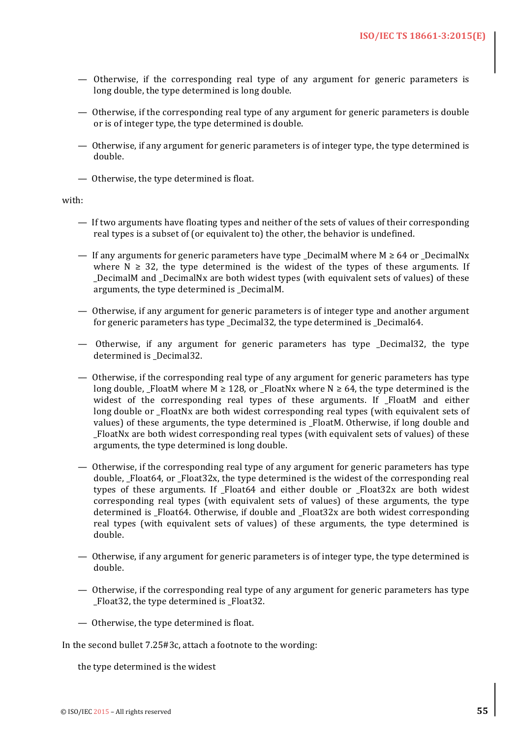— Otherwise, if the corresponding real type of any argument for generic parameters is long double, the type determined is long double.

— Otherwise, if the corresponding real type of any argument for generic parameters is double or is of integer type, the type determined is double.

— Otherwise, if any argument for generic parameters is of integer type, the type determined is double.

— Otherwise, the type determined is float.

with:

— If two arguments have floating types and neither of the sets of values of their corresponding real types is a subset of (or equivalent to) the other, the behavior is undefined.

— If any arguments for generic parameters have type _DecimalM where M ≥ 64 or _DecimalNx where N ≥ 32, the type determined is the widest of the types of these arguments. If _DecimalM and _DecimalNx are both widest types (with equivalent sets of values) of these arguments, the type determined is _DecimalM.

— Otherwise, if any argument for generic parameters is of integer type and another argument for generic parameters has type _Decimal32, the type determined is _Decimal64.

— Otherwise, if any argument for generic parameters has type _Decimal32, the type determined is _Decimal32.

— Otherwise, if the corresponding real type of any argument for generic parameters has type long double, _FloatM where M ≥ 128, or _FloatNx where N ≥ 64, the type determined is the widest of the corresponding real types of these arguments. If _FloatM and either long double or _FloatNx are both widest corresponding real types (with equivalent sets of values) of these arguments, the type determined is _FloatM. Otherwise, if long double and _FloatNx are both widest corresponding real types (with equivalent sets of values) of these arguments, the type determined is long double.

— Otherwise, if the corresponding real type of any argument for generic parameters has type double, _Float64, or _Float32x, the type determined is the widest of the corresponding real types of these arguments. If _Float64 and either double or _Float32x are both widest corresponding real types (with equivalent sets of values) of these arguments, the type determined is _Float64. Otherwise, if double and _Float32x are both widest corresponding real types (with equivalent sets of values) of these arguments, the type determined is double.

— Otherwise, if any argument for generic parameters is of integer type, the type determined is double.

— Otherwise, if the corresponding real type of any argument for generic parameters has type _Float32, the type determined is _Float32.

— Otherwise, the type determined is float.

In the second bullet 7.25#3c, attach a footnote to the wording:

the type determined is the widest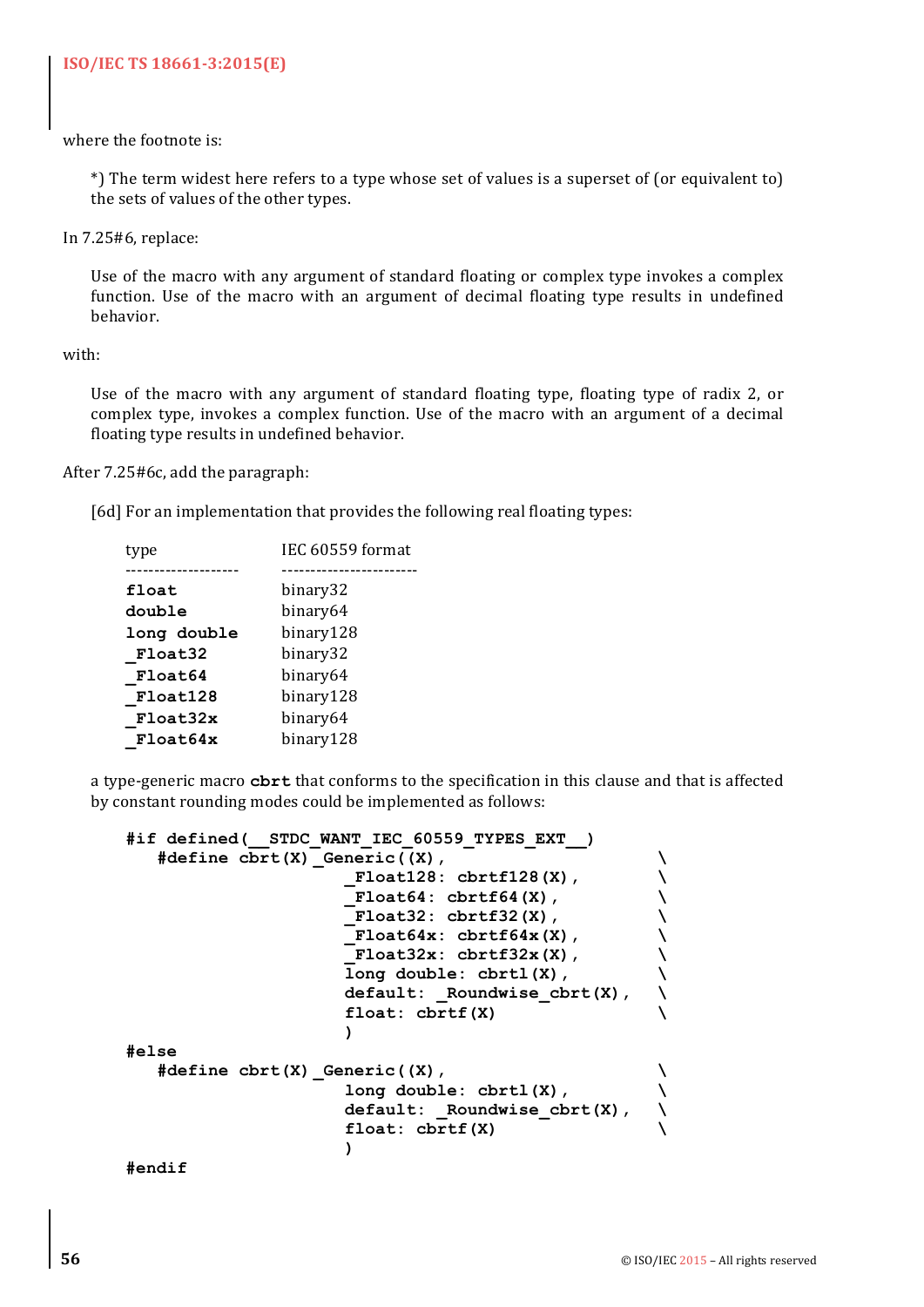where the footnote is:

> *) The term widest here refers to a type whose set of values is a superset of (or equivalent to) the sets of values of the other types.

In 7.25#6, replace:

> Use of the macro with any argument of standard floating or complex type invokes a complex function. Use of the macro with an argument of decimal floating type results in undefined behavior.

with:

> Use of the macro with any argument of standard floating type, floating type of radix 2, or complex type, invokes a complex function. Use of the macro with an argument of a decimal floating type results in undefined behavior.

After 7.25#6c, add the paragraph:

> [6d] For an implementation that provides the following real floating types:

| type | IEC 60559 format |
|---|---|
| **float** | binary32 |
| **double** | binary64 |
| **long double** | binary128 |
| **_Float32** | binary32 |
| **_Float64** | binary64 |
| **_Float128** | binary128 |
| **_Float32x** | binary64 |
| **_Float64x** | binary128 |

> a type-generic macro **cbrt** that conforms to the specification in this clause and that is affected by constant rounding modes could be implemented as follows:

```
#if defined(__STDC_WANT_IEC_60559_TYPES_EXT__)
   #define cbrt(X) _Generic((X),                          \
                     _Float128: cbrtf128(X),              \
                     _Float64: cbrtf64(X),                \
                     _Float32: cbrtf32(X),                \
                     _Float64x: cbrtf64x(X),              \
                     _Float32x: cbrtf32x(X),              \
                     long double: cbrtl(X),               \
                     default: _Roundwise_cbrt(X),         \
                     float: cbrtf(X)                      \
                     )
#else
   #define cbrt(X) _Generic((X),                          \
                     long double: cbrtl(X),               \
                     default: _Roundwise_cbrt(X),         \
                     float: cbrtf(X)                      \
                     )
#endif
```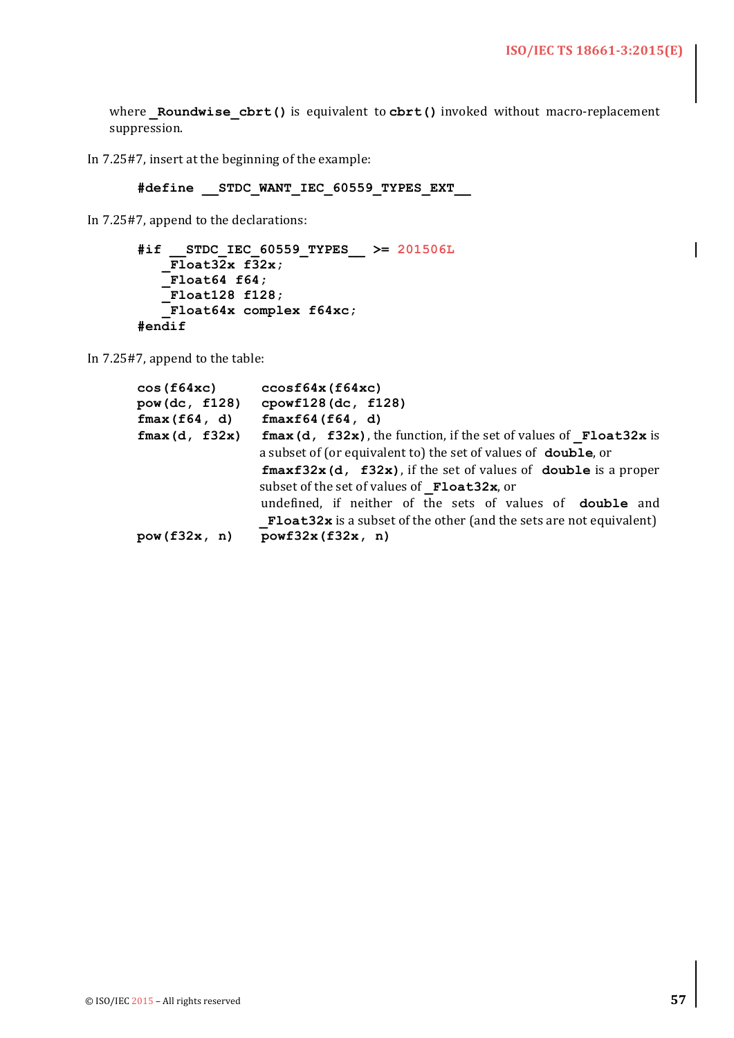where **_Roundwise_cbrt()** is equivalent to **cbrt()** invoked without macro-replacement suppression.

In 7.25#7, insert at the beginning of the example:

```
#define __STDC_WANT_IEC_60559_TYPES_EXT__
```

In 7.25#7, append to the declarations:

```
#if __STDC_IEC_60559_TYPES__ >= 201506L
    _Float32x f32x;
    _Float64 f64;
    _Float128 f128;
    _Float64x complex f64xc;
#endif
```

In 7.25#7, append to the table:

| | |
|---|---|
| `cos(f64xc)` | `ccosf64x(f64xc)` |
| `pow(dc, f128)` | `cpowf128(dc, f128)` |
| `fmax(f64, d)` | `fmaxf64(f64, d)` |
| `fmax(d, f32x)` | `fmax(d, f32x)`, the function, if the set of values of `_Float32x` is a subset of (or equivalent to) the set of values of `double`, or `fmaxf32x(d, f32x)`, if the set of values of `double` is a proper subset of the set of values of `_Float32x`, or undefined, if neither of the sets of values of `double` and `_Float32x` is a subset of the other (and the sets are not equivalent) |
| `pow(f32x, n)` | `powf32x(f32x, n)` |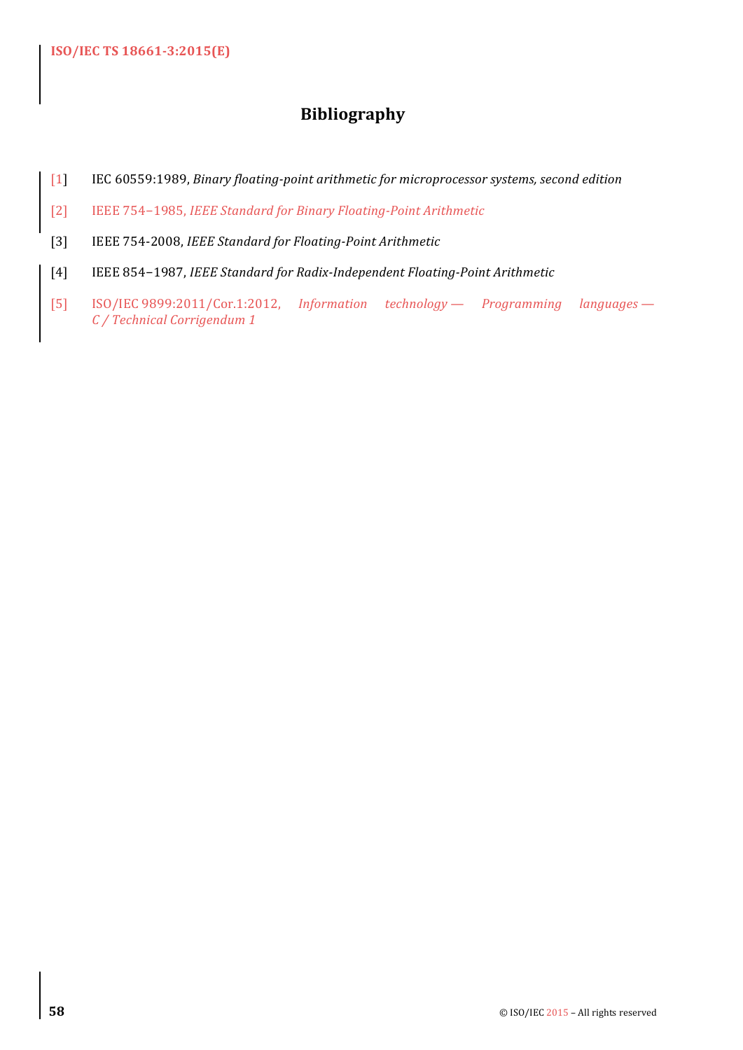# Bibliography

[1] IEC 60559:1989, *Binary floating-point arithmetic for microprocessor systems, second edition*

[2] IEEE 754–1985, *IEEE Standard for Binary Floating-Point Arithmetic*

[3] IEEE 754-2008, *IEEE Standard for Floating-Point Arithmetic*

[4] IEEE 854–1987, *IEEE Standard for Radix-Independent Floating-Point Arithmetic*

[5] ISO/IEC 9899:2011/Cor.1:2012, *Information technology — Programming languages — C / Technical Corrigendum 1*